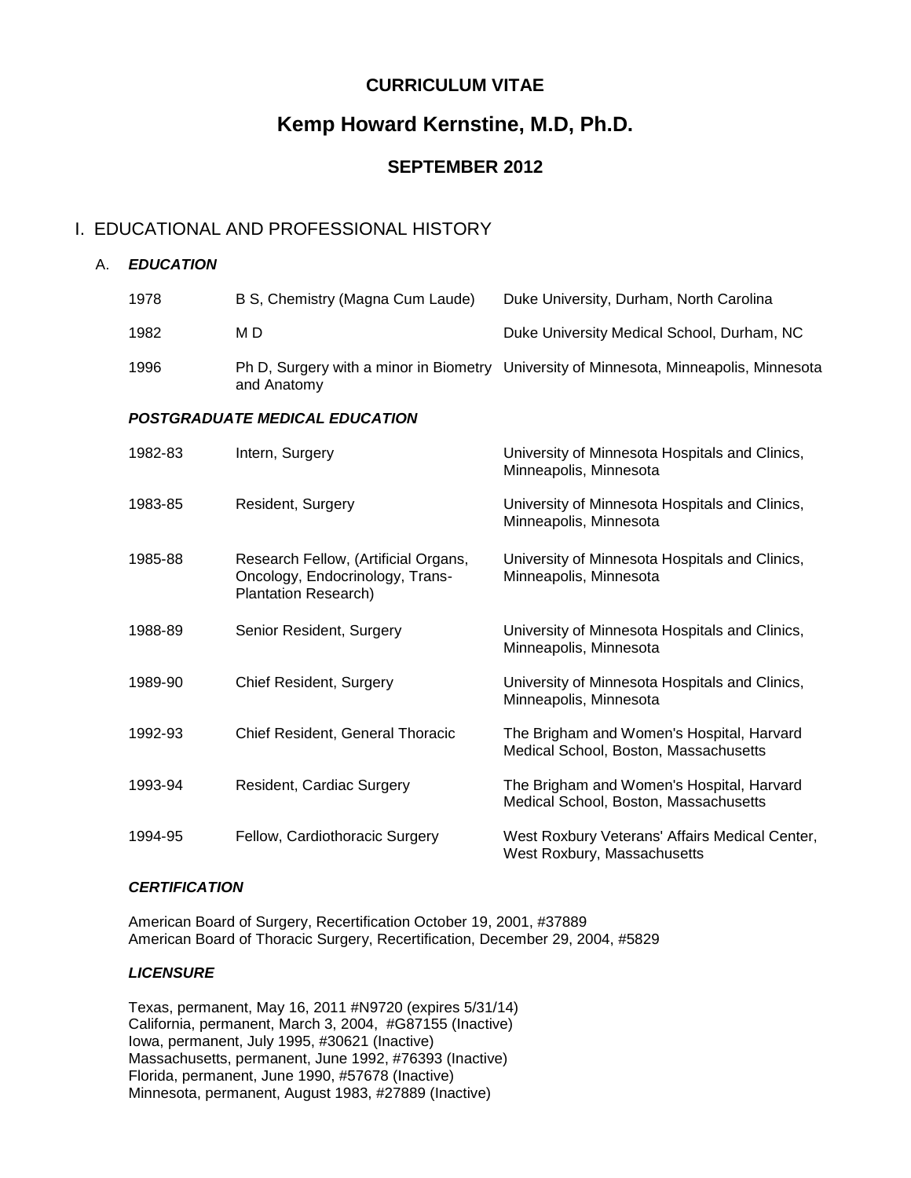# CURRICULUM VITAE

# Kemp Howard Kernstine, M.D, Ph.D.

## SEPTEMBER 2012

## I. EDUCATIONAL AND PROFESSIONAL HISTORY

### A. *EDUCATION*

| | | |
|---|---|---|
| 1978 | B S, Chemistry (Magna Cum Laude) | Duke University, Durham, North Carolina |
| 1982 | M D | Duke University Medical School, Durham, NC |
| 1996 | Ph D, Surgery with a minor in Biometry and Anatomy | University of Minnesota, Minneapolis, Minnesota |

***POSTGRADUATE MEDICAL EDUCATION***

| | | |
|---|---|---|
| 1982-83 | Intern, Surgery | University of Minnesota Hospitals and Clinics, Minneapolis, Minnesota |
| 1983-85 | Resident, Surgery | University of Minnesota Hospitals and Clinics, Minneapolis, Minnesota |
| 1985-88 | Research Fellow, (Artificial Organs, Oncology, Endocrinology, Trans-Plantation Research) | University of Minnesota Hospitals and Clinics, Minneapolis, Minnesota |
| 1988-89 | Senior Resident, Surgery | University of Minnesota Hospitals and Clinics, Minneapolis, Minnesota |
| 1989-90 | Chief Resident, Surgery | University of Minnesota Hospitals and Clinics, Minneapolis, Minnesota |
| 1992-93 | Chief Resident, General Thoracic | The Brigham and Women's Hospital, Harvard Medical School, Boston, Massachusetts |
| 1993-94 | Resident, Cardiac Surgery | The Brigham and Women's Hospital, Harvard Medical School, Boston, Massachusetts |
| 1994-95 | Fellow, Cardiothoracic Surgery | West Roxbury Veterans' Affairs Medical Center, West Roxbury, Massachusetts |

***CERTIFICATION***

American Board of Surgery, Recertification October 19, 2001, #37889
American Board of Thoracic Surgery, Recertification, December 29, 2004, #5829

***LICENSURE***

Texas, permanent, May 16, 2011 #N9720 (expires 5/31/14)
California, permanent, March 3, 2004, #G87155 (Inactive)
Iowa, permanent, July 1995, #30621 (Inactive)
Massachusetts, permanent, June 1992, #76393 (Inactive)
Florida, permanent, June 1990, #57678 (Inactive)
Minnesota, permanent, August 1983, #27889 (Inactive)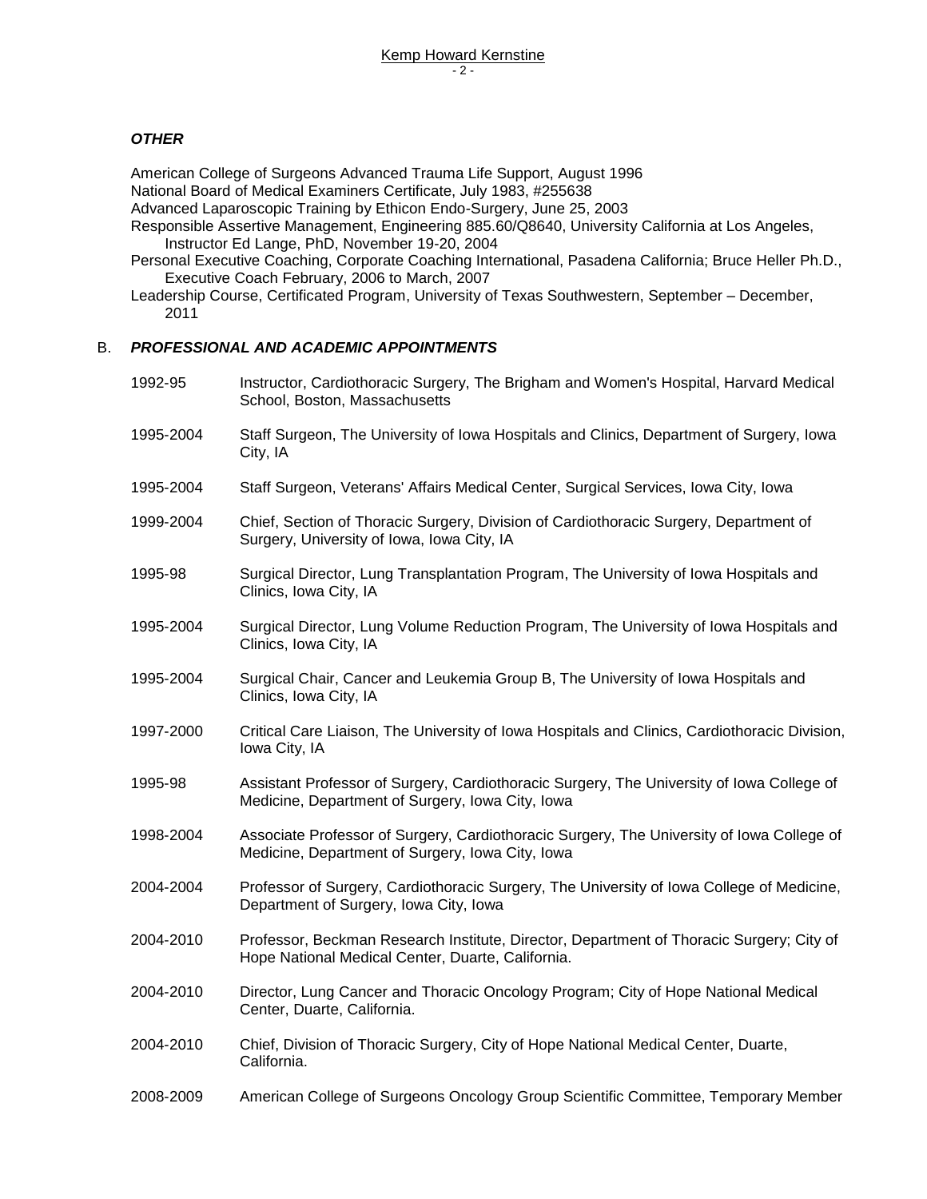### *OTHER*

American College of Surgeons Advanced Trauma Life Support, August 1996
National Board of Medical Examiners Certificate, July 1983, #255638
Advanced Laparoscopic Training by Ethicon Endo-Surgery, June 25, 2003
Responsible Assertive Management, Engineering 885.60/Q8640, University California at Los Angeles, Instructor Ed Lange, PhD, November 19-20, 2004
Personal Executive Coaching, Corporate Coaching International, Pasadena California; Bruce Heller Ph.D., Executive Coach February, 2006 to March, 2007
Leadership Course, Certificated Program, University of Texas Southwestern, September – December, 2011

## B. *PROFESSIONAL AND ACADEMIC APPOINTMENTS*

| | |
|---|---|
| 1992-95 | Instructor, Cardiothoracic Surgery, The Brigham and Women's Hospital, Harvard Medical School, Boston, Massachusetts |
| 1995-2004 | Staff Surgeon, The University of Iowa Hospitals and Clinics, Department of Surgery, Iowa City, IA |
| 1995-2004 | Staff Surgeon, Veterans' Affairs Medical Center, Surgical Services, Iowa City, Iowa |
| 1999-2004 | Chief, Section of Thoracic Surgery, Division of Cardiothoracic Surgery, Department of Surgery, University of Iowa, Iowa City, IA |
| 1995-98 | Surgical Director, Lung Transplantation Program, The University of Iowa Hospitals and Clinics, Iowa City, IA |
| 1995-2004 | Surgical Director, Lung Volume Reduction Program, The University of Iowa Hospitals and Clinics, Iowa City, IA |
| 1995-2004 | Surgical Chair, Cancer and Leukemia Group B, The University of Iowa Hospitals and Clinics, Iowa City, IA |
| 1997-2000 | Critical Care Liaison, The University of Iowa Hospitals and Clinics, Cardiothoracic Division, Iowa City, IA |
| 1995-98 | Assistant Professor of Surgery, Cardiothoracic Surgery, The University of Iowa College of Medicine, Department of Surgery, Iowa City, Iowa |
| 1998-2004 | Associate Professor of Surgery, Cardiothoracic Surgery, The University of Iowa College of Medicine, Department of Surgery, Iowa City, Iowa |
| 2004-2004 | Professor of Surgery, Cardiothoracic Surgery, The University of Iowa College of Medicine, Department of Surgery, Iowa City, Iowa |
| 2004-2010 | Professor, Beckman Research Institute, Director, Department of Thoracic Surgery; City of Hope National Medical Center, Duarte, California. |
| 2004-2010 | Director, Lung Cancer and Thoracic Oncology Program; City of Hope National Medical Center, Duarte, California. |
| 2004-2010 | Chief, Division of Thoracic Surgery, City of Hope National Medical Center, Duarte, California. |
| 2008-2009 | American College of Surgeons Oncology Group Scientific Committee, Temporary Member |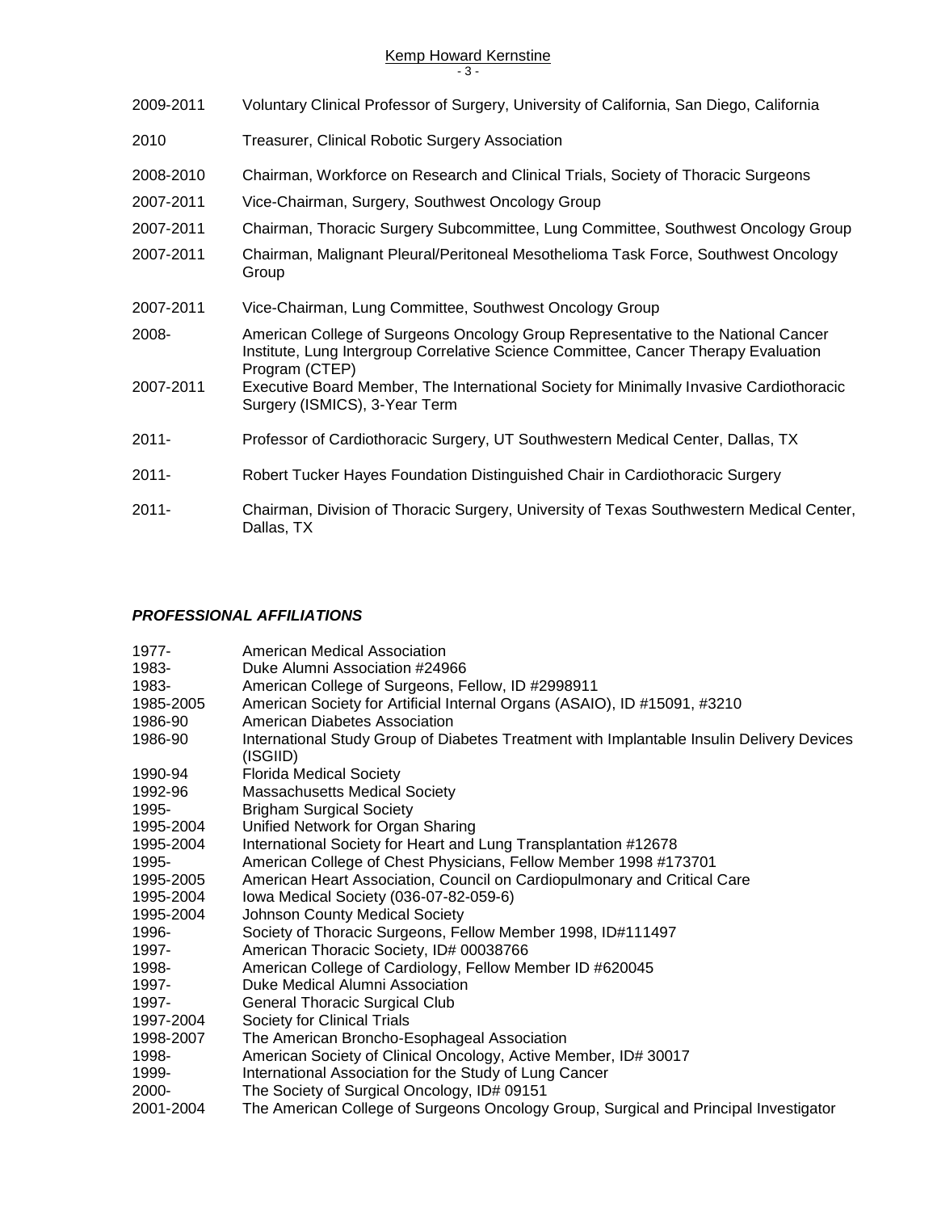2009-2011 Voluntary Clinical Professor of Surgery, University of California, San Diego, California

2010 Treasurer, Clinical Robotic Surgery Association

2008-2010 Chairman, Workforce on Research and Clinical Trials, Society of Thoracic Surgeons

2007-2011 Vice-Chairman, Surgery, Southwest Oncology Group

2007-2011 Chairman, Thoracic Surgery Subcommittee, Lung Committee, Southwest Oncology Group

2007-2011 Chairman, Malignant Pleural/Peritoneal Mesothelioma Task Force, Southwest Oncology Group

2007-2011 Vice-Chairman, Lung Committee, Southwest Oncology Group

2008- American College of Surgeons Oncology Group Representative to the National Cancer Institute, Lung Intergroup Correlative Science Committee, Cancer Therapy Evaluation Program (CTEP)

2007-2011 Executive Board Member, The International Society for Minimally Invasive Cardiothoracic Surgery (ISMICS), 3-Year Term

2011- Professor of Cardiothoracic Surgery, UT Southwestern Medical Center, Dallas, TX

2011- Robert Tucker Hayes Foundation Distinguished Chair in Cardiothoracic Surgery

2011- Chairman, Division of Thoracic Surgery, University of Texas Southwestern Medical Center, Dallas, TX

## ***PROFESSIONAL AFFILIATIONS***

1977- American Medical Association
1983- Duke Alumni Association #24966
1983- American College of Surgeons, Fellow, ID #2998911
1985-2005 American Society for Artificial Internal Organs (ASAIO), ID #15091, #3210
1986-90 American Diabetes Association
1986-90 International Study Group of Diabetes Treatment with Implantable Insulin Delivery Devices (ISGIID)
1990-94 Florida Medical Society
1992-96 Massachusetts Medical Society
1995- Brigham Surgical Society
1995-2004 Unified Network for Organ Sharing
1995-2004 International Society for Heart and Lung Transplantation #12678
1995- American College of Chest Physicians, Fellow Member 1998 #173701
1995-2005 American Heart Association, Council on Cardiopulmonary and Critical Care
1995-2004 Iowa Medical Society (036-07-82-059-6)
1995-2004 Johnson County Medical Society
1996- Society of Thoracic Surgeons, Fellow Member 1998, ID#111497
1997- American Thoracic Society, ID# 00038766
1998- American College of Cardiology, Fellow Member ID #620045
1997- Duke Medical Alumni Association
1997- General Thoracic Surgical Club
1997-2004 Society for Clinical Trials
1998-2007 The American Broncho-Esophageal Association
1998- American Society of Clinical Oncology, Active Member, ID# 30017
1999- International Association for the Study of Lung Cancer
2000- The Society of Surgical Oncology, ID# 09151
2001-2004 The American College of Surgeons Oncology Group, Surgical and Principal Investigator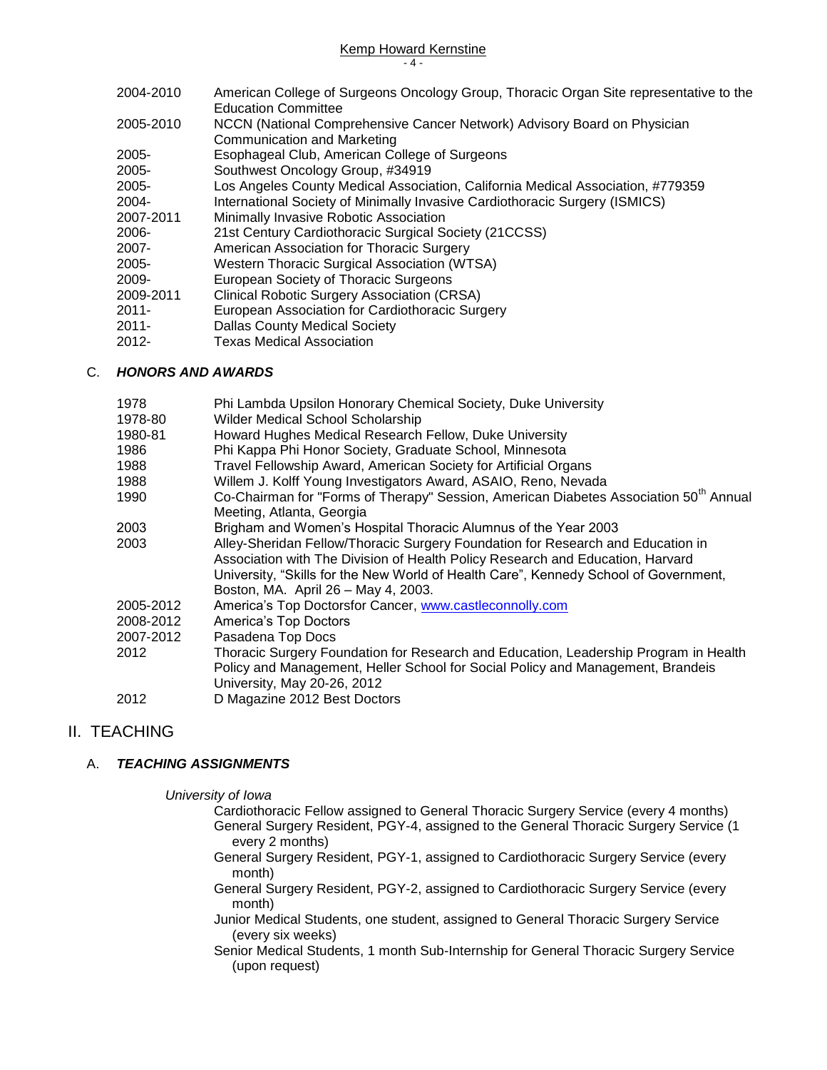| | |
|---|---|
| 2004-2010 | American College of Surgeons Oncology Group, Thoracic Organ Site representative to the Education Committee |
| 2005-2010 | NCCN (National Comprehensive Cancer Network) Advisory Board on Physician Communication and Marketing |
| 2005- | Esophageal Club, American College of Surgeons |
| 2005- | Southwest Oncology Group, #34919 |
| 2005- | Los Angeles County Medical Association, California Medical Association, #779359 |
| 2004- | International Society of Minimally Invasive Cardiothoracic Surgery (ISMICS) |
| 2007-2011 | Minimally Invasive Robotic Association |
| 2006- | 21st Century Cardiothoracic Surgical Society (21CCSS) |
| 2007- | American Association for Thoracic Surgery |
| 2005- | Western Thoracic Surgical Association (WTSA) |
| 2009- | European Society of Thoracic Surgeons |
| 2009-2011 | Clinical Robotic Surgery Association (CRSA) |
| 2011- | European Association for Cardiothoracic Surgery |
| 2011- | Dallas County Medical Society |
| 2012- | Texas Medical Association |

### C. *HONORS AND AWARDS*

| | |
|---|---|
| 1978 | Phi Lambda Upsilon Honorary Chemical Society, Duke University |
| 1978-80 | Wilder Medical School Scholarship |
| 1980-81 | Howard Hughes Medical Research Fellow, Duke University |
| 1986 | Phi Kappa Phi Honor Society, Graduate School, Minnesota |
| 1988 | Travel Fellowship Award, American Society for Artificial Organs |
| 1988 | Willem J. Kolff Young Investigators Award, ASAIO, Reno, Nevada |
| 1990 | Co-Chairman for "Forms of Therapy" Session, American Diabetes Association 50th Annual Meeting, Atlanta, Georgia |
| 2003 | Brigham and Women's Hospital Thoracic Alumnus of the Year 2003 |
| 2003 | Alley-Sheridan Fellow/Thoracic Surgery Foundation for Research and Education in Association with The Division of Health Policy Research and Education, Harvard University, "Skills for the New World of Health Care", Kennedy School of Government, Boston, MA. April 26 – May 4, 2003. |
| 2005-2012 | America's Top Doctorsfor Cancer, www.castleconnolly.com |
| 2008-2012 | America's Top Doctors |
| 2007-2012 | Pasadena Top Docs |
| 2012 | Thoracic Surgery Foundation for Research and Education, Leadership Program in Health Policy and Management, Heller School for Social Policy and Management, Brandeis University, May 20-26, 2012 |
| 2012 | D Magazine 2012 Best Doctors |

## II. TEACHING

### A. *TEACHING ASSIGNMENTS*

*University of Iowa*

- Cardiothoracic Fellow assigned to General Thoracic Surgery Service (every 4 months)
- General Surgery Resident, PGY-4, assigned to the General Thoracic Surgery Service (1 every 2 months)
- General Surgery Resident, PGY-1, assigned to Cardiothoracic Surgery Service (every month)
- General Surgery Resident, PGY-2, assigned to Cardiothoracic Surgery Service (every month)
- Junior Medical Students, one student, assigned to General Thoracic Surgery Service (every six weeks)
- Senior Medical Students, 1 month Sub-Internship for General Thoracic Surgery Service (upon request)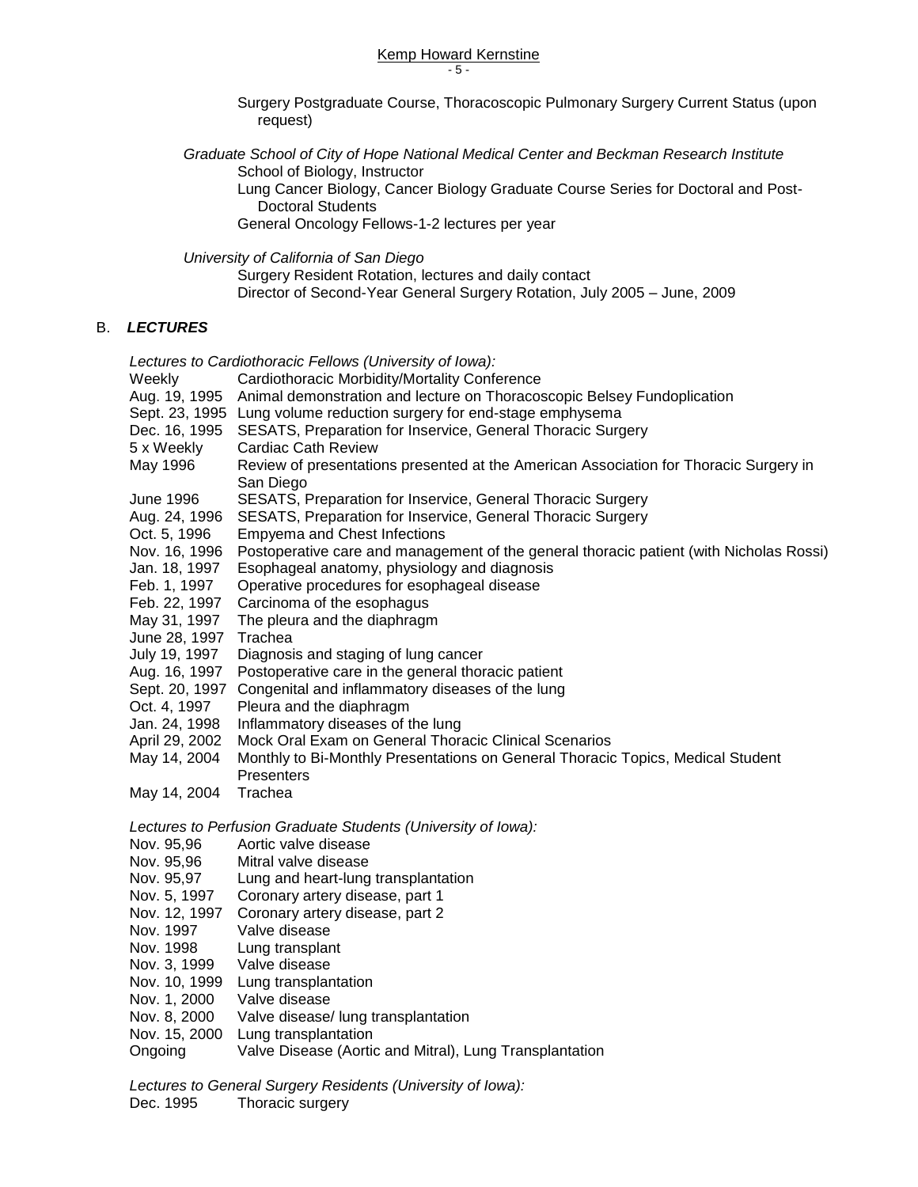Surgery Postgraduate Course, Thoracoscopic Pulmonary Surgery Current Status (upon request)

*Graduate School of City of Hope National Medical Center and Beckman Research Institute*

School of Biology, Instructor

Lung Cancer Biology, Cancer Biology Graduate Course Series for Doctoral and Post-Doctoral Students

General Oncology Fellows-1-2 lectures per year

*University of California of San Diego*

Surgery Resident Rotation, lectures and daily contact

Director of Second-Year General Surgery Rotation, July 2005 – June, 2009

## B. ***LECTURES***

*Lectures to Cardiothoracic Fellows (University of Iowa):*

| | |
|---|---|
| Weekly | Cardiothoracic Morbidity/Mortality Conference |
| Aug. 19, 1995 | Animal demonstration and lecture on Thoracoscopic Belsey Fundoplication |
| Sept. 23, 1995 | Lung volume reduction surgery for end-stage emphysema |
| Dec. 16, 1995 | SESATS, Preparation for Inservice, General Thoracic Surgery |
| 5 x Weekly | Cardiac Cath Review |
| May 1996 | Review of presentations presented at the American Association for Thoracic Surgery in San Diego |
| June 1996 | SESATS, Preparation for Inservice, General Thoracic Surgery |
| Aug. 24, 1996 | SESATS, Preparation for Inservice, General Thoracic Surgery |
| Oct. 5, 1996 | Empyema and Chest Infections |
| Nov. 16, 1996 | Postoperative care and management of the general thoracic patient (with Nicholas Rossi) |
| Jan. 18, 1997 | Esophageal anatomy, physiology and diagnosis |
| Feb. 1, 1997 | Operative procedures for esophageal disease |
| Feb. 22, 1997 | Carcinoma of the esophagus |
| May 31, 1997 | The pleura and the diaphragm |
| June 28, 1997 | Trachea |
| July 19, 1997 | Diagnosis and staging of lung cancer |
| Aug. 16, 1997 | Postoperative care in the general thoracic patient |
| Sept. 20, 1997 | Congenital and inflammatory diseases of the lung |
| Oct. 4, 1997 | Pleura and the diaphragm |
| Jan. 24, 1998 | Inflammatory diseases of the lung |
| April 29, 2002 | Mock Oral Exam on General Thoracic Clinical Scenarios |
| May 14, 2004 | Monthly to Bi-Monthly Presentations on General Thoracic Topics, Medical Student Presenters |
| May 14, 2004 | Trachea |

*Lectures to Perfusion Graduate Students (University of Iowa):*

| | |
|---|---|
| Nov. 95,96 | Aortic valve disease |
| Nov. 95,96 | Mitral valve disease |
| Nov. 95,97 | Lung and heart-lung transplantation |
| Nov. 5, 1997 | Coronary artery disease, part 1 |
| Nov. 12, 1997 | Coronary artery disease, part 2 |
| Nov. 1997 | Valve disease |
| Nov. 1998 | Lung transplant |
| Nov. 3, 1999 | Valve disease |
| Nov. 10, 1999 | Lung transplantation |
| Nov. 1, 2000 | Valve disease |
| Nov. 8, 2000 | Valve disease/ lung transplantation |
| Nov. 15, 2000 | Lung transplantation |
| Ongoing | Valve Disease (Aortic and Mitral), Lung Transplantation |

*Lectures to General Surgery Residents (University of Iowa):*

| | |
|---|---|
| Dec. 1995 | Thoracic surgery |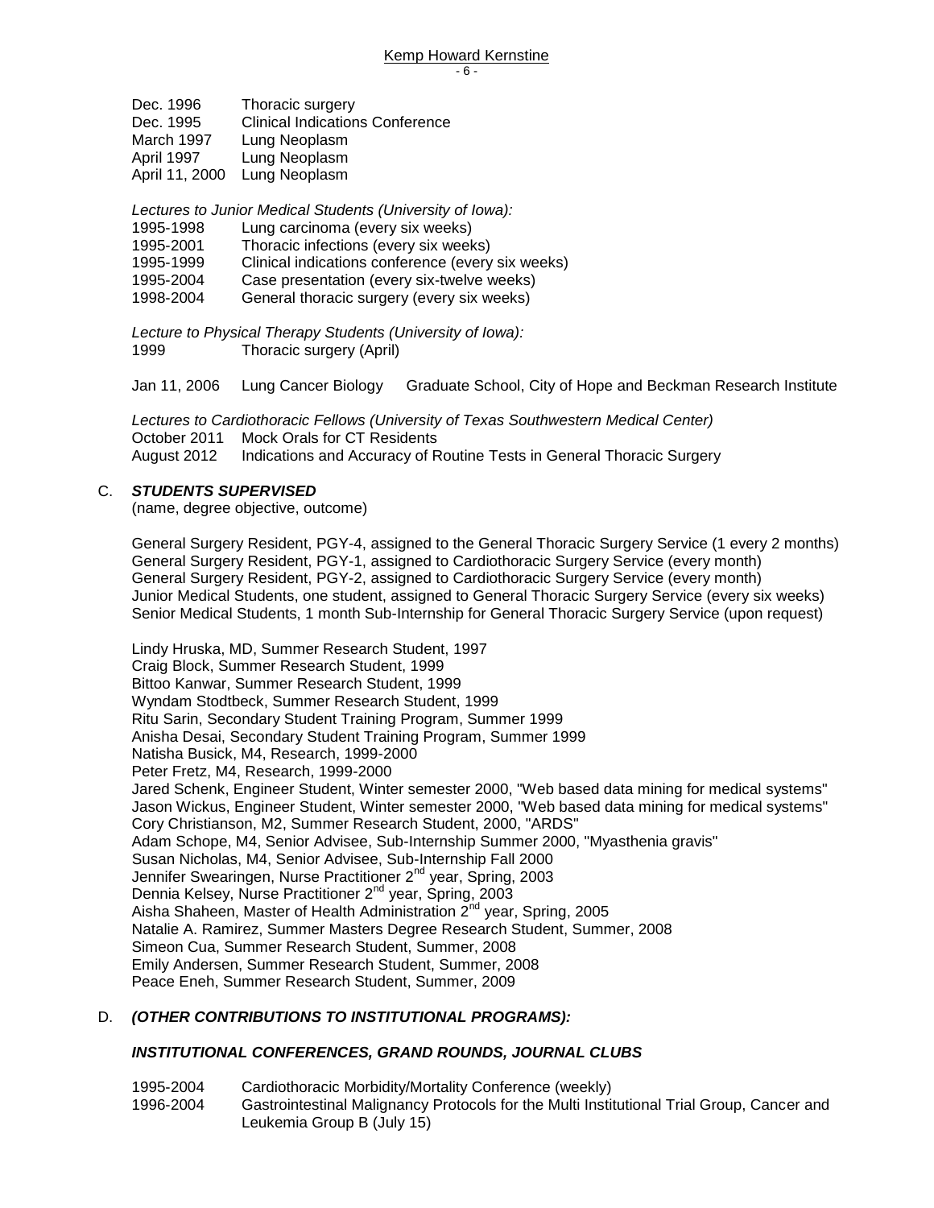Dec. 1996 Thoracic surgery
Dec. 1995 Clinical Indications Conference
March 1997 Lung Neoplasm
April 1997 Lung Neoplasm
April 11, 2000 Lung Neoplasm

*Lectures to Junior Medical Students (University of Iowa):*

1995-1998 Lung carcinoma (every six weeks)
1995-2001 Thoracic infections (every six weeks)
1995-1999 Clinical indications conference (every six weeks)
1995-2004 Case presentation (every six-twelve weeks)
1998-2004 General thoracic surgery (every six weeks)

*Lecture to Physical Therapy Students (University of Iowa):*

1999 Thoracic surgery (April)

Jan 11, 2006 Lung Cancer Biology Graduate School, City of Hope and Beckman Research Institute

*Lectures to Cardiothoracic Fellows (University of Texas Southwestern Medical Center)*

October 2011 Mock Orals for CT Residents
August 2012 Indications and Accuracy of Routine Tests in General Thoracic Surgery

## C. *STUDENTS SUPERVISED*

(name, degree objective, outcome)

General Surgery Resident, PGY-4, assigned to the General Thoracic Surgery Service (1 every 2 months)
General Surgery Resident, PGY-1, assigned to Cardiothoracic Surgery Service (every month)
General Surgery Resident, PGY-2, assigned to Cardiothoracic Surgery Service (every month)
Junior Medical Students, one student, assigned to General Thoracic Surgery Service (every six weeks)
Senior Medical Students, 1 month Sub-Internship for General Thoracic Surgery Service (upon request)

Lindy Hruska, MD, Summer Research Student, 1997
Craig Block, Summer Research Student, 1999
Bittoo Kanwar, Summer Research Student, 1999
Wyndam Stodtbeck, Summer Research Student, 1999
Ritu Sarin, Secondary Student Training Program, Summer 1999
Anisha Desai, Secondary Student Training Program, Summer 1999
Natisha Busick, M4, Research, 1999-2000
Peter Fretz, M4, Research, 1999-2000
Jared Schenk, Engineer Student, Winter semester 2000, "Web based data mining for medical systems"
Jason Wickus, Engineer Student, Winter semester 2000, "Web based data mining for medical systems"
Cory Christianson, M2, Summer Research Student, 2000, "ARDS"
Adam Schope, M4, Senior Advisee, Sub-Internship Summer 2000, "Myasthenia gravis"
Susan Nicholas, M4, Senior Advisee, Sub-Internship Fall 2000
Jennifer Swearingen, Nurse Practitioner 2nd year, Spring, 2003
Dennia Kelsey, Nurse Practitioner 2nd year, Spring, 2003
Aisha Shaheen, Master of Health Administration 2nd year, Spring, 2005
Natalie A. Ramirez, Summer Masters Degree Research Student, Summer, 2008
Simeon Cua, Summer Research Student, Summer, 2008
Emily Andersen, Summer Research Student, Summer, 2008
Peace Eneh, Summer Research Student, Summer, 2009

## D. *(OTHER CONTRIBUTIONS TO INSTITUTIONAL PROGRAMS):*

### *INSTITUTIONAL CONFERENCES, GRAND ROUNDS, JOURNAL CLUBS*

1995-2004 Cardiothoracic Morbidity/Mortality Conference (weekly)
1996-2004 Gastrointestinal Malignancy Protocols for the Multi Institutional Trial Group, Cancer and Leukemia Group B (July 15)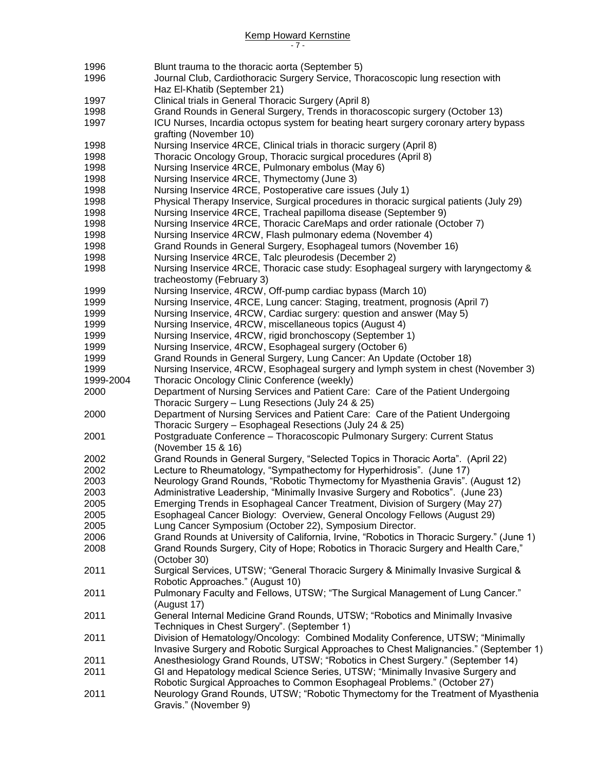| | |
|---|---|
| 1996 | Blunt trauma to the thoracic aorta (September 5) |
| 1996 | Journal Club, Cardiothoracic Surgery Service, Thoracoscopic lung resection with Haz El-Khatib (September 21) |
| 1997 | Clinical trials in General Thoracic Surgery (April 8) |
| 1998 | Grand Rounds in General Surgery, Trends in thoracoscopic surgery (October 13) |
| 1997 | ICU Nurses, Incardia octopus system for beating heart surgery coronary artery bypass grafting (November 10) |
| 1998 | Nursing Inservice 4RCE, Clinical trials in thoracic surgery (April 8) |
| 1998 | Thoracic Oncology Group, Thoracic surgical procedures (April 8) |
| 1998 | Nursing Inservice 4RCE, Pulmonary embolus (May 6) |
| 1998 | Nursing Inservice 4RCE, Thymectomy (June 3) |
| 1998 | Nursing Inservice 4RCE, Postoperative care issues (July 1) |
| 1998 | Physical Therapy Inservice, Surgical procedures in thoracic surgical patients (July 29) |
| 1998 | Nursing Inservice 4RCE, Tracheal papilloma disease (September 9) |
| 1998 | Nursing Inservice 4RCE, Thoracic CareMaps and order rationale (October 7) |
| 1998 | Nursing Inservice 4RCW, Flash pulmonary edema (November 4) |
| 1998 | Grand Rounds in General Surgery, Esophageal tumors (November 16) |
| 1998 | Nursing Inservice 4RCE, Talc pleurodesis (December 2) |
| 1998 | Nursing Inservice 4RCE, Thoracic case study: Esophageal surgery with laryngectomy & tracheostomy (February 3) |
| 1999 | Nursing Inservice, 4RCW, Off-pump cardiac bypass (March 10) |
| 1999 | Nursing Inservice, 4RCE, Lung cancer: Staging, treatment, prognosis (April 7) |
| 1999 | Nursing Inservice, 4RCW, Cardiac surgery: question and answer (May 5) |
| 1999 | Nursing Inservice, 4RCW, miscellaneous topics (August 4) |
| 1999 | Nursing Inservice, 4RCW, rigid bronchoscopy (September 1) |
| 1999 | Nursing Inservice, 4RCW, Esophageal surgery (October 6) |
| 1999 | Grand Rounds in General Surgery, Lung Cancer: An Update (October 18) |
| 1999 | Nursing Inservice, 4RCW, Esophageal surgery and lymph system in chest (November 3) |
| 1999-2004 | Thoracic Oncology Clinic Conference (weekly) |
| 2000 | Department of Nursing Services and Patient Care: Care of the Patient Undergoing Thoracic Surgery – Lung Resections (July 24 & 25) |
| 2000 | Department of Nursing Services and Patient Care: Care of the Patient Undergoing Thoracic Surgery – Esophageal Resections (July 24 & 25) |
| 2001 | Postgraduate Conference – Thoracoscopic Pulmonary Surgery: Current Status (November 15 & 16) |
| 2002 | Grand Rounds in General Surgery, "Selected Topics in Thoracic Aorta". (April 22) |
| 2002 | Lecture to Rheumatology, "Sympathectomy for Hyperhidrosis". (June 17) |
| 2003 | Neurology Grand Rounds, "Robotic Thymectomy for Myasthenia Gravis". (August 12) |
| 2003 | Administrative Leadership, "Minimally Invasive Surgery and Robotics". (June 23) |
| 2005 | Emerging Trends in Esophageal Cancer Treatment, Division of Surgery (May 27) |
| 2005 | Esophageal Cancer Biology: Overview, General Oncology Fellows (August 29) |
| 2005 | Lung Cancer Symposium (October 22), Symposium Director. |
| 2006 | Grand Rounds at University of California, Irvine, "Robotics in Thoracic Surgery." (June 1) |
| 2008 | Grand Rounds Surgery, City of Hope; Robotics in Thoracic Surgery and Health Care," (October 30) |
| 2011 | Surgical Services, UTSW; "General Thoracic Surgery & Minimally Invasive Surgical & Robotic Approaches." (August 10) |
| 2011 | Pulmonary Faculty and Fellows, UTSW; "The Surgical Management of Lung Cancer." (August 17) |
| 2011 | General Internal Medicine Grand Rounds, UTSW; "Robotics and Minimally Invasive Techniques in Chest Surgery". (September 1) |
| 2011 | Division of Hematology/Oncology: Combined Modality Conference, UTSW; "Minimally Invasive Surgery and Robotic Surgical Approaches to Chest Malignancies." (September 1) |
| 2011 | Anesthesiology Grand Rounds, UTSW; "Robotics in Chest Surgery." (September 14) |
| 2011 | GI and Hepatology medical Science Series, UTSW; "Minimally Invasive Surgery and Robotic Surgical Approaches to Common Esophageal Problems." (October 27) |
| 2011 | Neurology Grand Rounds, UTSW; "Robotic Thymectomy for the Treatment of Myasthenia Gravis." (November 9) |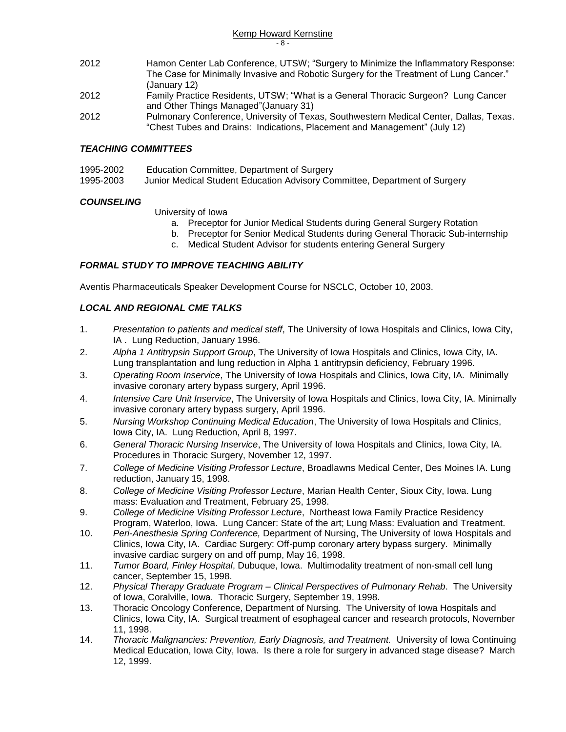2012 Hamon Center Lab Conference, UTSW; "Surgery to Minimize the Inflammatory Response: The Case for Minimally Invasive and Robotic Surgery for the Treatment of Lung Cancer." (January 12)

2012 Family Practice Residents, UTSW; "What is a General Thoracic Surgeon? Lung Cancer and Other Things Managed"(January 31)

2012 Pulmonary Conference, University of Texas, Southwestern Medical Center, Dallas, Texas. "Chest Tubes and Drains: Indications, Placement and Management" (July 12)

### *TEACHING COMMITTEES*

1995-2002 Education Committee, Department of Surgery

1995-2003 Junior Medical Student Education Advisory Committee, Department of Surgery

### *COUNSELING*

University of Iowa

a. Preceptor for Junior Medical Students during General Surgery Rotation
b. Preceptor for Senior Medical Students during General Thoracic Sub-internship
c. Medical Student Advisor for students entering General Surgery

### *FORMAL STUDY TO IMPROVE TEACHING ABILITY*

Aventis Pharmaceuticals Speaker Development Course for NSCLC, October 10, 2003.

### *LOCAL AND REGIONAL CME TALKS*

1. *Presentation to patients and medical staff*, The University of Iowa Hospitals and Clinics, Iowa City, IA . Lung Reduction, January 1996.
2. *Alpha 1 Antitrypsin Support Group*, The University of Iowa Hospitals and Clinics, Iowa City, IA. Lung transplantation and lung reduction in Alpha 1 antitrypsin deficiency, February 1996.
3. *Operating Room Inservice*, The University of Iowa Hospitals and Clinics, Iowa City, IA. Minimally invasive coronary artery bypass surgery, April 1996.
4. *Intensive Care Unit Inservice*, The University of Iowa Hospitals and Clinics, Iowa City, IA. Minimally invasive coronary artery bypass surgery, April 1996.
5. *Nursing Workshop Continuing Medical Education*, The University of Iowa Hospitals and Clinics, Iowa City, IA. Lung Reduction, April 8, 1997.
6. *General Thoracic Nursing Inservice*, The University of Iowa Hospitals and Clinics, Iowa City, IA. Procedures in Thoracic Surgery, November 12, 1997.
7. *College of Medicine Visiting Professor Lecture*, Broadlawns Medical Center, Des Moines IA. Lung reduction, January 15, 1998.
8. *College of Medicine Visiting Professor Lecture*, Marian Health Center, Sioux City, Iowa. Lung mass: Evaluation and Treatment, February 25, 1998.
9. *College of Medicine Visiting Professor Lecture*, Northeast Iowa Family Practice Residency Program, Waterloo, Iowa. Lung Cancer: State of the art; Lung Mass: Evaluation and Treatment.
10. *Peri-Anesthesia Spring Conference,* Department of Nursing, The University of Iowa Hospitals and Clinics, Iowa City, IA. Cardiac Surgery: Off-pump coronary artery bypass surgery. Minimally invasive cardiac surgery on and off pump, May 16, 1998.
11. *Tumor Board, Finley Hospital*, Dubuque, Iowa. Multimodality treatment of non-small cell lung cancer, September 15, 1998.
12. *Physical Therapy Graduate Program – Clinical Perspectives of Pulmonary Rehab*. The University of Iowa, Coralville, Iowa. Thoracic Surgery, September 19, 1998.
13. Thoracic Oncology Conference, Department of Nursing. The University of Iowa Hospitals and Clinics, Iowa City, IA. Surgical treatment of esophageal cancer and research protocols, November 11, 1998.
14. *Thoracic Malignancies: Prevention, Early Diagnosis, and Treatment.* University of Iowa Continuing Medical Education, Iowa City, Iowa. Is there a role for surgery in advanced stage disease? March 12, 1999.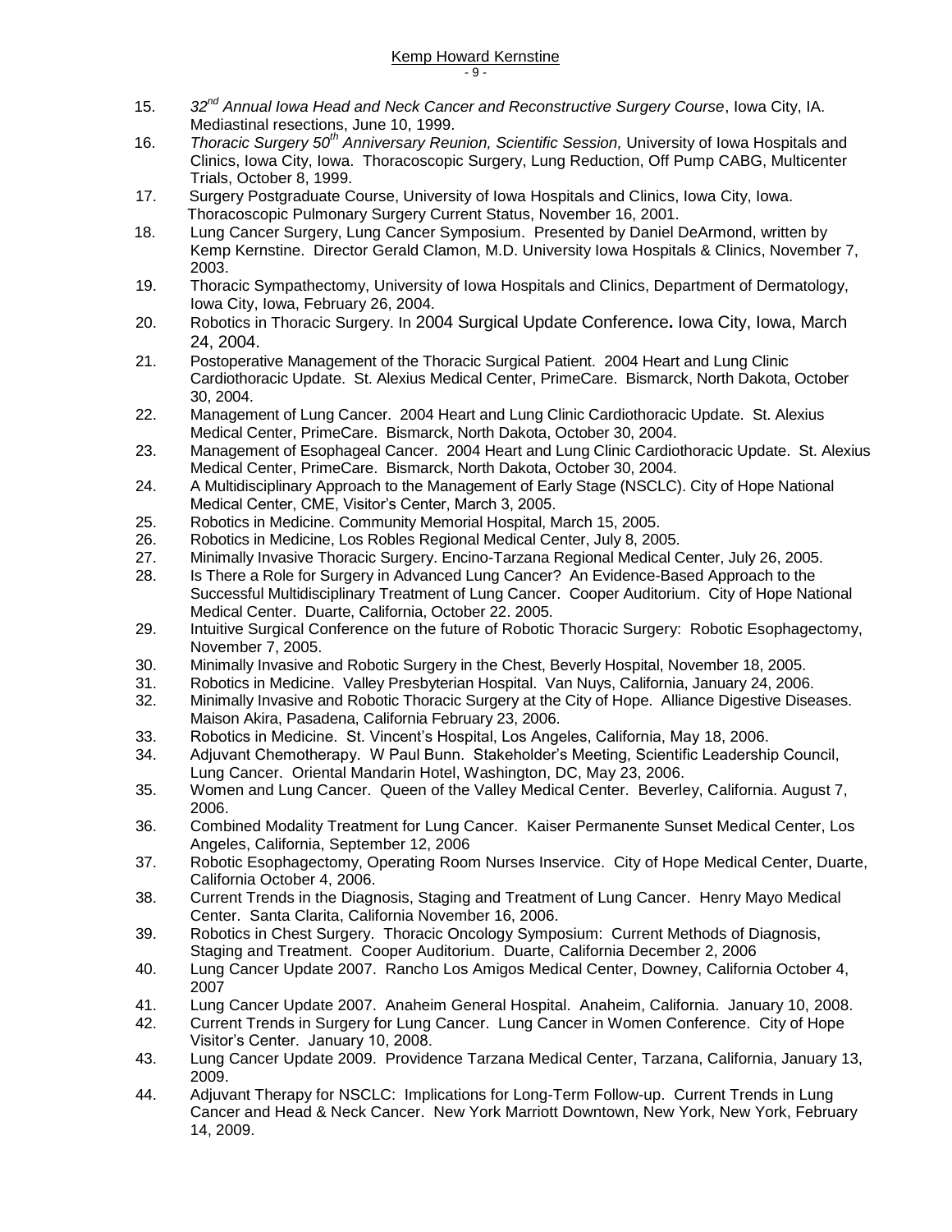15. *32nd Annual Iowa Head and Neck Cancer and Reconstructive Surgery Course*, Iowa City, IA. Mediastinal resections, June 10, 1999.
16. *Thoracic Surgery 50th Anniversary Reunion, Scientific Session,* University of Iowa Hospitals and Clinics, Iowa City, Iowa. Thoracoscopic Surgery, Lung Reduction, Off Pump CABG, Multicenter Trials, October 8, 1999.
17. Surgery Postgraduate Course, University of Iowa Hospitals and Clinics, Iowa City, Iowa. Thoracoscopic Pulmonary Surgery Current Status, November 16, 2001.
18. Lung Cancer Surgery, Lung Cancer Symposium. Presented by Daniel DeArmond, written by Kemp Kernstine. Director Gerald Clamon, M.D. University Iowa Hospitals & Clinics, November 7, 2003.
19. Thoracic Sympathectomy, University of Iowa Hospitals and Clinics, Department of Dermatology, Iowa City, Iowa, February 26, 2004.
20. Robotics in Thoracic Surgery. In 2004 Surgical Update Conference**.** Iowa City, Iowa, March 24, 2004.
21. Postoperative Management of the Thoracic Surgical Patient. 2004 Heart and Lung Clinic Cardiothoracic Update. St. Alexius Medical Center, PrimeCare. Bismarck, North Dakota, October 30, 2004.
22. Management of Lung Cancer. 2004 Heart and Lung Clinic Cardiothoracic Update. St. Alexius Medical Center, PrimeCare. Bismarck, North Dakota, October 30, 2004.
23. Management of Esophageal Cancer. 2004 Heart and Lung Clinic Cardiothoracic Update. St. Alexius Medical Center, PrimeCare. Bismarck, North Dakota, October 30, 2004.
24. A Multidisciplinary Approach to the Management of Early Stage (NSCLC). City of Hope National Medical Center, CME, Visitor's Center, March 3, 2005.
25. Robotics in Medicine. Community Memorial Hospital, March 15, 2005.
26. Robotics in Medicine, Los Robles Regional Medical Center, July 8, 2005.
27. Minimally Invasive Thoracic Surgery. Encino-Tarzana Regional Medical Center, July 26, 2005.
28. Is There a Role for Surgery in Advanced Lung Cancer? An Evidence-Based Approach to the Successful Multidisciplinary Treatment of Lung Cancer. Cooper Auditorium. City of Hope National Medical Center. Duarte, California, October 22. 2005.
29. Intuitive Surgical Conference on the future of Robotic Thoracic Surgery: Robotic Esophagectomy, November 7, 2005.
30. Minimally Invasive and Robotic Surgery in the Chest, Beverly Hospital, November 18, 2005.
31. Robotics in Medicine. Valley Presbyterian Hospital. Van Nuys, California, January 24, 2006.
32. Minimally Invasive and Robotic Thoracic Surgery at the City of Hope. Alliance Digestive Diseases. Maison Akira, Pasadena, California February 23, 2006.
33. Robotics in Medicine. St. Vincent's Hospital, Los Angeles, California, May 18, 2006.
34. Adjuvant Chemotherapy. W Paul Bunn. Stakeholder's Meeting, Scientific Leadership Council, Lung Cancer. Oriental Mandarin Hotel, Washington, DC, May 23, 2006.
35. Women and Lung Cancer. Queen of the Valley Medical Center. Beverley, California. August 7, 2006.
36. Combined Modality Treatment for Lung Cancer. Kaiser Permanente Sunset Medical Center, Los Angeles, California, September 12, 2006
37. Robotic Esophagectomy, Operating Room Nurses Inservice. City of Hope Medical Center, Duarte, California October 4, 2006.
38. Current Trends in the Diagnosis, Staging and Treatment of Lung Cancer. Henry Mayo Medical Center. Santa Clarita, California November 16, 2006.
39. Robotics in Chest Surgery. Thoracic Oncology Symposium: Current Methods of Diagnosis, Staging and Treatment. Cooper Auditorium. Duarte, California December 2, 2006
40. Lung Cancer Update 2007. Rancho Los Amigos Medical Center, Downey, California October 4, 2007
41. Lung Cancer Update 2007. Anaheim General Hospital. Anaheim, California. January 10, 2008.
42. Current Trends in Surgery for Lung Cancer. Lung Cancer in Women Conference. City of Hope Visitor's Center. January 10, 2008.
43. Lung Cancer Update 2009. Providence Tarzana Medical Center, Tarzana, California, January 13, 2009.
44. Adjuvant Therapy for NSCLC: Implications for Long-Term Follow-up. Current Trends in Lung Cancer and Head & Neck Cancer. New York Marriott Downtown, New York, New York, February 14, 2009.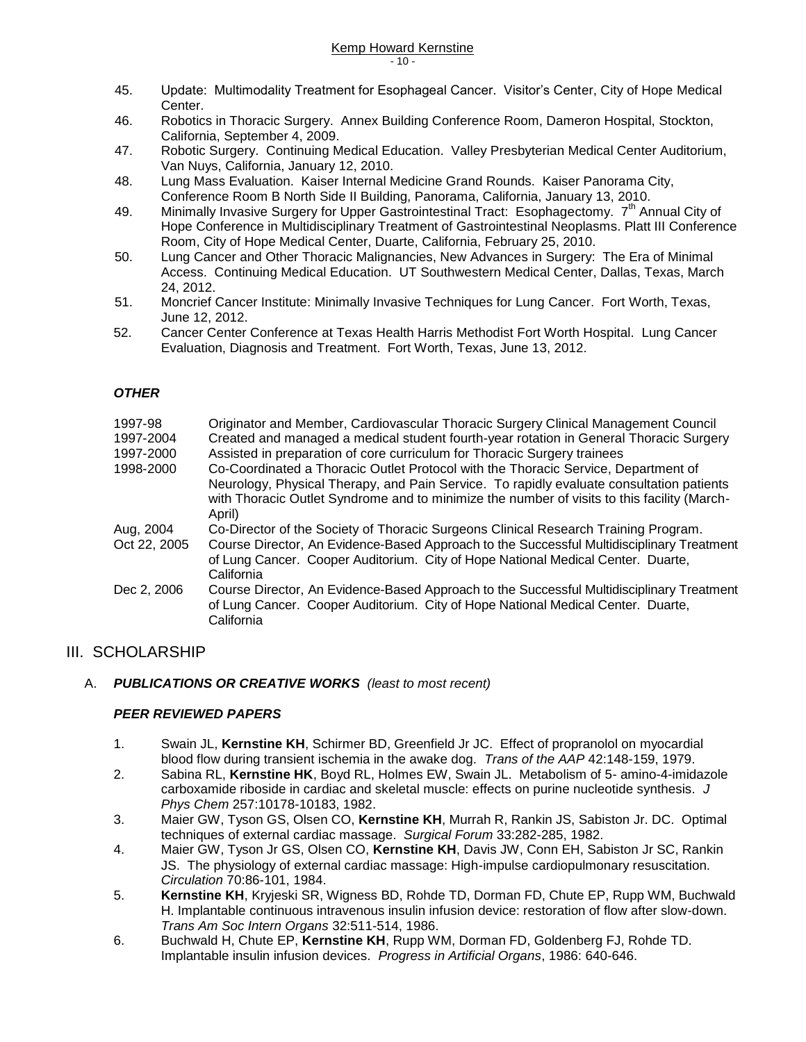45. Update: Multimodality Treatment for Esophageal Cancer. Visitor's Center, City of Hope Medical Center.
46. Robotics in Thoracic Surgery. Annex Building Conference Room, Dameron Hospital, Stockton, California, September 4, 2009.
47. Robotic Surgery. Continuing Medical Education. Valley Presbyterian Medical Center Auditorium, Van Nuys, California, January 12, 2010.
48. Lung Mass Evaluation. Kaiser Internal Medicine Grand Rounds. Kaiser Panorama City, Conference Room B North Side II Building, Panorama, California, January 13, 2010.
49. Minimally Invasive Surgery for Upper Gastrointestinal Tract: Esophagectomy. 7th Annual City of Hope Conference in Multidisciplinary Treatment of Gastrointestinal Neoplasms. Platt III Conference Room, City of Hope Medical Center, Duarte, California, February 25, 2010.
50. Lung Cancer and Other Thoracic Malignancies, New Advances in Surgery: The Era of Minimal Access. Continuing Medical Education. UT Southwestern Medical Center, Dallas, Texas, March 24, 2012.
51. Moncrief Cancer Institute: Minimally Invasive Techniques for Lung Cancer. Fort Worth, Texas, June 12, 2012.
52. Cancer Center Conference at Texas Health Harris Methodist Fort Worth Hospital. Lung Cancer Evaluation, Diagnosis and Treatment. Fort Worth, Texas, June 13, 2012.

### *OTHER*

| | |
|---|---|
| 1997-98 | Originator and Member, Cardiovascular Thoracic Surgery Clinical Management Council |
| 1997-2004 | Created and managed a medical student fourth-year rotation in General Thoracic Surgery |
| 1997-2000 | Assisted in preparation of core curriculum for Thoracic Surgery trainees |
| 1998-2000 | Co-Coordinated a Thoracic Outlet Protocol with the Thoracic Service, Department of Neurology, Physical Therapy, and Pain Service. To rapidly evaluate consultation patients with Thoracic Outlet Syndrome and to minimize the number of visits to this facility (March-April) |
| Aug, 2004 | Co-Director of the Society of Thoracic Surgeons Clinical Research Training Program. |
| Oct 22, 2005 | Course Director, An Evidence-Based Approach to the Successful Multidisciplinary Treatment of Lung Cancer. Cooper Auditorium. City of Hope National Medical Center. Duarte, California |
| Dec 2, 2006 | Course Director, An Evidence-Based Approach to the Successful Multidisciplinary Treatment of Lung Cancer. Cooper Auditorium. City of Hope National Medical Center. Duarte, California |

## III. SCHOLARSHIP

### A. *PUBLICATIONS OR CREATIVE WORKS* *(least to most recent)*

#### *PEER REVIEWED PAPERS*

1. Swain JL, **Kernstine KH**, Schirmer BD, Greenfield Jr JC. Effect of propranolol on myocardial blood flow during transient ischemia in the awake dog. *Trans of the AAP* 42:148-159, 1979.
2. Sabina RL, **Kernstine HK**, Boyd RL, Holmes EW, Swain JL. Metabolism of 5- amino-4-imidazole carboxamide riboside in cardiac and skeletal muscle: effects on purine nucleotide synthesis. *J Phys Chem* 257:10178-10183, 1982.
3. Maier GW, Tyson GS, Olsen CO, **Kernstine KH**, Murrah R, Rankin JS, Sabiston Jr. DC. Optimal techniques of external cardiac massage. *Surgical Forum* 33:282-285, 1982.
4. Maier GW, Tyson Jr GS, Olsen CO, **Kernstine KH**, Davis JW, Conn EH, Sabiston Jr SC, Rankin JS. The physiology of external cardiac massage: High-impulse cardiopulmonary resuscitation. *Circulation* 70:86-101, 1984.
5. **Kernstine KH**, Kryjeski SR, Wigness BD, Rohde TD, Dorman FD, Chute EP, Rupp WM, Buchwald H. Implantable continuous intravenous insulin infusion device: restoration of flow after slow-down. *Trans Am Soc Intern Organs* 32:511-514, 1986.
6. Buchwald H, Chute EP, **Kernstine KH**, Rupp WM, Dorman FD, Goldenberg FJ, Rohde TD. Implantable insulin infusion devices. *Progress in Artificial Organs*, 1986: 640-646.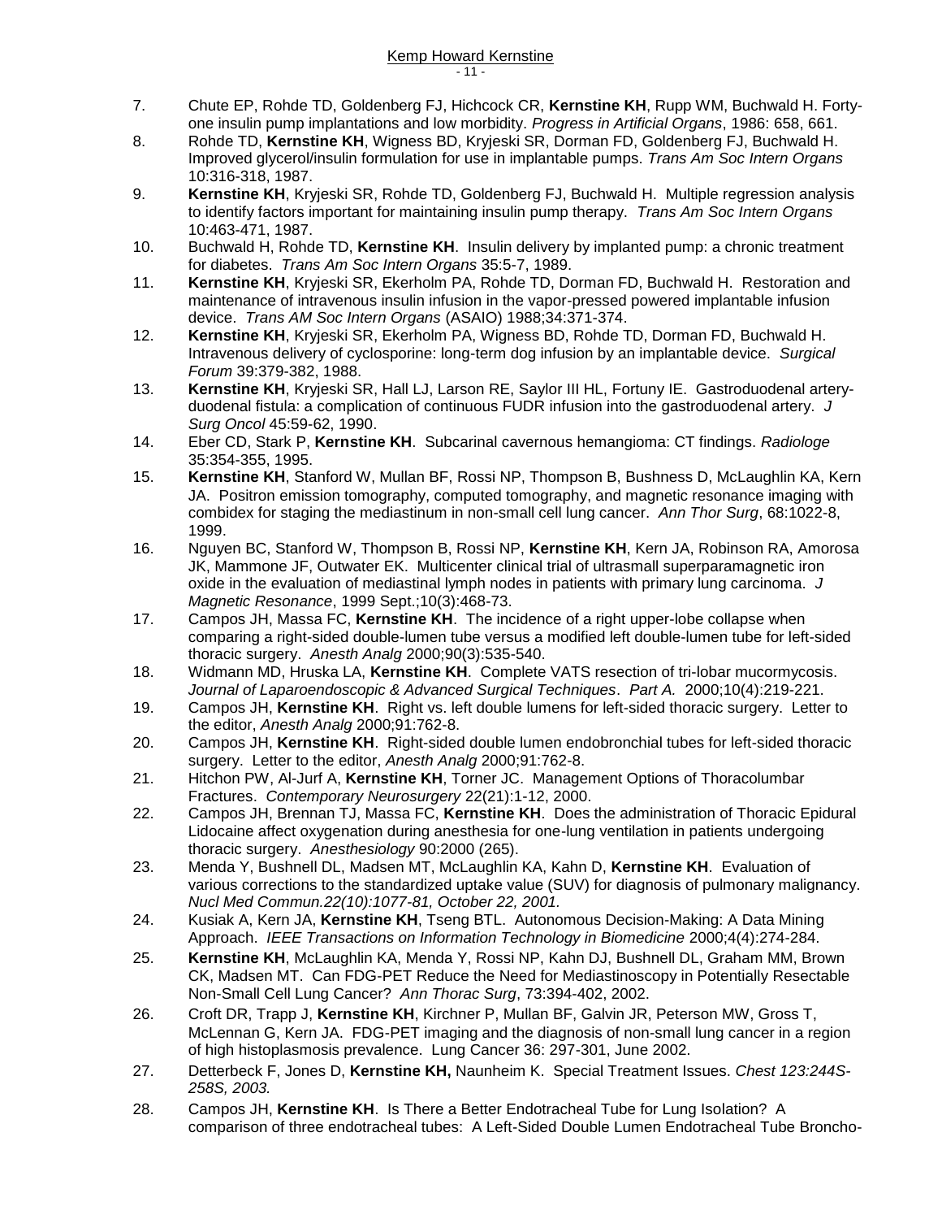7. Chute EP, Rohde TD, Goldenberg FJ, Hichcock CR, **Kernstine KH**, Rupp WM, Buchwald H. Forty-one insulin pump implantations and low morbidity. *Progress in Artificial Organs*, 1986: 658, 661.
8. Rohde TD, **Kernstine KH**, Wigness BD, Kryjeski SR, Dorman FD, Goldenberg FJ, Buchwald H. Improved glycerol/insulin formulation for use in implantable pumps. *Trans Am Soc Intern Organs* 10:316-318, 1987.
9. **Kernstine KH**, Kryjeski SR, Rohde TD, Goldenberg FJ, Buchwald H. Multiple regression analysis to identify factors important for maintaining insulin pump therapy. *Trans Am Soc Intern Organs* 10:463-471, 1987.
10. Buchwald H, Rohde TD, **Kernstine KH**. Insulin delivery by implanted pump: a chronic treatment for diabetes. *Trans Am Soc Intern Organs* 35:5-7, 1989.
11. **Kernstine KH**, Kryjeski SR, Ekerholm PA, Rohde TD, Dorman FD, Buchwald H. Restoration and maintenance of intravenous insulin infusion in the vapor-pressed powered implantable infusion device. *Trans AM Soc Intern Organs* (ASAIO) 1988;34:371-374.
12. **Kernstine KH**, Kryjeski SR, Ekerholm PA, Wigness BD, Rohde TD, Dorman FD, Buchwald H. Intravenous delivery of cyclosporine: long-term dog infusion by an implantable device. *Surgical Forum* 39:379-382, 1988.
13. **Kernstine KH**, Kryjeski SR, Hall LJ, Larson RE, Saylor III HL, Fortuny IE. Gastroduodenal artery-duodenal fistula: a complication of continuous FUDR infusion into the gastroduodenal artery. *J Surg Oncol* 45:59-62, 1990.
14. Eber CD, Stark P, **Kernstine KH**. Subcarinal cavernous hemangioma: CT findings. *Radiologe* 35:354-355, 1995.
15. **Kernstine KH**, Stanford W, Mullan BF, Rossi NP, Thompson B, Bushness D, McLaughlin KA, Kern JA. Positron emission tomography, computed tomography, and magnetic resonance imaging with combidex for staging the mediastinum in non-small cell lung cancer. *Ann Thor Surg*, 68:1022-8, 1999.
16. Nguyen BC, Stanford W, Thompson B, Rossi NP, **Kernstine KH**, Kern JA, Robinson RA, Amorosa JK, Mammone JF, Outwater EK. Multicenter clinical trial of ultrasmall superparamagnetic iron oxide in the evaluation of mediastinal lymph nodes in patients with primary lung carcinoma. *J Magnetic Resonance*, 1999 Sept.;10(3):468-73.
17. Campos JH, Massa FC, **Kernstine KH**. The incidence of a right upper-lobe collapse when comparing a right-sided double-lumen tube versus a modified left double-lumen tube for left-sided thoracic surgery. *Anesth Analg* 2000;90(3):535-540.
18. Widmann MD, Hruska LA, **Kernstine KH**. Complete VATS resection of tri-lobar mucormycosis. *Journal of Laparoendoscopic & Advanced Surgical Techniques*. *Part A.* 2000;10(4):219-221.
19. Campos JH, **Kernstine KH**. Right vs. left double lumens for left-sided thoracic surgery. Letter to the editor, *Anesth Analg* 2000;91:762-8.
20. Campos JH, **Kernstine KH**. Right-sided double lumen endobronchial tubes for left-sided thoracic surgery. Letter to the editor, *Anesth Analg* 2000;91:762-8.
21. Hitchon PW, Al-Jurf A, **Kernstine KH**, Torner JC. Management Options of Thoracolumbar Fractures. *Contemporary Neurosurgery* 22(21):1-12, 2000.
22. Campos JH, Brennan TJ, Massa FC, **Kernstine KH**. Does the administration of Thoracic Epidural Lidocaine affect oxygenation during anesthesia for one-lung ventilation in patients undergoing thoracic surgery. *Anesthesiology* 90:2000 (265).
23. Menda Y, Bushnell DL, Madsen MT, McLaughlin KA, Kahn D, **Kernstine KH**. Evaluation of various corrections to the standardized uptake value (SUV) for diagnosis of pulmonary malignancy. *Nucl Med Commun.22(10):1077-81, October 22, 2001.*
24. Kusiak A, Kern JA, **Kernstine KH**, Tseng BTL. Autonomous Decision-Making: A Data Mining Approach. *IEEE Transactions on Information Technology in Biomedicine* 2000;4(4):274-284.
25. **Kernstine KH**, McLaughlin KA, Menda Y, Rossi NP, Kahn DJ, Bushnell DL, Graham MM, Brown CK, Madsen MT. Can FDG-PET Reduce the Need for Mediastinoscopy in Potentially Resectable Non-Small Cell Lung Cancer? *Ann Thorac Surg*, 73:394-402, 2002.
26. Croft DR, Trapp J, **Kernstine KH**, Kirchner P, Mullan BF, Galvin JR, Peterson MW, Gross T, McLennan G, Kern JA. FDG-PET imaging and the diagnosis of non-small lung cancer in a region of high histoplasmosis prevalence. Lung Cancer 36: 297-301, June 2002.
27. Detterbeck F, Jones D, **Kernstine KH,** Naunheim K. Special Treatment Issues. *Chest 123:244S-258S, 2003.*
28. Campos JH, **Kernstine KH**. Is There a Better Endotracheal Tube for Lung Isolation? A comparison of three endotracheal tubes: A Left-Sided Double Lumen Endotracheal Tube Broncho-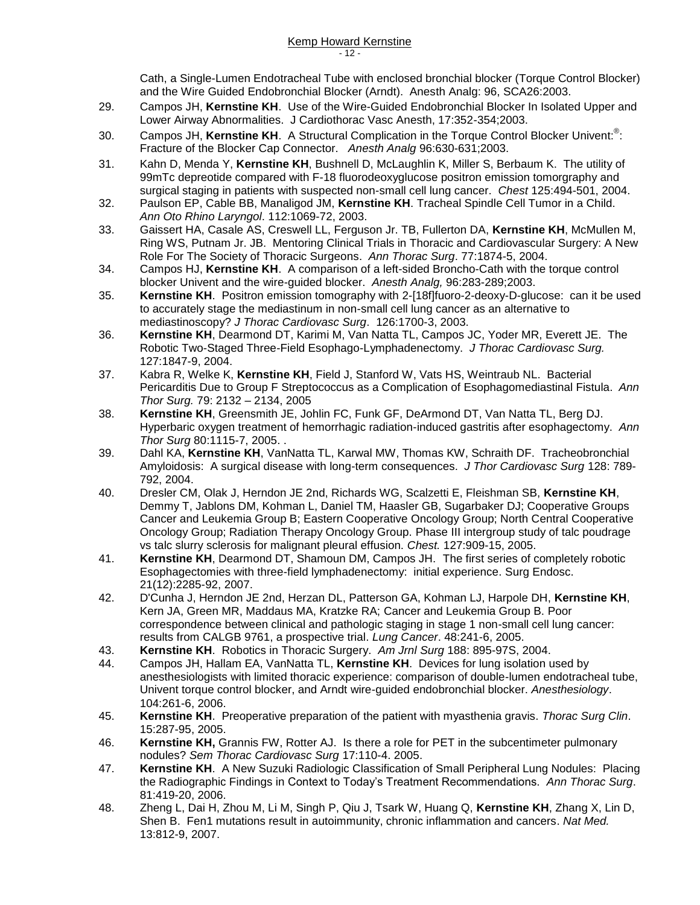Cath, a Single-Lumen Endotracheal Tube with enclosed bronchial blocker (Torque Control Blocker) and the Wire Guided Endobronchial Blocker (Arndt). Anesth Analg: 96, SCA26:2003.

29. Campos JH, **Kernstine KH**. Use of the Wire-Guided Endobronchial Blocker In Isolated Upper and Lower Airway Abnormalities. J Cardiothorac Vasc Anesth, 17:352-354;2003.
30. Campos JH, **Kernstine KH**. A Structural Complication in the Torque Control Blocker Univent:®: Fracture of the Blocker Cap Connector. *Anesth Analg* 96:630-631;2003.
31. Kahn D, Menda Y, **Kernstine KH**, Bushnell D, McLaughlin K, Miller S, Berbaum K. The utility of 99mTc depreotide compared with F-18 fluorodeoxyglucose positron emission tomorgraphy and surgical staging in patients with suspected non-small cell lung cancer. *Chest* 125:494-501, 2004.
32. Paulson EP, Cable BB, Manaligod JM, **Kernstine KH**. Tracheal Spindle Cell Tumor in a Child. *Ann Oto Rhino Laryngol*. 112:1069-72, 2003.
33. Gaissert HA, Casale AS, Creswell LL, Ferguson Jr. TB, Fullerton DA, **Kernstine KH**, McMullen M, Ring WS, Putnam Jr. JB. Mentoring Clinical Trials in Thoracic and Cardiovascular Surgery: A New Role For The Society of Thoracic Surgeons. *Ann Thorac Surg*. 77:1874-5, 2004.
34. Campos HJ, **Kernstine KH**. A comparison of a left-sided Broncho-Cath with the torque control blocker Univent and the wire-guided blocker. *Anesth Analg,* 96:283-289;2003.
35. **Kernstine KH**. Positron emission tomography with 2-[18f]fuoro-2-deoxy-D-glucose: can it be used to accurately stage the mediastinum in non-small cell lung cancer as an alternative to mediastinoscopy? *J Thorac Cardiovasc Surg*. 126:1700-3, 2003.
36. **Kernstine KH**, Dearmond DT, Karimi M, Van Natta TL, Campos JC, Yoder MR, Everett JE. The Robotic Two-Staged Three-Field Esophago-Lymphadenectomy. *J Thorac Cardiovasc Surg.* 127:1847-9, 2004.
37. Kabra R, Welke K, **Kernstine KH**, Field J, Stanford W, Vats HS, Weintraub NL. Bacterial Pericarditis Due to Group F Streptococcus as a Complication of Esophagomediastinal Fistula. *Ann Thor Surg.* 79: 2132 – 2134, 2005
38. **Kernstine KH**, Greensmith JE, Johlin FC, Funk GF, DeArmond DT, Van Natta TL, Berg DJ. Hyperbaric oxygen treatment of hemorrhagic radiation-induced gastritis after esophagectomy. *Ann Thor Surg* 80:1115-7, 2005. .
39. Dahl KA, **Kernstine KH**, VanNatta TL, Karwal MW, Thomas KW, Schraith DF. Tracheobronchial Amyloidosis: A surgical disease with long-term consequences. *J Thor Cardiovasc Surg* 128: 789-792, 2004.
40. Dresler CM, Olak J, Herndon JE 2nd, Richards WG, Scalzetti E, Fleishman SB, **Kernstine KH**, Demmy T, Jablons DM, Kohman L, Daniel TM, Haasler GB, Sugarbaker DJ; Cooperative Groups Cancer and Leukemia Group B; Eastern Cooperative Oncology Group; North Central Cooperative Oncology Group; Radiation Therapy Oncology Group. Phase III intergroup study of talc poudrage vs talc slurry sclerosis for malignant pleural effusion. *Chest.* 127:909-15, 2005.
41. **Kernstine KH**, Dearmond DT, Shamoun DM, Campos JH. The first series of completely robotic Esophagectomies with three-field lymphadenectomy: initial experience. Surg Endosc. 21(12):2285-92, 2007.
42. D'Cunha J, Herndon JE 2nd, Herzan DL, Patterson GA, Kohman LJ, Harpole DH, **Kernstine KH**, Kern JA, Green MR, Maddaus MA, Kratzke RA; Cancer and Leukemia Group B. Poor correspondence between clinical and pathologic staging in stage 1 non-small cell lung cancer: results from CALGB 9761, a prospective trial. *Lung Cancer*. 48:241-6, 2005.
43. **Kernstine KH**. Robotics in Thoracic Surgery. *Am Jrnl Surg* 188: 895-97S, 2004.
44. Campos JH, Hallam EA, VanNatta TL, **Kernstine KH**. Devices for lung isolation used by anesthesiologists with limited thoracic experience: comparison of double-lumen endotracheal tube, Univent torque control blocker, and Arndt wire-guided endobronchial blocker. *Anesthesiology*. 104:261-6, 2006.
45. **Kernstine KH**. Preoperative preparation of the patient with myasthenia gravis. *Thorac Surg Clin*. 15:287-95, 2005.
46. **Kernstine KH,** Grannis FW, Rotter AJ. Is there a role for PET in the subcentimeter pulmonary nodules? *Sem Thorac Cardiovasc Surg* 17:110-4. 2005.
47. **Kernstine KH**. A New Suzuki Radiologic Classification of Small Peripheral Lung Nodules: Placing the Radiographic Findings in Context to Today's Treatment Recommendations. *Ann Thorac Surg*. 81:419-20, 2006.
48. Zheng L, Dai H, Zhou M, Li M, Singh P, Qiu J, Tsark W, Huang Q, **Kernstine KH**, Zhang X, Lin D, Shen B. Fen1 mutations result in autoimmunity, chronic inflammation and cancers. *Nat Med.* 13:812-9, 2007.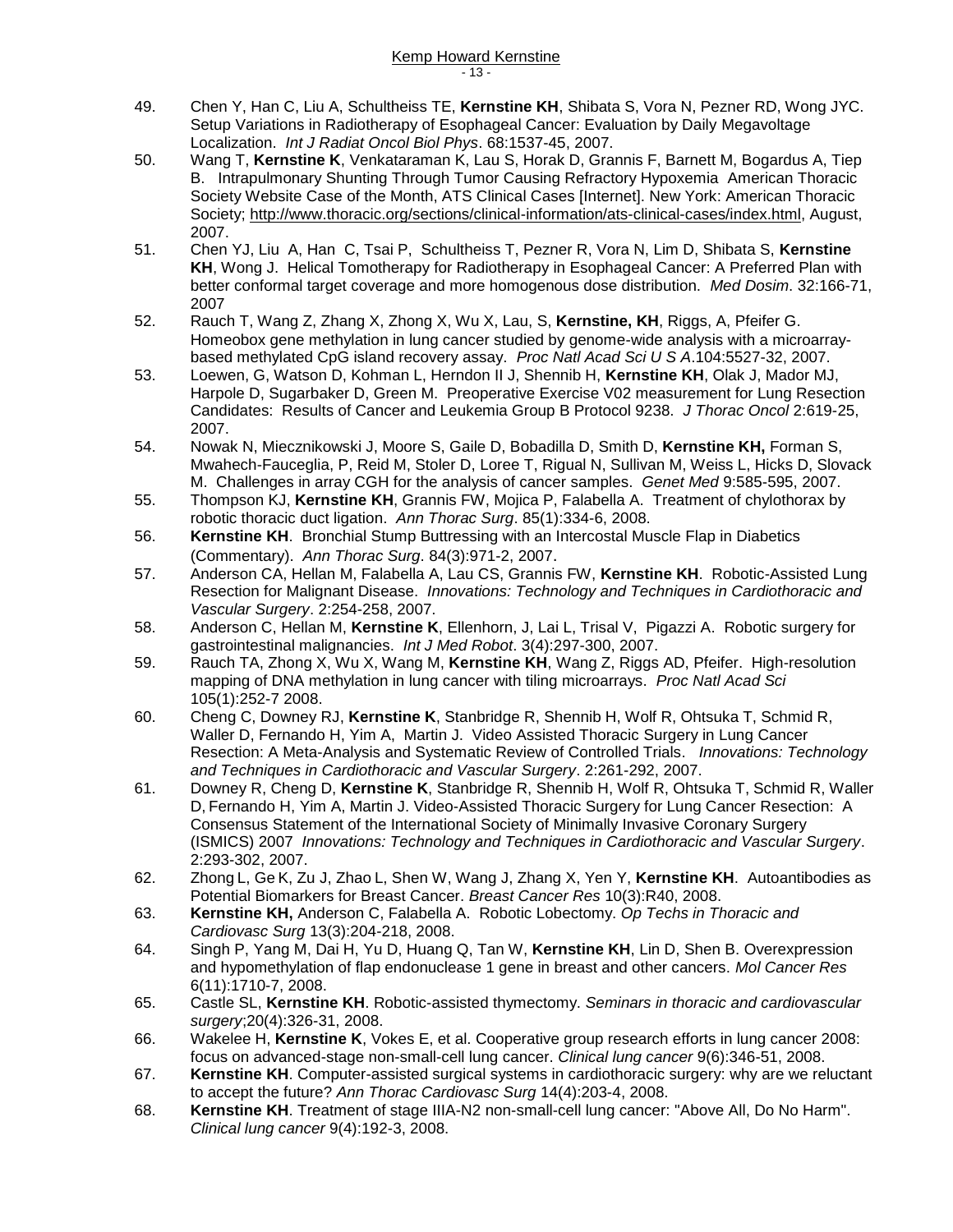49. Chen Y, Han C, Liu A, Schultheiss TE, **Kernstine KH**, Shibata S, Vora N, Pezner RD, Wong JYC. Setup Variations in Radiotherapy of Esophageal Cancer: Evaluation by Daily Megavoltage Localization. *Int J Radiat Oncol Biol Phys*. 68:1537-45, 2007.
50. Wang T, **Kernstine K**, Venkataraman K, Lau S, Horak D, Grannis F, Barnett M, Bogardus A, Tiep B. Intrapulmonary Shunting Through Tumor Causing Refractory Hypoxemia American Thoracic Society Website Case of the Month, ATS Clinical Cases [Internet]. New York: American Thoracic Society; http://www.thoracic.org/sections/clinical-information/ats-clinical-cases/index.html, August, 2007.
51. Chen YJ, Liu A, Han C, Tsai P, Schultheiss T, Pezner R, Vora N, Lim D, Shibata S, **Kernstine KH**, Wong J. Helical Tomotherapy for Radiotherapy in Esophageal Cancer: A Preferred Plan with better conformal target coverage and more homogenous dose distribution. *Med Dosim*. 32:166-71, 2007
52. Rauch T, Wang Z, Zhang X, Zhong X, Wu X, Lau, S, **Kernstine, KH**, Riggs, A, Pfeifer G. Homeobox gene methylation in lung cancer studied by genome-wide analysis with a microarray-based methylated CpG island recovery assay. *Proc Natl Acad Sci U S A*.104:5527-32, 2007.
53. Loewen, G, Watson D, Kohman L, Herndon II J, Shennib H, **Kernstine KH**, Olak J, Mador MJ, Harpole D, Sugarbaker D, Green M. Preoperative Exercise V02 measurement for Lung Resection Candidates: Results of Cancer and Leukemia Group B Protocol 9238. *J Thorac Oncol* 2:619-25, 2007.
54. Nowak N, Miecznikowski J, Moore S, Gaile D, Bobadilla D, Smith D, **Kernstine KH,** Forman S, Mwahech-Fauceglia, P, Reid M, Stoler D, Loree T, Rigual N, Sullivan M, Weiss L, Hicks D, Slovack M. Challenges in array CGH for the analysis of cancer samples. *Genet Med* 9:585-595, 2007.
55. Thompson KJ, **Kernstine KH**, Grannis FW, Mojica P, Falabella A. Treatment of chylothorax by robotic thoracic duct ligation. *Ann Thorac Surg*. 85(1):334-6, 2008.
56. **Kernstine KH**. Bronchial Stump Buttressing with an Intercostal Muscle Flap in Diabetics (Commentary). *Ann Thorac Surg*. 84(3):971-2, 2007.
57. Anderson CA, Hellan M, Falabella A, Lau CS, Grannis FW, **Kernstine KH**. Robotic-Assisted Lung Resection for Malignant Disease. *Innovations: Technology and Techniques in Cardiothoracic and Vascular Surgery*. 2:254-258, 2007.
58. Anderson C, Hellan M, **Kernstine K**, Ellenhorn, J, Lai L, Trisal V, Pigazzi A. Robotic surgery for gastrointestinal malignancies. *Int J Med Robot*. 3(4):297-300, 2007.
59. Rauch TA, Zhong X, Wu X, Wang M, **Kernstine KH**, Wang Z, Riggs AD, Pfeifer. High-resolution mapping of DNA methylation in lung cancer with tiling microarrays. *Proc Natl Acad Sci* 105(1):252-7 2008.
60. Cheng C, Downey RJ, **Kernstine K**, Stanbridge R, Shennib H, Wolf R, Ohtsuka T, Schmid R, Waller D, Fernando H, Yim A, Martin J. Video Assisted Thoracic Surgery in Lung Cancer Resection: A Meta-Analysis and Systematic Review of Controlled Trials. *Innovations: Technology and Techniques in Cardiothoracic and Vascular Surgery*. 2:261-292, 2007.
61. Downey R, Cheng D, **Kernstine K**, Stanbridge R, Shennib H, Wolf R, Ohtsuka T, Schmid R, Waller D, Fernando H, Yim A, Martin J. Video-Assisted Thoracic Surgery for Lung Cancer Resection: A Consensus Statement of the International Society of Minimally Invasive Coronary Surgery (ISMICS) 2007 *Innovations: Technology and Techniques in Cardiothoracic and Vascular Surgery*. 2:293-302, 2007.
62. Zhong L, Ge K, Zu J, Zhao L, Shen W, Wang J, Zhang X, Yen Y, **Kernstine KH**. Autoantibodies as Potential Biomarkers for Breast Cancer. *Breast Cancer Res* 10(3):R40, 2008.
63. **Kernstine KH,** Anderson C, Falabella A. Robotic Lobectomy. *Op Techs in Thoracic and Cardiovasc Surg* 13(3):204-218, 2008.
64. Singh P, Yang M, Dai H, Yu D, Huang Q, Tan W, **Kernstine KH**, Lin D, Shen B. Overexpression and hypomethylation of flap endonuclease 1 gene in breast and other cancers. *Mol Cancer Res* 6(11):1710-7, 2008.
65. Castle SL, **Kernstine KH**. Robotic-assisted thymectomy. *Seminars in thoracic and cardiovascular surgery*;20(4):326-31, 2008.
66. Wakelee H, **Kernstine K**, Vokes E, et al. Cooperative group research efforts in lung cancer 2008: focus on advanced-stage non-small-cell lung cancer. *Clinical lung cancer* 9(6):346-51, 2008.
67. **Kernstine KH**. Computer-assisted surgical systems in cardiothoracic surgery: why are we reluctant to accept the future? *Ann Thorac Cardiovasc Surg* 14(4):203-4, 2008.
68. **Kernstine KH**. Treatment of stage IIIA-N2 non-small-cell lung cancer: "Above All, Do No Harm". *Clinical lung cancer* 9(4):192-3, 2008.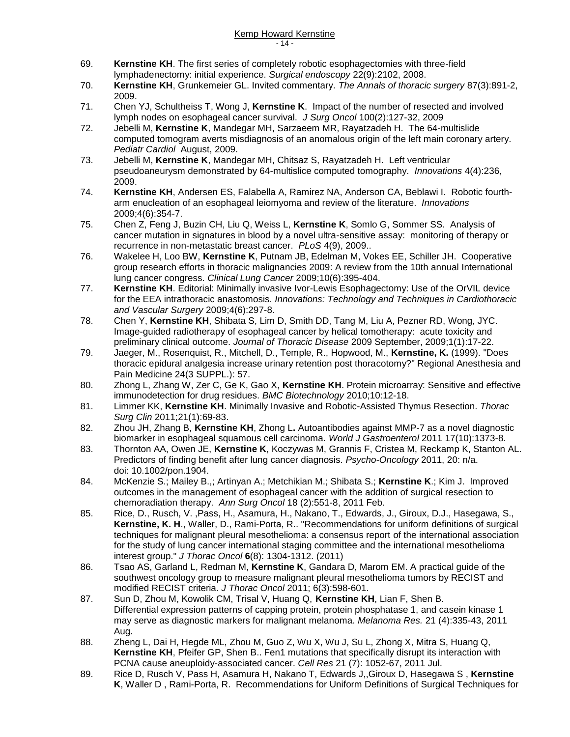69. **Kernstine KH**. The first series of completely robotic esophagectomies with three-field lymphadenectomy: initial experience. *Surgical endoscopy* 22(9):2102, 2008.
70. **Kernstine KH**, Grunkemeier GL. Invited commentary. *The Annals of thoracic surgery* 87(3):891-2, 2009.
71. Chen YJ, Schultheiss T, Wong J, **Kernstine K**. Impact of the number of resected and involved lymph nodes on esophageal cancer survival. *J Surg Oncol* 100(2):127-32, 2009
72. Jebelli M, **Kernstine K**, Mandegar MH, Sarzaeem MR, Rayatzadeh H. The 64-multislide computed tomogram averts misdiagnosis of an anomalous origin of the left main coronary artery. *Pediatr Cardiol* August, 2009.
73. Jebelli M, **Kernstine K**, Mandegar MH, Chitsaz S, Rayatzadeh H. Left ventricular pseudoaneurysm demonstrated by 64-multislice computed tomography. *Innovations* 4(4):236, 2009.
74. **Kernstine KH**, Andersen ES, Falabella A, Ramirez NA, Anderson CA, Beblawi I. Robotic fourth-arm enucleation of an esophageal leiomyoma and review of the literature. *Innovations* 2009;4(6):354-7.
75. Chen Z, Feng J, Buzin CH, Liu Q, Weiss L, **Kernstine K**, Somlo G, Sommer SS. Analysis of cancer mutation in signatures in blood by a novel ultra-sensitive assay: monitoring of therapy or recurrence in non-metastatic breast cancer. *PLoS* 4(9), 2009..
76. Wakelee H, Loo BW, **Kernstine K**, Putnam JB, Edelman M, Vokes EE, Schiller JH. Cooperative group research efforts in thoracic malignancies 2009: A review from the 10th annual International lung cancer congress. *Clinical Lung Cancer* 2009;10(6):395-404.
77. **Kernstine KH**. Editorial: Minimally invasive Ivor-Lewis Esophagectomy: Use of the OrVIL device for the EEA intrathoracic anastomosis. *Innovations: Technology and Techniques in Cardiothoracic and Vascular Surgery* 2009;4(6):297-8.
78. Chen Y, **Kernstine KH**, Shibata S, Lim D, Smith DD, Tang M, Liu A, Pezner RD, Wong, JYC. Image-guided radiotherapy of esophageal cancer by helical tomotherapy: acute toxicity and preliminary clinical outcome. *Journal of Thoracic Disease* 2009 September, 2009;1(1):17-22.
79. Jaeger, M., Rosenquist, R., Mitchell, D., Temple, R., Hopwood, M., **Kernstine, K.** (1999). "Does thoracic epidural analgesia increase urinary retention post thoracotomy?" Regional Anesthesia and Pain Medicine 24(3 SUPPL.): 57.
80. Zhong L, Zhang W, Zer C, Ge K, Gao X, **Kernstine KH**. Protein microarray: Sensitive and effective immunodetection for drug residues. *BMC Biotechnology* 2010;10:12-18.
81. Limmer KK, **Kernstine KH**. Minimally Invasive and Robotic-Assisted Thymus Resection. *Thorac Surg Clin* 2011;21(1):69-83.
82. Zhou JH, Zhang B, **Kernstine KH**, Zhong L**.** Autoantibodies against MMP-7 as a novel diagnostic biomarker in esophageal squamous cell carcinoma. *World J Gastroenterol* 2011 17(10):1373-8.
83. Thornton AA, Owen JE, **Kernstine K**, Koczywas M, Grannis F, Cristea M, Reckamp K, Stanton AL. Predictors of finding benefit after lung cancer diagnosis. *Psycho-Oncology* 2011, 20: n/a. doi: 10.1002/pon.1904.
84. McKenzie S.; Mailey B.,; Artinyan A.; Metchikian M.; Shibata S.; **Kernstine K**.; Kim J. Improved outcomes in the management of esophageal cancer with the addition of surgical resection to chemoradiation therapy. *Ann Surg Oncol* 18 (2):551-8, 2011 Feb.
85. Rice, D., Rusch, V. ,Pass, H., Asamura, H., Nakano, T., Edwards, J., Giroux, D.J., Hasegawa, S., **Kernstine, K. H**., Waller, D., Rami-Porta, R.. "Recommendations for uniform definitions of surgical techniques for malignant pleural mesothelioma: a consensus report of the international association for the study of lung cancer international staging committee and the international mesothelioma interest group." *J Thorac Oncol* **6**(8): 1304-1312. (2011)
86. Tsao AS, Garland L, Redman M, **Kernstine K**, Gandara D, Marom EM. A practical guide of the southwest oncology group to measure malignant pleural mesothelioma tumors by RECIST and modified RECIST criteria. *J Thorac Oncol* 2011; 6(3):598-601.
87. Sun D, Zhou M, Kowolik CM, Trisal V, Huang Q, **Kernstine KH**, Lian F, Shen B. Differential expression patterns of capping protein, protein phosphatase 1, and casein kinase 1 may serve as diagnostic markers for malignant melanoma. *Melanoma Res.* 21 (4):335-43, 2011 Aug.
88. Zheng L, Dai H, Hegde ML, Zhou M, Guo Z, Wu X, Wu J, Su L, Zhong X, Mitra S, Huang Q, **Kernstine KH**, Pfeifer GP, Shen B.. Fen1 mutations that specifically disrupt its interaction with PCNA cause aneuploidy-associated cancer. *Cell Res* 21 (7): 1052-67, 2011 Jul.
89. Rice D, Rusch V, Pass H, Asamura H, Nakano T, Edwards J,,Giroux D, Hasegawa S , **Kernstine K**, Waller D , Rami-Porta, R. Recommendations for Uniform Definitions of Surgical Techniques for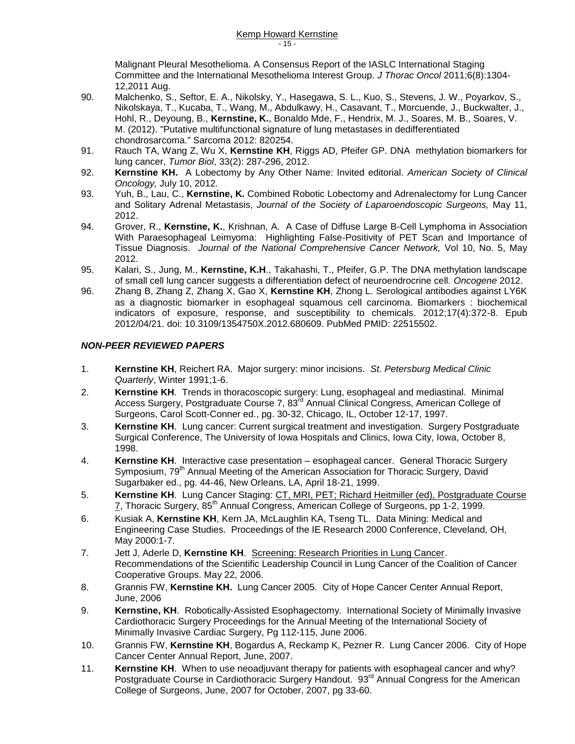Malignant Pleural Mesothelioma. A Consensus Report of the IASLC International Staging Committee and the International Mesothelioma Interest Group. *J Thorac Oncol* 2011;6(8):1304-12,2011 Aug.

90. Malchenko, S., Seftor, E. A., Nikolsky, Y., Hasegawa, S. L., Kuo, S., Stevens, J. W., Poyarkov, S., Nikolskaya, T., Kucaba, T., Wang, M., Abdulkawy, H., Casavant, T., Morcuende, J., Buckwalter, J., Hohl, R., Deyoung, B., **Kernstine, K.**, Bonaldo Mde, F., Hendrix, M. J., Soares, M. B., Soares, V. M. (2012). "Putative multifunctional signature of lung metastases in dedifferentiated chondrosarcoma." Sarcoma 2012: 820254.
91. Rauch TA, Wang Z, Wu X, **Kernstine KH**, Riggs AD, Pfeifer GP. DNA methylation biomarkers for lung cancer, *Tumor Biol*, 33(2): 287-296, 2012.
92. **Kernstine KH.** A Lobectomy by Any Other Name: Invited editorial. *American Society of Clinical Oncology,* July 10, 2012.
93. Yuh, B., Lau, C., **Kernstine, K.** Combined Robotic Lobectomy and Adrenalectomy for Lung Cancer and Solitary Adrenal Metastasis, *Journal of the Society of Laparoendoscopic Surgeons,* May 11, 2012.
94. Grover, R., **Kernstine, K.**, Krishnan, A. A Case of Diffuse Large B-Cell Lymphoma in Association With Paraesophageal Leimyoma: Highlighting False-Positivity of PET Scan and Importance of Tissue Diagnosis. *Journal of the National Comprehensive Cancer Network,* Vol 10, No. 5, May 2012.
95. Kalari, S., Jung, M., **Kernstine, K.H**., Takahashi, T., Pfeifer, G.P. The DNA methylation landscape of small cell lung cancer suggests a differentiation defect of neuroendocrine cell. *Oncogene* 2012.
96. Zhang B, Zhang Z, Zhang X, Gao X, **Kernstine KH**, Zhong L. Serological antibodies against LY6K as a diagnostic biomarker in esophageal squamous cell carcinoma. Biomarkers : biochemical indicators of exposure, response, and susceptibility to chemicals. 2012;17(4):372-8. Epub 2012/04/21. doi: 10.3109/1354750X.2012.680609. PubMed PMID: 22515502.

### *NON-PEER REVIEWED PAPERS*

1. **Kernstine KH**, Reichert RA. Major surgery: minor incisions. *St. Petersburg Medical Clinic Quarterly*, Winter 1991;1-6.
2. **Kernstine KH**. Trends in thoracoscopic surgery: Lung, esophageal and mediastinal. Minimal Access Surgery, Postgraduate Course 7, 83rd Annual Clinical Congress, American College of Surgeons, Carol Scott-Conner ed., pg. 30-32, Chicago, IL, October 12-17, 1997.
3. **Kernstine KH**. Lung cancer: Current surgical treatment and investigation. Surgery Postgraduate Surgical Conference, The University of Iowa Hospitals and Clinics, Iowa City, Iowa, October 8, 1998.
4. **Kernstine KH**. Interactive case presentation – esophageal cancer. General Thoracic Surgery Symposium, 79th Annual Meeting of the American Association for Thoracic Surgery, David Sugarbaker ed., pg. 44-46, New Orleans, LA, April 18-21, 1999.
5. **Kernstine KH**. Lung Cancer Staging: CT, MRI, PET; Richard Heitmiller (ed), Postgraduate Course 7, Thoracic Surgery, 85th Annual Congress, American College of Surgeons, pp 1-2, 1999.
6. Kusiak A, **Kernstine KH**, Kern JA, McLaughlin KA, Tseng TL. Data Mining: Medical and Engineering Case Studies. Proceedings of the IE Research 2000 Conference, Cleveland, OH, May 2000:1-7.
7. Jett J, Aderle D, **Kernstine KH**. Screening: Research Priorities in Lung Cancer. Recommendations of the Scientific Leadership Council in Lung Cancer of the Coalition of Cancer Cooperative Groups. May 22, 2006.
8. Grannis FW, **Kernstine KH.** Lung Cancer 2005. City of Hope Cancer Center Annual Report, June, 2006
9. **Kernstine, KH**. Robotically-Assisted Esophagectomy. International Society of Minimally Invasive Cardiothoracic Surgery Proceedings for the Annual Meeting of the International Society of Minimally Invasive Cardiac Surgery, Pg 112-115, June 2006.
10. Grannis FW, **Kernstine KH**, Bogardus A, Reckamp K, Pezner R. Lung Cancer 2006. City of Hope Cancer Center Annual Report, June, 2007.
11. **Kernstine KH**. When to use neoadjuvant therapy for patients with esophageal cancer and why? Postgraduate Course in Cardiothoracic Surgery Handout. 93rd Annual Congress for the American College of Surgeons, June, 2007 for October, 2007, pg 33-60.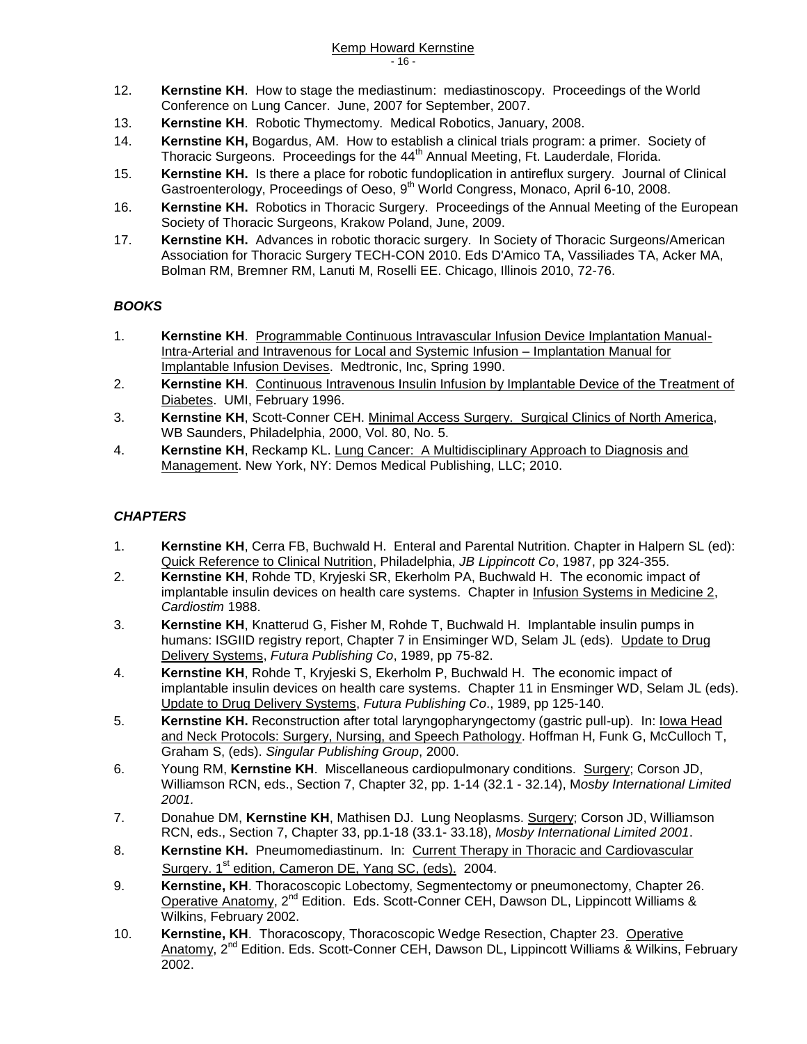12. **Kernstine KH**. How to stage the mediastinum: mediastinoscopy. Proceedings of the World Conference on Lung Cancer. June, 2007 for September, 2007.
13. **Kernstine KH**. Robotic Thymectomy. Medical Robotics, January, 2008.
14. **Kernstine KH,** Bogardus, AM. How to establish a clinical trials program: a primer. Society of Thoracic Surgeons. Proceedings for the 44th Annual Meeting, Ft. Lauderdale, Florida.
15. **Kernstine KH.** Is there a place for robotic fundoplication in antireflux surgery. Journal of Clinical Gastroenterology, Proceedings of Oeso, 9th World Congress, Monaco, April 6-10, 2008.
16. **Kernstine KH.** Robotics in Thoracic Surgery. Proceedings of the Annual Meeting of the European Society of Thoracic Surgeons, Krakow Poland, June, 2009.
17. **Kernstine KH.** Advances in robotic thoracic surgery. In Society of Thoracic Surgeons/American Association for Thoracic Surgery TECH-CON 2010. Eds D'Amico TA, Vassiliades TA, Acker MA, Bolman RM, Bremner RM, Lanuti M, Roselli EE. Chicago, Illinois 2010, 72-76.

### *BOOKS*

1. **Kernstine KH**. Programmable Continuous Intravascular Infusion Device Implantation Manual-Intra-Arterial and Intravenous for Local and Systemic Infusion – Implantation Manual for Implantable Infusion Devises. Medtronic, Inc, Spring 1990.
2. **Kernstine KH**. Continuous Intravenous Insulin Infusion by Implantable Device of the Treatment of Diabetes. UMI, February 1996.
3. **Kernstine KH**, Scott-Conner CEH. Minimal Access Surgery. Surgical Clinics of North America, WB Saunders, Philadelphia, 2000, Vol. 80, No. 5.
4. **Kernstine KH**, Reckamp KL. Lung Cancer: A Multidisciplinary Approach to Diagnosis and Management. New York, NY: Demos Medical Publishing, LLC; 2010.

### *CHAPTERS*

1. **Kernstine KH**, Cerra FB, Buchwald H. Enteral and Parental Nutrition. Chapter in Halpern SL (ed): Quick Reference to Clinical Nutrition, Philadelphia, *JB Lippincott Co*, 1987, pp 324-355.
2. **Kernstine KH**, Rohde TD, Kryjeski SR, Ekerholm PA, Buchwald H. The economic impact of implantable insulin devices on health care systems. Chapter in Infusion Systems in Medicine 2, *Cardiostim* 1988.
3. **Kernstine KH**, Knatterud G, Fisher M, Rohde T, Buchwald H. Implantable insulin pumps in humans: ISGIID registry report, Chapter 7 in Ensiminger WD, Selam JL (eds). Update to Drug Delivery Systems, *Futura Publishing Co*, 1989, pp 75-82.
4. **Kernstine KH**, Rohde T, Kryjeski S, Ekerholm P, Buchwald H. The economic impact of implantable insulin devices on health care systems. Chapter 11 in Ensminger WD, Selam JL (eds). Update to Drug Delivery Systems, *Futura Publishing Co*., 1989, pp 125-140.
5. **Kernstine KH.** Reconstruction after total laryngopharyngectomy (gastric pull-up). In: Iowa Head and Neck Protocols: Surgery, Nursing, and Speech Pathology. Hoffman H, Funk G, McCulloch T, Graham S, (eds). *Singular Publishing Group*, 2000.
6. Young RM, **Kernstine KH**. Miscellaneous cardiopulmonary conditions. Surgery; Corson JD, Williamson RCN, eds., Section 7, Chapter 32, pp. 1-14 (32.1 - 32.14), M*osby International Limited 2001.*
7. Donahue DM, **Kernstine KH**, Mathisen DJ. Lung Neoplasms. Surgery; Corson JD, Williamson RCN, eds., Section 7, Chapter 33, pp.1-18 (33.1- 33.18), *Mosby International Limited 2001*.
8. **Kernstine KH.** Pneumomediastinum. In: Current Therapy in Thoracic and Cardiovascular Surgery. 1st edition, Cameron DE, Yang SC, (eds). 2004.
9. **Kernstine, KH**. Thoracoscopic Lobectomy, Segmentectomy or pneumonectomy, Chapter 26. Operative Anatomy, 2nd Edition. Eds. Scott-Conner CEH, Dawson DL, Lippincott Williams & Wilkins, February 2002.
10. **Kernstine, KH**. Thoracoscopy, Thoracoscopic Wedge Resection, Chapter 23. Operative Anatomy, 2nd Edition. Eds. Scott-Conner CEH, Dawson DL, Lippincott Williams & Wilkins, February 2002.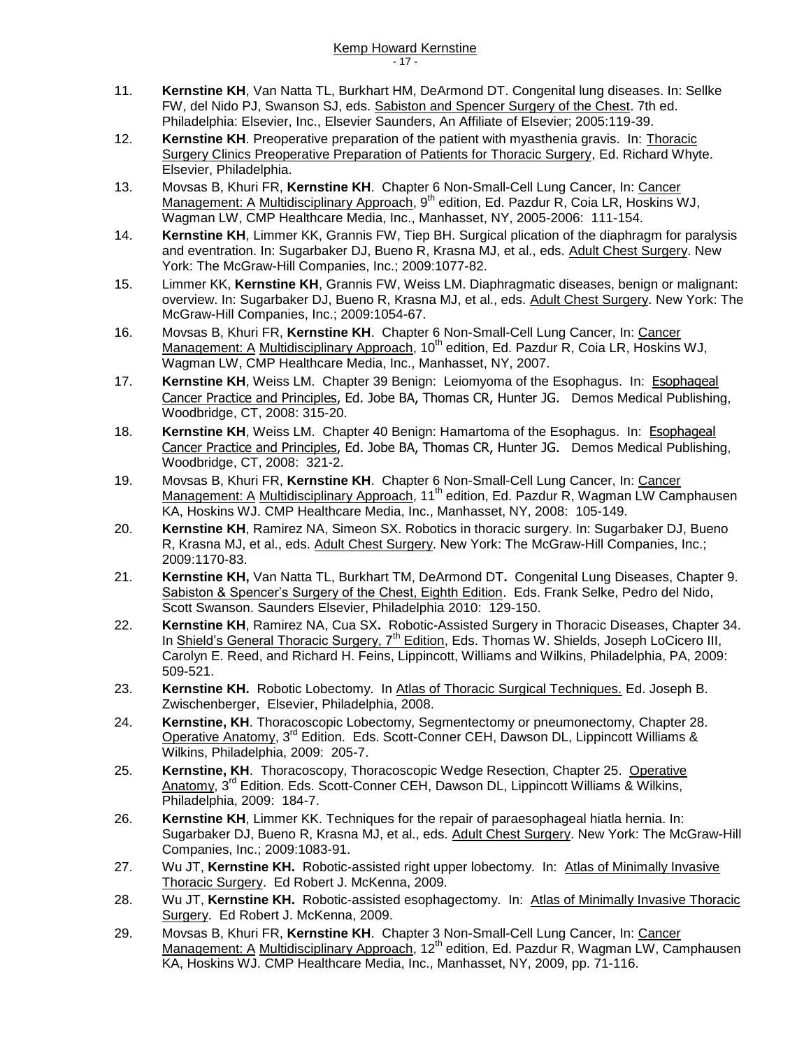11. **Kernstine KH**, Van Natta TL, Burkhart HM, DeArmond DT. Congenital lung diseases. In: Sellke FW, del Nido PJ, Swanson SJ, eds. Sabiston and Spencer Surgery of the Chest. 7th ed. Philadelphia: Elsevier, Inc., Elsevier Saunders, An Affiliate of Elsevier; 2005:119-39.
12. **Kernstine KH**. Preoperative preparation of the patient with myasthenia gravis. In: Thoracic Surgery Clinics Preoperative Preparation of Patients for Thoracic Surgery, Ed. Richard Whyte. Elsevier, Philadelphia.
13. Movsas B, Khuri FR, **Kernstine KH**. Chapter 6 Non-Small-Cell Lung Cancer, In: Cancer Management: A Multidisciplinary Approach, 9th edition, Ed. Pazdur R, Coia LR, Hoskins WJ, Wagman LW, CMP Healthcare Media, Inc., Manhasset, NY, 2005-2006: 111-154.
14. **Kernstine KH**, Limmer KK, Grannis FW, Tiep BH. Surgical plication of the diaphragm for paralysis and eventration. In: Sugarbaker DJ, Bueno R, Krasna MJ, et al., eds. Adult Chest Surgery. New York: The McGraw-Hill Companies, Inc.; 2009:1077-82.
15. Limmer KK, **Kernstine KH**, Grannis FW, Weiss LM. Diaphragmatic diseases, benign or malignant: overview. In: Sugarbaker DJ, Bueno R, Krasna MJ, et al., eds. Adult Chest Surgery. New York: The McGraw-Hill Companies, Inc.; 2009:1054-67.
16. Movsas B, Khuri FR, **Kernstine KH**. Chapter 6 Non-Small-Cell Lung Cancer, In: Cancer Management: A Multidisciplinary Approach, 10th edition, Ed. Pazdur R, Coia LR, Hoskins WJ, Wagman LW, CMP Healthcare Media, Inc., Manhasset, NY, 2007.
17. **Kernstine KH**, Weiss LM. Chapter 39 Benign: Leiomyoma of the Esophagus. In: Esophageal Cancer Practice and Principles, Ed. Jobe BA, Thomas CR, Hunter JG. Demos Medical Publishing, Woodbridge, CT, 2008: 315-20.
18. **Kernstine KH**, Weiss LM. Chapter 40 Benign: Hamartoma of the Esophagus. In: Esophageal Cancer Practice and Principles, Ed. Jobe BA, Thomas CR, Hunter JG. Demos Medical Publishing, Woodbridge, CT, 2008: 321-2.
19. Movsas B, Khuri FR, **Kernstine KH**. Chapter 6 Non-Small-Cell Lung Cancer, In: Cancer Management: A Multidisciplinary Approach, 11th edition, Ed. Pazdur R, Wagman LW Camphausen KA, Hoskins WJ. CMP Healthcare Media, Inc., Manhasset, NY, 2008: 105-149.
20. **Kernstine KH**, Ramirez NA, Simeon SX. Robotics in thoracic surgery. In: Sugarbaker DJ, Bueno R, Krasna MJ, et al., eds. Adult Chest Surgery. New York: The McGraw-Hill Companies, Inc.; 2009:1170-83.
21. **Kernstine KH,** Van Natta TL, Burkhart TM, DeArmond DT**.** Congenital Lung Diseases, Chapter 9. Sabiston & Spencer's Surgery of the Chest, Eighth Edition. Eds. Frank Selke, Pedro del Nido, Scott Swanson. Saunders Elsevier, Philadelphia 2010: 129-150.
22. **Kernstine KH**, Ramirez NA, Cua SX**.** Robotic-Assisted Surgery in Thoracic Diseases, Chapter 34. In Shield's General Thoracic Surgery, 7th Edition, Eds. Thomas W. Shields, Joseph LoCicero III, Carolyn E. Reed, and Richard H. Feins, Lippincott, Williams and Wilkins, Philadelphia, PA, 2009: 509-521.
23. **Kernstine KH.** Robotic Lobectomy. In Atlas of Thoracic Surgical Techniques. Ed. Joseph B. Zwischenberger, Elsevier, Philadelphia, 2008.
24. **Kernstine, KH**. Thoracoscopic Lobectomy, Segmentectomy or pneumonectomy, Chapter 28. Operative Anatomy, 3rd Edition. Eds. Scott-Conner CEH, Dawson DL, Lippincott Williams & Wilkins, Philadelphia, 2009: 205-7.
25. **Kernstine, KH**. Thoracoscopy, Thoracoscopic Wedge Resection, Chapter 25. Operative Anatomy, 3rd Edition. Eds. Scott-Conner CEH, Dawson DL, Lippincott Williams & Wilkins, Philadelphia, 2009: 184-7.
26. **Kernstine KH**, Limmer KK. Techniques for the repair of paraesophageal hiatla hernia. In: Sugarbaker DJ, Bueno R, Krasna MJ, et al., eds. Adult Chest Surgery. New York: The McGraw-Hill Companies, Inc.; 2009:1083-91.
27. Wu JT, **Kernstine KH.** Robotic-assisted right upper lobectomy. In: Atlas of Minimally Invasive Thoracic Surgery. Ed Robert J. McKenna, 2009.
28. Wu JT, **Kernstine KH.** Robotic-assisted esophagectomy. In: Atlas of Minimally Invasive Thoracic Surgery. Ed Robert J. McKenna, 2009.
29. Movsas B, Khuri FR, **Kernstine KH**. Chapter 3 Non-Small-Cell Lung Cancer, In: Cancer Management: A Multidisciplinary Approach, 12th edition, Ed. Pazdur R, Wagman LW, Camphausen KA, Hoskins WJ. CMP Healthcare Media, Inc., Manhasset, NY, 2009, pp. 71-116.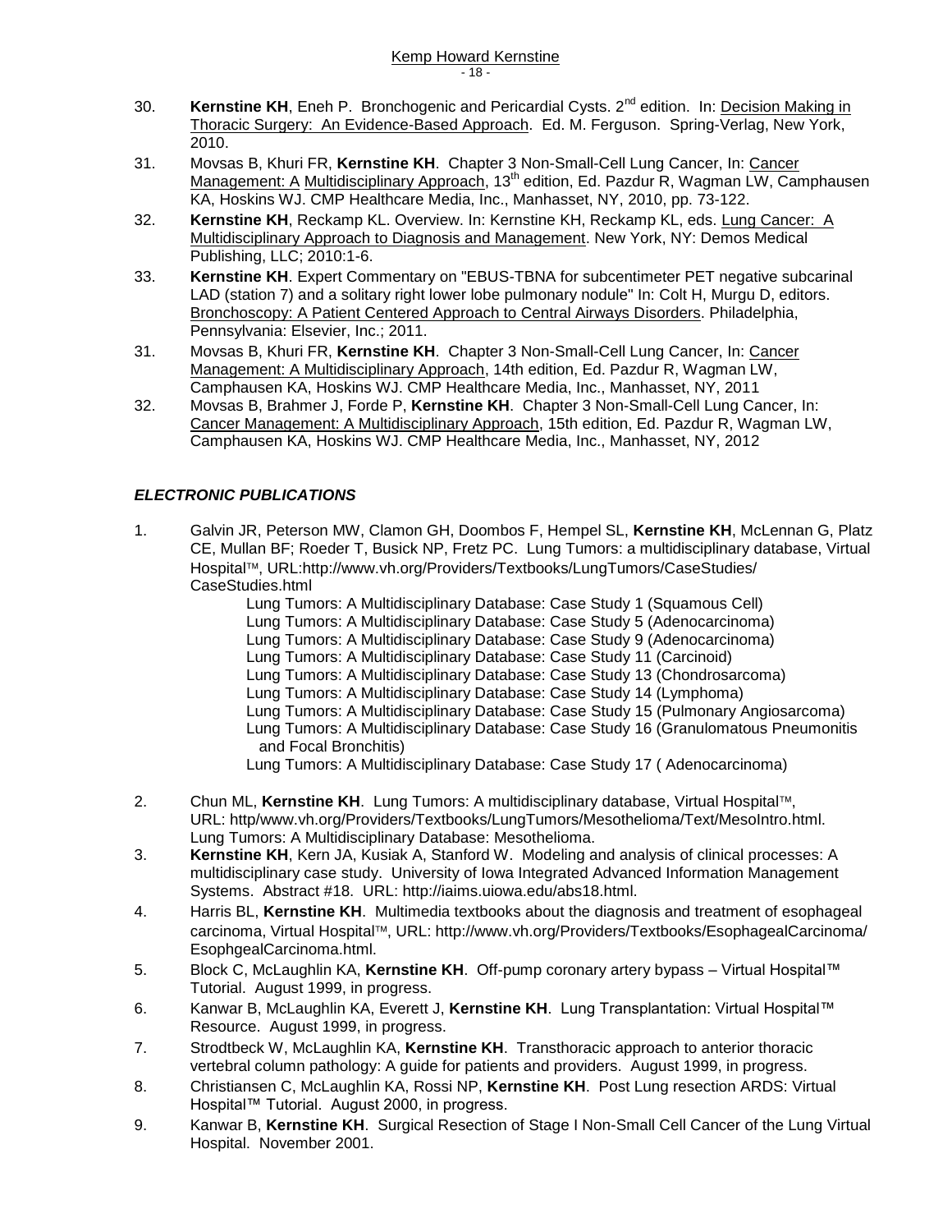30. **Kernstine KH**, Eneh P. Bronchogenic and Pericardial Cysts. 2nd edition. In: Decision Making in Thoracic Surgery: An Evidence-Based Approach. Ed. M. Ferguson. Spring-Verlag, New York, 2010.
31. Movsas B, Khuri FR, **Kernstine KH**. Chapter 3 Non-Small-Cell Lung Cancer, In: Cancer Management: A Multidisciplinary Approach, 13th edition, Ed. Pazdur R, Wagman LW, Camphausen KA, Hoskins WJ. CMP Healthcare Media, Inc., Manhasset, NY, 2010, pp. 73-122.
32. **Kernstine KH**, Reckamp KL. Overview. In: Kernstine KH, Reckamp KL, eds. Lung Cancer: A Multidisciplinary Approach to Diagnosis and Management. New York, NY: Demos Medical Publishing, LLC; 2010:1-6.
33. **Kernstine KH**. Expert Commentary on "EBUS-TBNA for subcentimeter PET negative subcarinal LAD (station 7) and a solitary right lower lobe pulmonary nodule" In: Colt H, Murgu D, editors. Bronchoscopy: A Patient Centered Approach to Central Airways Disorders. Philadelphia, Pennsylvania: Elsevier, Inc.; 2011.
31. Movsas B, Khuri FR, **Kernstine KH**. Chapter 3 Non-Small-Cell Lung Cancer, In: Cancer Management: A Multidisciplinary Approach, 14th edition, Ed. Pazdur R, Wagman LW, Camphausen KA, Hoskins WJ. CMP Healthcare Media, Inc., Manhasset, NY, 2011
32. Movsas B, Brahmer J, Forde P, **Kernstine KH**. Chapter 3 Non-Small-Cell Lung Cancer, In: Cancer Management: A Multidisciplinary Approach, 15th edition, Ed. Pazdur R, Wagman LW, Camphausen KA, Hoskins WJ. CMP Healthcare Media, Inc., Manhasset, NY, 2012

## *ELECTRONIC PUBLICATIONS*

1. Galvin JR, Peterson MW, Clamon GH, Doombos F, Hempel SL, **Kernstine KH**, McLennan G, Platz CE, Mullan BF; Roeder T, Busick NP, Fretz PC. Lung Tumors: a multidisciplinary database, Virtual Hospital™, URL:http://www.vh.org/Providers/Textbooks/LungTumors/CaseStudies/CaseStudies.html
   - Lung Tumors: A Multidisciplinary Database: Case Study 1 (Squamous Cell)
   - Lung Tumors: A Multidisciplinary Database: Case Study 5 (Adenocarcinoma)
   - Lung Tumors: A Multidisciplinary Database: Case Study 9 (Adenocarcinoma)
   - Lung Tumors: A Multidisciplinary Database: Case Study 11 (Carcinoid)
   - Lung Tumors: A Multidisciplinary Database: Case Study 13 (Chondrosarcoma)
   - Lung Tumors: A Multidisciplinary Database: Case Study 14 (Lymphoma)
   - Lung Tumors: A Multidisciplinary Database: Case Study 15 (Pulmonary Angiosarcoma)
   - Lung Tumors: A Multidisciplinary Database: Case Study 16 (Granulomatous Pneumonitis and Focal Bronchitis)
   - Lung Tumors: A Multidisciplinary Database: Case Study 17 ( Adenocarcinoma)
2. Chun ML, **Kernstine KH**. Lung Tumors: A multidisciplinary database, Virtual Hospital™, URL: http/www.vh.org/Providers/Textbooks/LungTumors/Mesothelioma/Text/MesoIntro.html. Lung Tumors: A Multidisciplinary Database: Mesothelioma.
3. **Kernstine KH**, Kern JA, Kusiak A, Stanford W. Modeling and analysis of clinical processes: A multidisciplinary case study. University of Iowa Integrated Advanced Information Management Systems. Abstract #18. URL: http://iaims.uiowa.edu/abs18.html.
4. Harris BL, **Kernstine KH**. Multimedia textbooks about the diagnosis and treatment of esophageal carcinoma, Virtual Hospital™, URL: http://www.vh.org/Providers/Textbooks/EsophagealCarcinoma/EsophgealCarcinoma.html.
5. Block C, McLaughlin KA, **Kernstine KH**. Off-pump coronary artery bypass – Virtual Hospital™ Tutorial. August 1999, in progress.
6. Kanwar B, McLaughlin KA, Everett J, **Kernstine KH**. Lung Transplantation: Virtual Hospital™ Resource. August 1999, in progress.
7. Strodtbeck W, McLaughlin KA, **Kernstine KH**. Transthoracic approach to anterior thoracic vertebral column pathology: A guide for patients and providers. August 1999, in progress.
8. Christiansen C, McLaughlin KA, Rossi NP, **Kernstine KH**. Post Lung resection ARDS: Virtual Hospital™ Tutorial. August 2000, in progress.
9. Kanwar B, **Kernstine KH**. Surgical Resection of Stage I Non-Small Cell Cancer of the Lung Virtual Hospital. November 2001.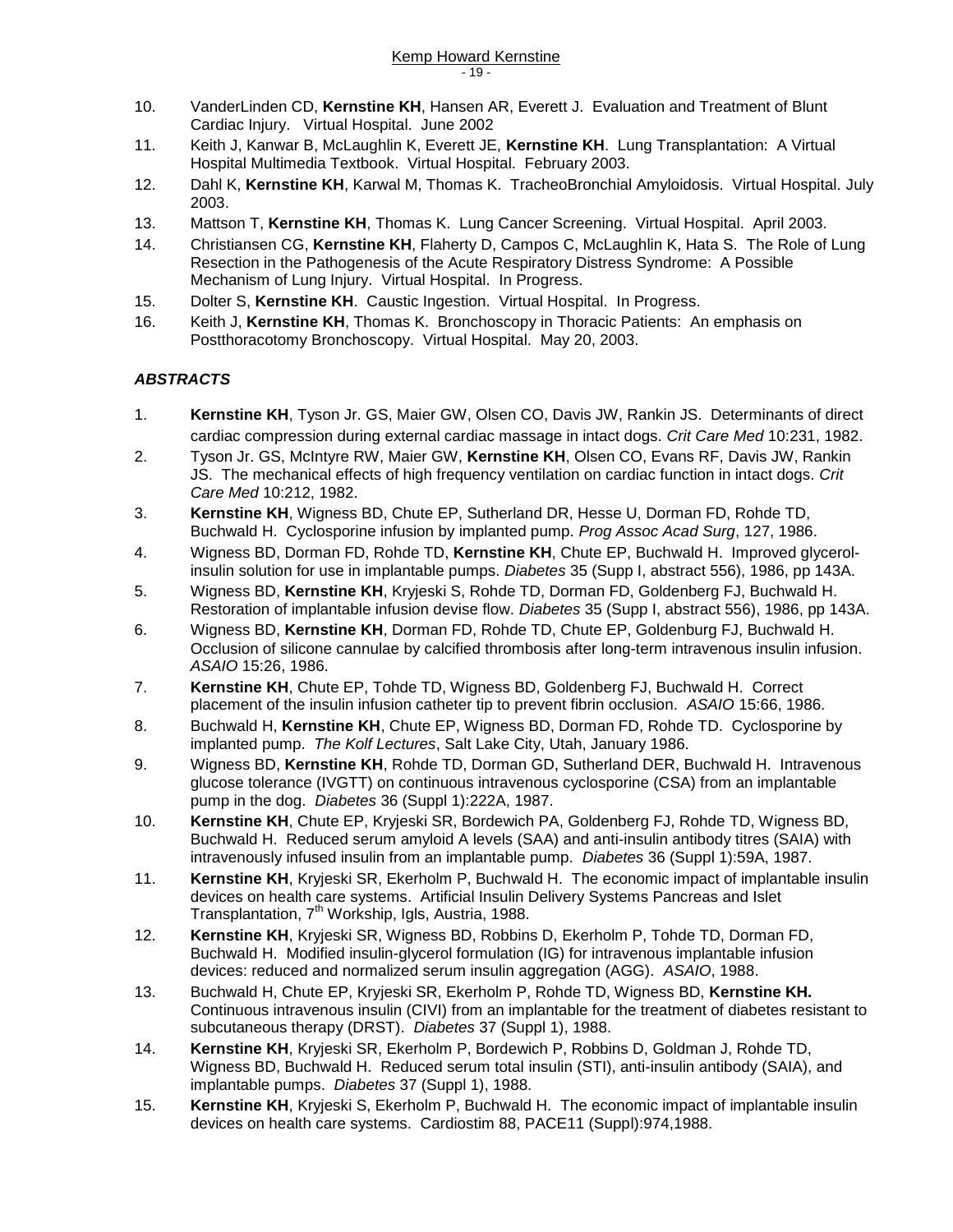10. VanderLinden CD, **Kernstine KH**, Hansen AR, Everett J. Evaluation and Treatment of Blunt Cardiac Injury. Virtual Hospital. June 2002
11. Keith J, Kanwar B, McLaughlin K, Everett JE, **Kernstine KH**. Lung Transplantation: A Virtual Hospital Multimedia Textbook. Virtual Hospital. February 2003.
12. Dahl K, **Kernstine KH**, Karwal M, Thomas K. TracheoBronchial Amyloidosis. Virtual Hospital. July 2003.
13. Mattson T, **Kernstine KH**, Thomas K. Lung Cancer Screening. Virtual Hospital. April 2003.
14. Christiansen CG, **Kernstine KH**, Flaherty D, Campos C, McLaughlin K, Hata S. The Role of Lung Resection in the Pathogenesis of the Acute Respiratory Distress Syndrome: A Possible Mechanism of Lung Injury. Virtual Hospital. In Progress.
15. Dolter S, **Kernstine KH**. Caustic Ingestion. Virtual Hospital. In Progress.
16. Keith J, **Kernstine KH**, Thomas K. Bronchoscopy in Thoracic Patients: An emphasis on Postthoracotomy Bronchoscopy. Virtual Hospital. May 20, 2003.

### *ABSTRACTS*

1. **Kernstine KH**, Tyson Jr. GS, Maier GW, Olsen CO, Davis JW, Rankin JS. Determinants of direct cardiac compression during external cardiac massage in intact dogs. *Crit Care Med* 10:231, 1982.
2. Tyson Jr. GS, McIntyre RW, Maier GW, **Kernstine KH**, Olsen CO, Evans RF, Davis JW, Rankin JS. The mechanical effects of high frequency ventilation on cardiac function in intact dogs. *Crit Care Med* 10:212, 1982.
3. **Kernstine KH**, Wigness BD, Chute EP, Sutherland DR, Hesse U, Dorman FD, Rohde TD, Buchwald H. Cyclosporine infusion by implanted pump. *Prog Assoc Acad Surg*, 127, 1986.
4. Wigness BD, Dorman FD, Rohde TD, **Kernstine KH**, Chute EP, Buchwald H. Improved glycerol-insulin solution for use in implantable pumps. *Diabetes* 35 (Supp I, abstract 556), 1986, pp 143A.
5. Wigness BD, **Kernstine KH**, Kryjeski S, Rohde TD, Dorman FD, Goldenberg FJ, Buchwald H. Restoration of implantable infusion devise flow. *Diabetes* 35 (Supp I, abstract 556), 1986, pp 143A.
6. Wigness BD, **Kernstine KH**, Dorman FD, Rohde TD, Chute EP, Goldenburg FJ, Buchwald H. Occlusion of silicone cannulae by calcified thrombosis after long-term intravenous insulin infusion. *ASAIO* 15:26, 1986.
7. **Kernstine KH**, Chute EP, Tohde TD, Wigness BD, Goldenberg FJ, Buchwald H. Correct placement of the insulin infusion catheter tip to prevent fibrin occlusion. *ASAIO* 15:66, 1986.
8. Buchwald H, **Kernstine KH**, Chute EP, Wigness BD, Dorman FD, Rohde TD. Cyclosporine by implanted pump. *The Kolf Lectures*, Salt Lake City, Utah, January 1986.
9. Wigness BD, **Kernstine KH**, Rohde TD, Dorman GD, Sutherland DER, Buchwald H. Intravenous glucose tolerance (IVGTT) on continuous intravenous cyclosporine (CSA) from an implantable pump in the dog. *Diabetes* 36 (Suppl 1):222A, 1987.
10. **Kernstine KH**, Chute EP, Kryjeski SR, Bordewich PA, Goldenberg FJ, Rohde TD, Wigness BD, Buchwald H. Reduced serum amyloid A levels (SAA) and anti-insulin antibody titres (SAIA) with intravenously infused insulin from an implantable pump. *Diabetes* 36 (Suppl 1):59A, 1987.
11. **Kernstine KH**, Kryjeski SR, Ekerholm P, Buchwald H. The economic impact of implantable insulin devices on health care systems. Artificial Insulin Delivery Systems Pancreas and Islet Transplantation, 7th Workship, Igls, Austria, 1988.
12. **Kernstine KH**, Kryjeski SR, Wigness BD, Robbins D, Ekerholm P, Tohde TD, Dorman FD, Buchwald H. Modified insulin-glycerol formulation (IG) for intravenous implantable infusion devices: reduced and normalized serum insulin aggregation (AGG). *ASAIO*, 1988.
13. Buchwald H, Chute EP, Kryjeski SR, Ekerholm P, Rohde TD, Wigness BD, **Kernstine KH.** Continuous intravenous insulin (CIVI) from an implantable for the treatment of diabetes resistant to subcutaneous therapy (DRST). *Diabetes* 37 (Suppl 1), 1988.
14. **Kernstine KH**, Kryjeski SR, Ekerholm P, Bordewich P, Robbins D, Goldman J, Rohde TD, Wigness BD, Buchwald H. Reduced serum total insulin (STI), anti-insulin antibody (SAIA), and implantable pumps. *Diabetes* 37 (Suppl 1), 1988.
15. **Kernstine KH**, Kryjeski S, Ekerholm P, Buchwald H. The economic impact of implantable insulin devices on health care systems. Cardiostim 88, PACE11 (Suppl):974,1988.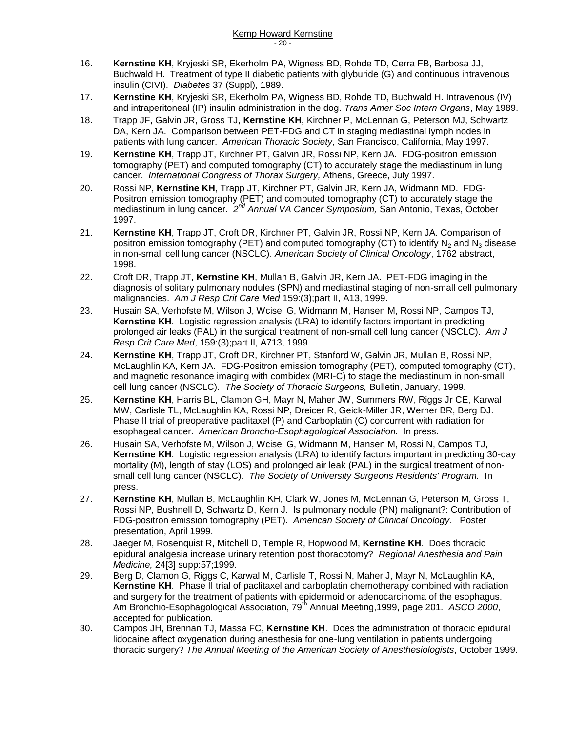16. **Kernstine KH**, Kryjeski SR, Ekerholm PA, Wigness BD, Rohde TD, Cerra FB, Barbosa JJ, Buchwald H. Treatment of type II diabetic patients with glyburide (G) and continuous intravenous insulin (CIVI). *Diabetes* 37 (Suppl), 1989.
17. **Kernstine KH**, Kryjeski SR, Ekerholm PA, Wigness BD, Rohde TD, Buchwald H. Intravenous (IV) and intraperitoneal (IP) insulin administration in the dog. *Trans Amer Soc Intern Organs*, May 1989.
18. Trapp JF, Galvin JR, Gross TJ, **Kernstine KH,** Kirchner P, McLennan G, Peterson MJ, Schwartz DA, Kern JA. Comparison between PET-FDG and CT in staging mediastinal lymph nodes in patients with lung cancer. *American Thoracic Society*, San Francisco, California, May 1997.
19. **Kernstine KH**, Trapp JT, Kirchner PT, Galvin JR, Rossi NP, Kern JA. FDG-positron emission tomography (PET) and computed tomography (CT) to accurately stage the mediastinum in lung cancer. *International Congress of Thorax Surgery,* Athens, Greece, July 1997.
20. Rossi NP, **Kernstine KH**, Trapp JT, Kirchner PT, Galvin JR, Kern JA, Widmann MD. FDG-Positron emission tomography (PET) and computed tomography (CT) to accurately stage the mediastinum in lung cancer. *2nd Annual VA Cancer Symposium,* San Antonio, Texas, October 1997.
21. **Kernstine KH**, Trapp JT, Croft DR, Kirchner PT, Galvin JR, Rossi NP, Kern JA. Comparison of positron emission tomography (PET) and computed tomography (CT) to identify $N_2$ and $N_3$ disease in non-small cell lung cancer (NSCLC). *American Society of Clinical Oncology*, 1762 abstract, 1998.
22. Croft DR, Trapp JT, **Kernstine KH**, Mullan B, Galvin JR, Kern JA. PET-FDG imaging in the diagnosis of solitary pulmonary nodules (SPN) and mediastinal staging of non-small cell pulmonary malignancies. *Am J Resp Crit Care Med* 159:(3);part II, A13, 1999.
23. Husain SA, Verhofste M, Wilson J, Wcisel G, Widmann M, Hansen M, Rossi NP, Campos TJ, **Kernstine KH**. Logistic regression analysis (LRA) to identify factors important in predicting prolonged air leaks (PAL) in the surgical treatment of non-small cell lung cancer (NSCLC). *Am J Resp Crit Care Med*, 159:(3);part II, A713, 1999.
24. **Kernstine KH**, Trapp JT, Croft DR, Kirchner PT, Stanford W, Galvin JR, Mullan B, Rossi NP, McLaughlin KA, Kern JA. FDG-Positron emission tomography (PET), computed tomography (CT), and magnetic resonance imaging with combidex (MRI-C) to stage the mediastinum in non-small cell lung cancer (NSCLC). *The Society of Thoracic Surgeons,* Bulletin, January, 1999.
25. **Kernstine KH**, Harris BL, Clamon GH, Mayr N, Maher JW, Summers RW, Riggs Jr CE, Karwal MW, Carlisle TL, McLaughlin KA, Rossi NP, Dreicer R, Geick-Miller JR, Werner BR, Berg DJ. Phase II trial of preoperative paclitaxel (P) and Carboplatin (C) concurrent with radiation for esophageal cancer. *American Broncho-Esophagological Association.* In press.
26. Husain SA, Verhofste M, Wilson J, Wcisel G, Widmann M, Hansen M, Rossi N, Campos TJ, **Kernstine KH**. Logistic regression analysis (LRA) to identify factors important in predicting 30-day mortality (M), length of stay (LOS) and prolonged air leak (PAL) in the surgical treatment of non-small cell lung cancer (NSCLC). *The Society of University Surgeons Residents' Program.* In press.
27. **Kernstine KH**, Mullan B, McLaughlin KH, Clark W, Jones M, McLennan G, Peterson M, Gross T, Rossi NP, Bushnell D, Schwartz D, Kern J. Is pulmonary nodule (PN) malignant?: Contribution of FDG-positron emission tomography (PET). *American Society of Clinical Oncology*. Poster presentation, April 1999.
28. Jaeger M, Rosenquist R, Mitchell D, Temple R, Hopwood M, **Kernstine KH**. Does thoracic epidural analgesia increase urinary retention post thoracotomy? *Regional Anesthesia and Pain Medicine,* 24[3] supp:57;1999.
29. Berg D, Clamon G, Riggs C, Karwal M, Carlisle T, Rossi N, Maher J, Mayr N, McLaughlin KA, **Kernstine KH**. Phase II trial of paclitaxel and carboplatin chemotherapy combined with radiation and surgery for the treatment of patients with epidermoid or adenocarcinoma of the esophagus. Am Bronchio-Esophagological Association, 79th Annual Meeting,1999, page 201. *ASCO 2000*, accepted for publication.
30. Campos JH, Brennan TJ, Massa FC, **Kernstine KH**. Does the administration of thoracic epidural lidocaine affect oxygenation during anesthesia for one-lung ventilation in patients undergoing thoracic surgery? *The Annual Meeting of the American Society of Anesthesiologists*, October 1999.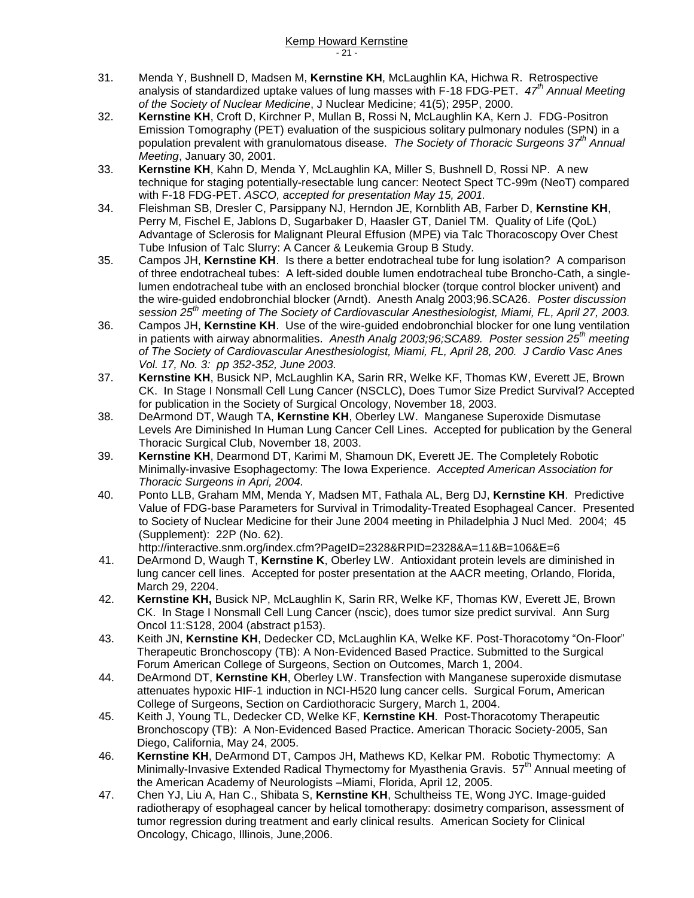31. Menda Y, Bushnell D, Madsen M, **Kernstine KH**, McLaughlin KA, Hichwa R. Retrospective analysis of standardized uptake values of lung masses with F-18 FDG-PET. *47th Annual Meeting of the Society of Nuclear Medicine*, J Nuclear Medicine; 41(5); 295P, 2000.
32. **Kernstine KH**, Croft D, Kirchner P, Mullan B, Rossi N, McLaughlin KA, Kern J. FDG-Positron Emission Tomography (PET) evaluation of the suspicious solitary pulmonary nodules (SPN) in a population prevalent with granulomatous disease. *The Society of Thoracic Surgeons 37th Annual Meeting*, January 30, 2001.
33. **Kernstine KH**, Kahn D, Menda Y, McLaughlin KA, Miller S, Bushnell D, Rossi NP. A new technique for staging potentially-resectable lung cancer: Neotect Spect TC-99m (NeoT) compared with F-18 FDG-PET. *ASCO, accepted for presentation May 15, 2001.*
34. Fleishman SB, Dresler C, Parsippany NJ, Herndon JE, Kornblith AB, Farber D, **Kernstine KH**, Perry M, Fischel E, Jablons D, Sugarbaker D, Haasler GT, Daniel TM. Quality of Life (QoL) Advantage of Sclerosis for Malignant Pleural Effusion (MPE) via Talc Thoracoscopy Over Chest Tube Infusion of Talc Slurry: A Cancer & Leukemia Group B Study.
35. Campos JH, **Kernstine KH**. Is there a better endotracheal tube for lung isolation? A comparison of three endotracheal tubes: A left-sided double lumen endotracheal tube Broncho-Cath, a single-lumen endotracheal tube with an enclosed bronchial blocker (torque control blocker univent) and the wire-guided endobronchial blocker (Arndt). Anesth Analg 2003;96.SCA26. *Poster discussion session 25th meeting of The Society of Cardiovascular Anesthesiologist, Miami, FL, April 27, 2003.*
36. Campos JH, **Kernstine KH**. Use of the wire-guided endobronchial blocker for one lung ventilation in patients with airway abnormalities. *Anesth Analg 2003;96;SCA89. Poster session 25th meeting of The Society of Cardiovascular Anesthesiologist, Miami, FL, April 28, 200. J Cardio Vasc Anes Vol. 17, No. 3: pp 352-352, June 2003.*
37. **Kernstine KH**, Busick NP, McLaughlin KA, Sarin RR, Welke KF, Thomas KW, Everett JE, Brown CK. In Stage I Nonsmall Cell Lung Cancer (NSCLC), Does Tumor Size Predict Survival? Accepted for publication in the Society of Surgical Oncology, November 18, 2003.
38. DeArmond DT, Waugh TA, **Kernstine KH**, Oberley LW. Manganese Superoxide Dismutase Levels Are Diminished In Human Lung Cancer Cell Lines. Accepted for publication by the General Thoracic Surgical Club, November 18, 2003.
39. **Kernstine KH**, Dearmond DT, Karimi M, Shamoun DK, Everett JE. The Completely Robotic Minimally-invasive Esophagectomy: The Iowa Experience. *Accepted American Association for Thoracic Surgeons in Apri, 2004.*
40. Ponto LLB, Graham MM, Menda Y, Madsen MT, Fathala AL, Berg DJ, **Kernstine KH**. Predictive Value of FDG-base Parameters for Survival in Trimodality-Treated Esophageal Cancer. Presented to Society of Nuclear Medicine for their June 2004 meeting in Philadelphia J Nucl Med. 2004; 45 (Supplement): 22P (No. 62). http://interactive.snm.org/index.cfm?PageID=2328&RPID=2328&A=11&B=106&E=6
41. DeArmond D, Waugh T, **Kernstine K**, Oberley LW. Antioxidant protein levels are diminished in lung cancer cell lines. Accepted for poster presentation at the AACR meeting, Orlando, Florida, March 29, 2204.
42. **Kernstine KH,** Busick NP, McLaughlin K, Sarin RR, Welke KF, Thomas KW, Everett JE, Brown CK. In Stage I Nonsmall Cell Lung Cancer (nscic), does tumor size predict survival. Ann Surg Oncol 11:S128, 2004 (abstract p153).
43. Keith JN, **Kernstine KH**, Dedecker CD, McLaughlin KA, Welke KF. Post-Thoracotomy "On-Floor" Therapeutic Bronchoscopy (TB): A Non-Evidenced Based Practice. Submitted to the Surgical Forum American College of Surgeons, Section on Outcomes, March 1, 2004.
44. DeArmond DT, **Kernstine KH**, Oberley LW. Transfection with Manganese superoxide dismutase attenuates hypoxic HIF-1 induction in NCI-H520 lung cancer cells. Surgical Forum, American College of Surgeons, Section on Cardiothoracic Surgery, March 1, 2004.
45. Keith J, Young TL, Dedecker CD, Welke KF, **Kernstine KH**. Post-Thoracotomy Therapeutic Bronchoscopy (TB): A Non-Evidenced Based Practice. American Thoracic Society-2005, San Diego, California, May 24, 2005.
46. **Kernstine KH**, DeArmond DT, Campos JH, Mathews KD, Kelkar PM. Robotic Thymectomy: A Minimally-Invasive Extended Radical Thymectomy for Myasthenia Gravis. 57th Annual meeting of the American Academy of Neurologists –Miami, Florida, April 12, 2005.
47. Chen YJ, Liu A, Han C., Shibata S, **Kernstine KH**, Schultheiss TE, Wong JYC. Image-guided radiotherapy of esophageal cancer by helical tomotherapy: dosimetry comparison, assessment of tumor regression during treatment and early clinical results. American Society for Clinical Oncology, Chicago, Illinois, June,2006.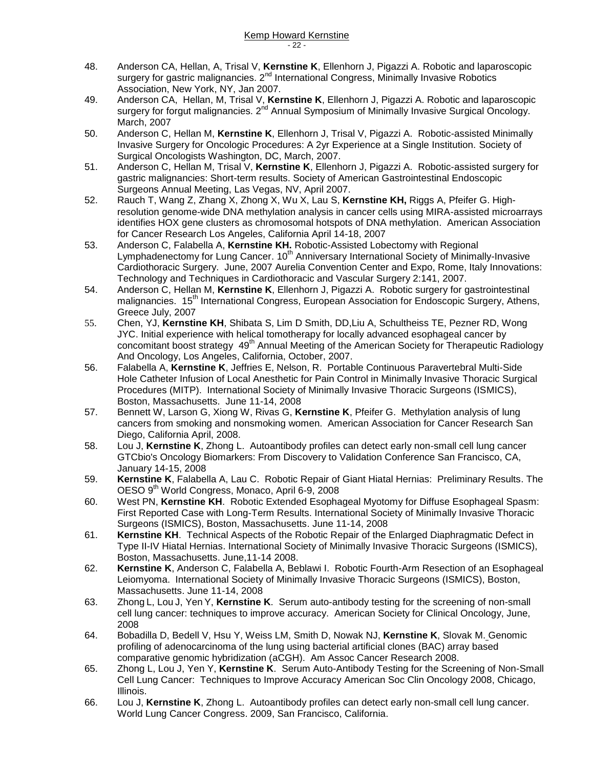48. Anderson CA, Hellan, A, Trisal V, **Kernstine K**, Ellenhorn J, Pigazzi A. Robotic and laparoscopic surgery for gastric malignancies. 2nd International Congress, Minimally Invasive Robotics Association, New York, NY, Jan 2007.
49. Anderson CA, Hellan, M, Trisal V, **Kernstine K**, Ellenhorn J, Pigazzi A. Robotic and laparoscopic surgery for forgut malignancies. 2nd Annual Symposium of Minimally Invasive Surgical Oncology. March, 2007
50. Anderson C, Hellan M, **Kernstine K**, Ellenhorn J, Trisal V, Pigazzi A. Robotic-assisted Minimally Invasive Surgery for Oncologic Procedures: A 2yr Experience at a Single Institution. Society of Surgical Oncologists Washington, DC, March, 2007.
51. Anderson C, Hellan M, Trisal V, **Kernstine K**, Ellenhorn J, Pigazzi A. Robotic-assisted surgery for gastric malignancies: Short-term results. Society of American Gastrointestinal Endoscopic Surgeons Annual Meeting, Las Vegas, NV, April 2007.
52. Rauch T, Wang Z, Zhang X, Zhong X, Wu X, Lau S, **Kernstine KH,** Riggs A, Pfeifer G. High-resolution genome-wide DNA methylation analysis in cancer cells using MIRA-assisted microarrays identifies HOX gene clusters as chromosomal hotspots of DNA methylation. American Association for Cancer Research Los Angeles, California April 14-18, 2007
53. Anderson C, Falabella A, **Kernstine KH.** Robotic-Assisted Lobectomy with Regional Lymphadenectomy for Lung Cancer. 10th Anniversary International Society of Minimally-Invasive Cardiothoracic Surgery. June, 2007 Aurelia Convention Center and Expo, Rome, Italy Innovations: Technology and Techniques in Cardiothoracic and Vascular Surgery 2:141, 2007.
54. Anderson C, Hellan M, **Kernstine K**, Ellenhorn J, Pigazzi A. Robotic surgery for gastrointestinal malignancies. 15th International Congress, European Association for Endoscopic Surgery, Athens, Greece July, 2007
55. Chen, YJ, **Kernstine KH**, Shibata S, Lim D Smith, DD,Liu A, Schultheiss TE, Pezner RD, Wong JYC. Initial experience with helical tomotherapy for locally advanced esophageal cancer by concomitant boost strategy 49th Annual Meeting of the American Society for Therapeutic Radiology And Oncology, Los Angeles, California, October, 2007.
56. Falabella A, **Kernstine K**, Jeffries E, Nelson, R. Portable Continuous Paravertebral Multi-Side Hole Catheter Infusion of Local Anesthetic for Pain Control in Minimally Invasive Thoracic Surgical Procedures (MITP). International Society of Minimally Invasive Thoracic Surgeons (ISMICS), Boston, Massachusetts. June 11-14, 2008
57. Bennett W, Larson G, Xiong W, Rivas G, **Kernstine K**, Pfeifer G. Methylation analysis of lung cancers from smoking and nonsmoking women. American Association for Cancer Research San Diego, California April, 2008.
58. Lou J, **Kernstine K**, Zhong L. Autoantibody profiles can detect early non-small cell lung cancer GTCbio's Oncology Biomarkers: From Discovery to Validation Conference San Francisco, CA, January 14-15, 2008
59. **Kernstine K**, Falabella A, Lau C. Robotic Repair of Giant Hiatal Hernias: Preliminary Results. The OESO 9th World Congress, Monaco, April 6-9, 2008
60. West PN, **Kernstine KH**. Robotic Extended Esophageal Myotomy for Diffuse Esophageal Spasm: First Reported Case with Long-Term Results. International Society of Minimally Invasive Thoracic Surgeons (ISMICS), Boston, Massachusetts. June 11-14, 2008
61. **Kernstine KH**. Technical Aspects of the Robotic Repair of the Enlarged Diaphragmatic Defect in Type II-IV Hiatal Hernias. International Society of Minimally Invasive Thoracic Surgeons (ISMICS), Boston, Massachusetts. June,11-14 2008.
62. **Kernstine K**, Anderson C, Falabella A, Beblawi I. Robotic Fourth-Arm Resection of an Esophageal Leiomyoma. International Society of Minimally Invasive Thoracic Surgeons (ISMICS), Boston, Massachusetts. June 11-14, 2008
63. Zhong L, Lou J, Yen Y, **Kernstine K**. Serum auto-antibody testing for the screening of non-small cell lung cancer: techniques to improve accuracy. American Society for Clinical Oncology, June, 2008
64. Bobadilla D, Bedell V, Hsu Y, Weiss LM, Smith D, Nowak NJ, **Kernstine K**, Slovak M. Genomic profiling of adenocarcinoma of the lung using bacterial artificial clones (BAC) array based comparative genomic hybridization (aCGH). Am Assoc Cancer Research 2008.
65. Zhong L, Lou J, Yen Y, **Kernstine K**. Serum Auto-Antibody Testing for the Screening of Non-Small Cell Lung Cancer: Techniques to Improve Accuracy American Soc Clin Oncology 2008, Chicago, Illinois.
66. Lou J, **Kernstine K**, Zhong L. Autoantibody profiles can detect early non-small cell lung cancer. World Lung Cancer Congress. 2009, San Francisco, California.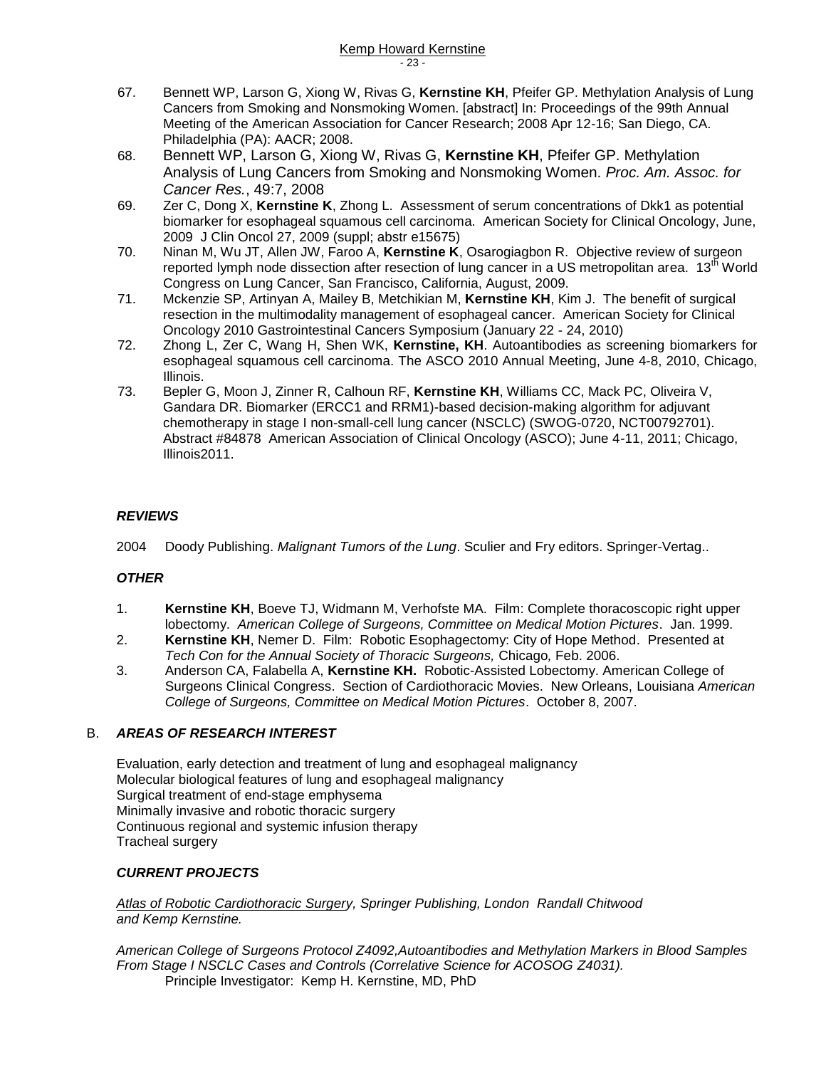67. Bennett WP, Larson G, Xiong W, Rivas G, **Kernstine KH**, Pfeifer GP. Methylation Analysis of Lung Cancers from Smoking and Nonsmoking Women. [abstract] In: Proceedings of the 99th Annual Meeting of the American Association for Cancer Research; 2008 Apr 12-16; San Diego, CA. Philadelphia (PA): AACR; 2008.
68. Bennett WP, Larson G, Xiong W, Rivas G, **Kernstine KH**, Pfeifer GP. Methylation Analysis of Lung Cancers from Smoking and Nonsmoking Women. *Proc. Am. Assoc. for Cancer Res.*, 49:7, 2008
69. Zer C, Dong X, **Kernstine K**, Zhong L. Assessment of serum concentrations of Dkk1 as potential biomarker for esophageal squamous cell carcinoma. American Society for Clinical Oncology, June, 2009 J Clin Oncol 27, 2009 (suppl; abstr e15675)
70. Ninan M, Wu JT, Allen JW, Faroo A, **Kernstine K**, Osarogiagbon R. Objective review of surgeon reported lymph node dissection after resection of lung cancer in a US metropolitan area. 13th World Congress on Lung Cancer, San Francisco, California, August, 2009.
71. Mckenzie SP, Artinyan A, Mailey B, Metchikian M, **Kernstine KH**, Kim J. The benefit of surgical resection in the multimodality management of esophageal cancer. American Society for Clinical Oncology 2010 Gastrointestinal Cancers Symposium (January 22 - 24, 2010)
72. Zhong L, Zer C, Wang H, Shen WK, **Kernstine, KH**. Autoantibodies as screening biomarkers for esophageal squamous cell carcinoma. The ASCO 2010 Annual Meeting, June 4-8, 2010, Chicago, Illinois.
73. Bepler G, Moon J, Zinner R, Calhoun RF, **Kernstine KH**, Williams CC, Mack PC, Oliveira V, Gandara DR. Biomarker (ERCC1 and RRM1)-based decision-making algorithm for adjuvant chemotherapy in stage I non-small-cell lung cancer (NSCLC) (SWOG-0720, NCT00792701). Abstract #84878 American Association of Clinical Oncology (ASCO); June 4-11, 2011; Chicago, Illinois2011.

### *REVIEWS*

2004 Doody Publishing. *Malignant Tumors of the Lung*. Sculier and Fry editors. Springer-Vertag..

### *OTHER*

1. **Kernstine KH**, Boeve TJ, Widmann M, Verhofste MA. Film: Complete thoracoscopic right upper lobectomy. *American College of Surgeons, Committee on Medical Motion Pictures*. Jan. 1999.
2. **Kernstine KH**, Nemer D. Film: Robotic Esophagectomy: City of Hope Method. Presented at *Tech Con for the Annual Society of Thoracic Surgeons,* Chicago*,* Feb. 2006.
3. Anderson CA, Falabella A, **Kernstine KH.** Robotic-Assisted Lobectomy. American College of Surgeons Clinical Congress. Section of Cardiothoracic Movies. New Orleans, Louisiana *American College of Surgeons, Committee on Medical Motion Pictures*. October 8, 2007.

## B. *AREAS OF RESEARCH INTEREST*

Evaluation, early detection and treatment of lung and esophageal malignancy
Molecular biological features of lung and esophageal malignancy
Surgical treatment of end-stage emphysema
Minimally invasive and robotic thoracic surgery
Continuous regional and systemic infusion therapy
Tracheal surgery

### *CURRENT PROJECTS*

*Atlas of Robotic Cardiothoracic Surgery, Springer Publishing, London Randall Chitwood and Kemp Kernstine.*

*American College of Surgeons Protocol Z4092,Autoantibodies and Methylation Markers in Blood Samples From Stage I NSCLC Cases and Controls (Correlative Science for ACOSOG Z4031).*
Principle Investigator: Kemp H. Kernstine, MD, PhD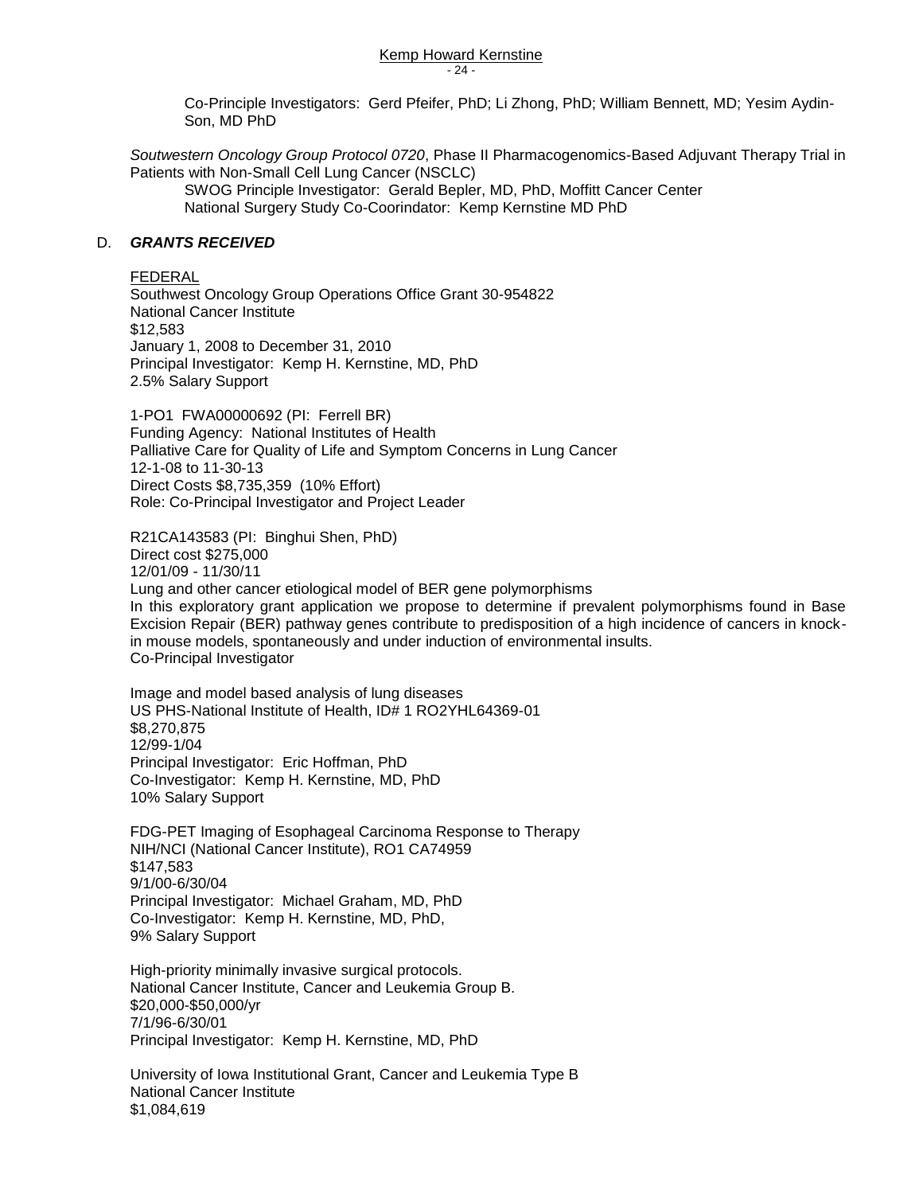Co-Principle Investigators: Gerd Pfeifer, PhD; Li Zhong, PhD; William Bennett, MD; Yesim Aydin-Son, MD PhD

*Southwestern Oncology Group Protocol 0720*, Phase II Pharmacogenomics-Based Adjuvant Therapy Trial in Patients with Non-Small Cell Lung Cancer (NSCLC)

SWOG Principle Investigator: Gerald Bepler, MD, PhD, Moffitt Cancer Center
National Surgery Study Co-Coorindator: Kemp Kernstine MD PhD

## D. ***GRANTS RECEIVED***

FEDERAL

Southwest Oncology Group Operations Office Grant 30-954822
National Cancer Institute
$12,583
January 1, 2008 to December 31, 2010
Principal Investigator: Kemp H. Kernstine, MD, PhD
2.5% Salary Support

1-PO1 FWA00000692 (PI: Ferrell BR)
Funding Agency: National Institutes of Health
Palliative Care for Quality of Life and Symptom Concerns in Lung Cancer
12-1-08 to 11-30-13
Direct Costs $8,735,359 (10% Effort)
Role: Co-Principal Investigator and Project Leader

R21CA143583 (PI: Binghui Shen, PhD)
Direct cost $275,000
12/01/09 - 11/30/11
Lung and other cancer etiological model of BER gene polymorphisms
In this exploratory grant application we propose to determine if prevalent polymorphisms found in Base Excision Repair (BER) pathway genes contribute to predisposition of a high incidence of cancers in knock-in mouse models, spontaneously and under induction of environmental insults.
Co-Principal Investigator

Image and model based analysis of lung diseases
US PHS-National Institute of Health, ID# 1 RO2YHL64369-01
$8,270,875
12/99-1/04
Principal Investigator: Eric Hoffman, PhD
Co-Investigator: Kemp H. Kernstine, MD, PhD
10% Salary Support

FDG-PET Imaging of Esophageal Carcinoma Response to Therapy
NIH/NCI (National Cancer Institute), RO1 CA74959
$147,583
9/1/00-6/30/04
Principal Investigator: Michael Graham, MD, PhD
Co-Investigator: Kemp H. Kernstine, MD, PhD,
9% Salary Support

High-priority minimally invasive surgical protocols.
National Cancer Institute, Cancer and Leukemia Group B.
$20,000-$50,000/yr
7/1/96-6/30/01
Principal Investigator: Kemp H. Kernstine, MD, PhD

University of Iowa Institutional Grant, Cancer and Leukemia Type B
National Cancer Institute
$1,084,619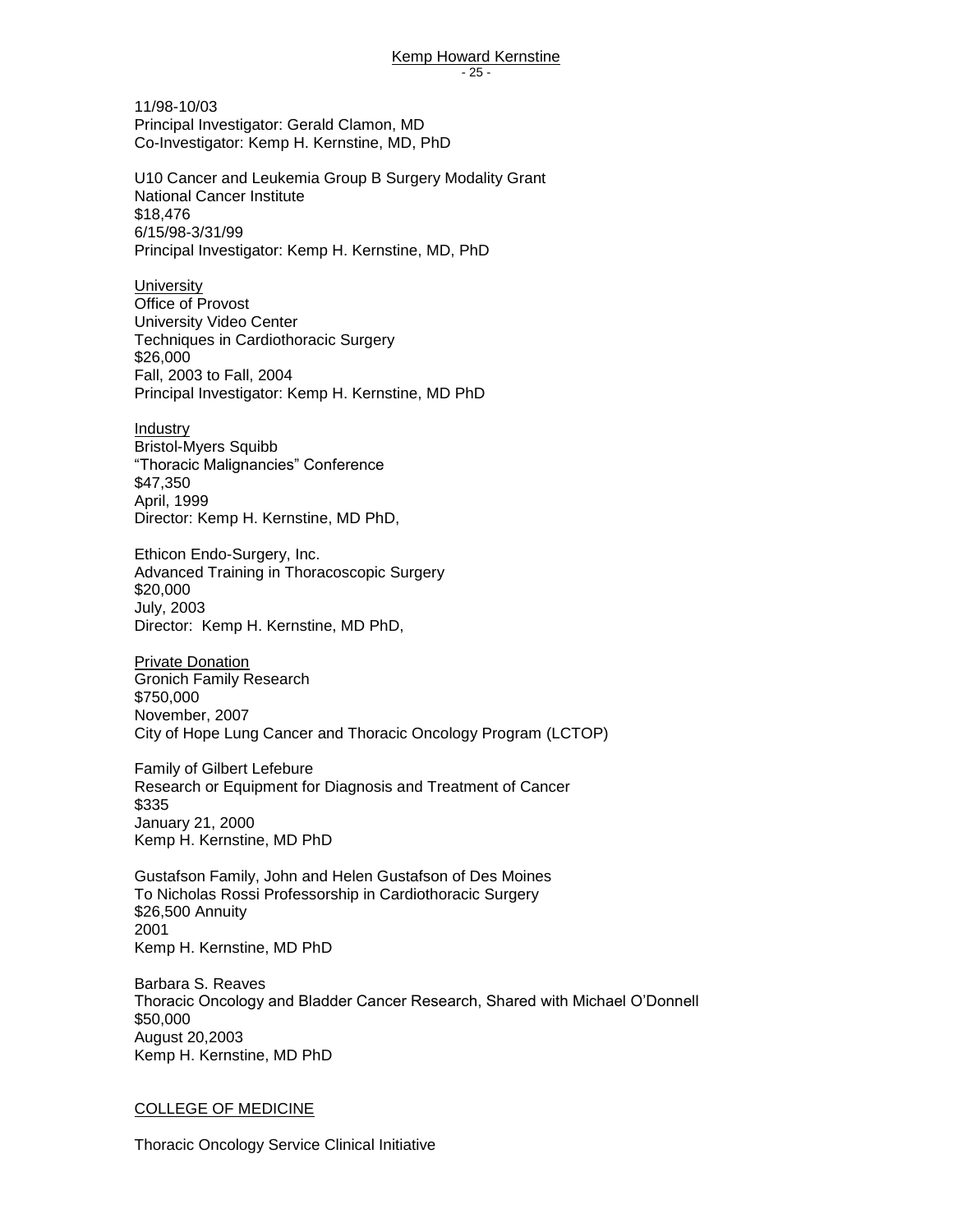11/98-10/03
Principal Investigator: Gerald Clamon, MD
Co-Investigator: Kemp H. Kernstine, MD, PhD

U10 Cancer and Leukemia Group B Surgery Modality Grant
National Cancer Institute
$18,476
6/15/98-3/31/99
Principal Investigator: Kemp H. Kernstine, MD, PhD

<u>University</u>
Office of Provost
University Video Center
Techniques in Cardiothoracic Surgery
$26,000
Fall, 2003 to Fall, 2004
Principal Investigator: Kemp H. Kernstine, MD PhD

<u>Industry</u>
Bristol-Myers Squibb
"Thoracic Malignancies" Conference
$47,350
April, 1999
Director: Kemp H. Kernstine, MD PhD,

Ethicon Endo-Surgery, Inc.
Advanced Training in Thoracoscopic Surgery
$20,000
July, 2003
Director: Kemp H. Kernstine, MD PhD,

<u>Private Donation</u>
Gronich Family Research
$750,000
November, 2007
City of Hope Lung Cancer and Thoracic Oncology Program (LCTOP)

Family of Gilbert Lefebure
Research or Equipment for Diagnosis and Treatment of Cancer
$335
January 21, 2000
Kemp H. Kernstine, MD PhD

Gustafson Family, John and Helen Gustafson of Des Moines
To Nicholas Rossi Professorship in Cardiothoracic Surgery
$26,500 Annuity
2001
Kemp H. Kernstine, MD PhD

Barbara S. Reaves
Thoracic Oncology and Bladder Cancer Research, Shared with Michael O'Donnell
$50,000
August 20,2003
Kemp H. Kernstine, MD PhD

<u>COLLEGE OF MEDICINE</u>

Thoracic Oncology Service Clinical Initiative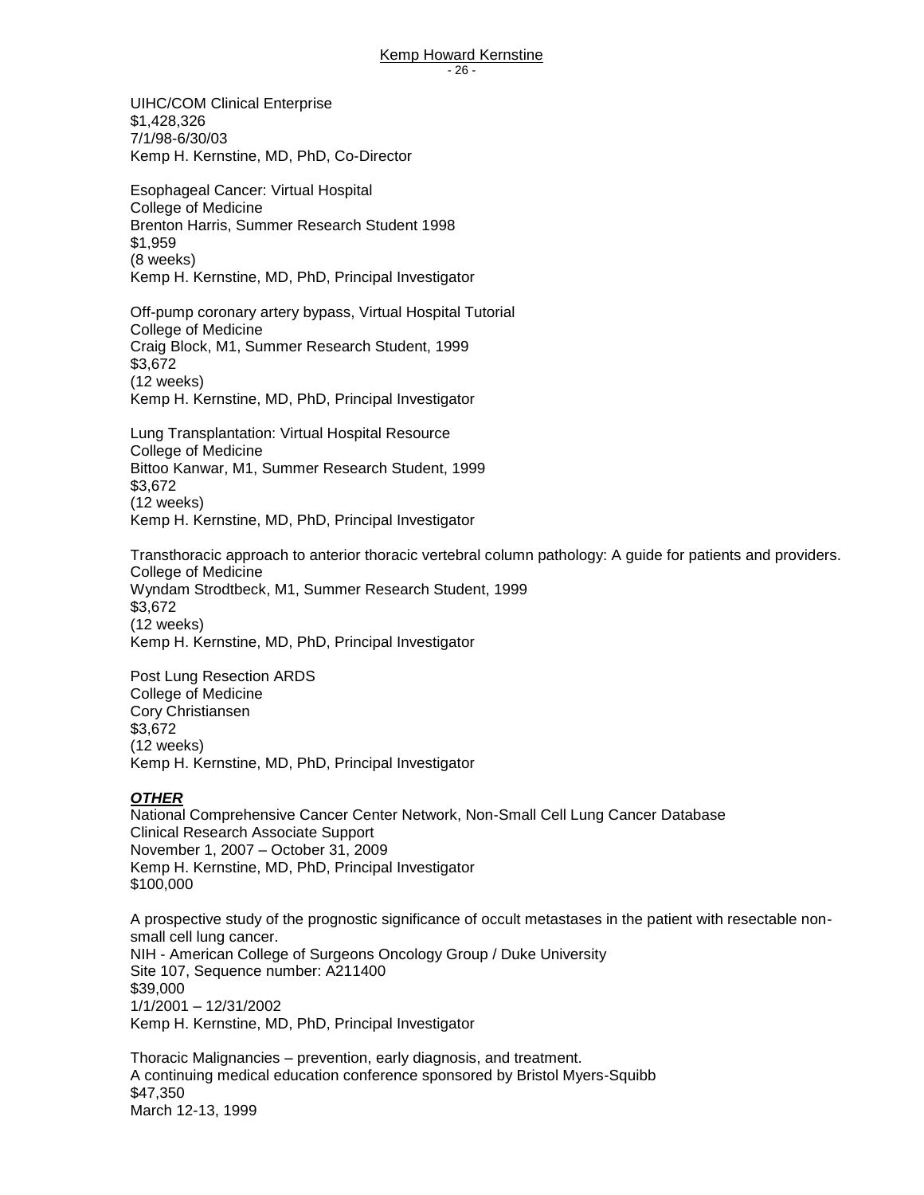UIHC/COM Clinical Enterprise
$1,428,326
7/1/98-6/30/03
Kemp H. Kernstine, MD, PhD, Co-Director

Esophageal Cancer: Virtual Hospital
College of Medicine
Brenton Harris, Summer Research Student 1998
$1,959
(8 weeks)
Kemp H. Kernstine, MD, PhD, Principal Investigator

Off-pump coronary artery bypass, Virtual Hospital Tutorial
College of Medicine
Craig Block, M1, Summer Research Student, 1999
$3,672
(12 weeks)
Kemp H. Kernstine, MD, PhD, Principal Investigator

Lung Transplantation: Virtual Hospital Resource
College of Medicine
Bittoo Kanwar, M1, Summer Research Student, 1999
$3,672
(12 weeks)
Kemp H. Kernstine, MD, PhD, Principal Investigator

Transthoracic approach to anterior thoracic vertebral column pathology: A guide for patients and providers.
College of Medicine
Wyndam Strodtbeck, M1, Summer Research Student, 1999
$3,672
(12 weeks)
Kemp H. Kernstine, MD, PhD, Principal Investigator

Post Lung Resection ARDS
College of Medicine
Cory Christiansen
$3,672
(12 weeks)
Kemp H. Kernstine, MD, PhD, Principal Investigator

***OTHER***

National Comprehensive Cancer Center Network, Non-Small Cell Lung Cancer Database
Clinical Research Associate Support
November 1, 2007 – October 31, 2009
Kemp H. Kernstine, MD, PhD, Principal Investigator
$100,000

A prospective study of the prognostic significance of occult metastases in the patient with resectable non-small cell lung cancer.
NIH - American College of Surgeons Oncology Group / Duke University
Site 107, Sequence number: A211400
$39,000
1/1/2001 – 12/31/2002
Kemp H. Kernstine, MD, PhD, Principal Investigator

Thoracic Malignancies – prevention, early diagnosis, and treatment.
A continuing medical education conference sponsored by Bristol Myers-Squibb
$47,350
March 12-13, 1999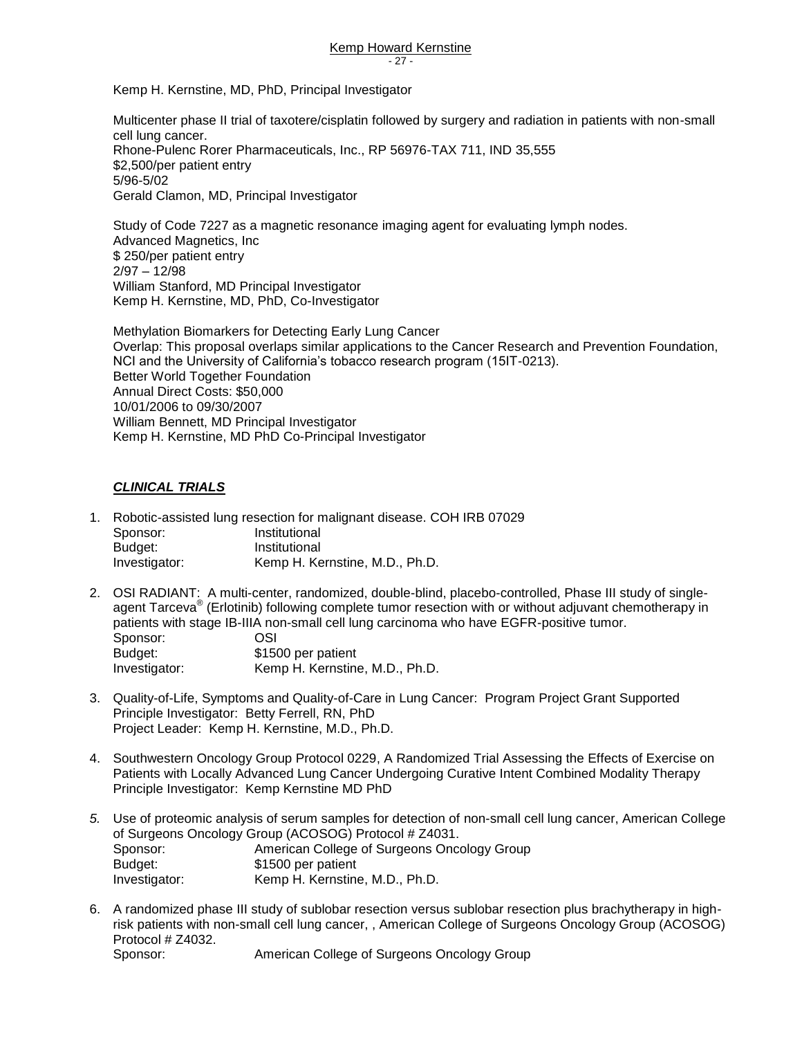Kemp H. Kernstine, MD, PhD, Principal Investigator

Multicenter phase II trial of taxotere/cisplatin followed by surgery and radiation in patients with non-small cell lung cancer.
Rhone-Pulenc Rorer Pharmaceuticals, Inc., RP 56976-TAX 711, IND 35,555
$2,500/per patient entry
5/96-5/02
Gerald Clamon, MD, Principal Investigator

Study of Code 7227 as a magnetic resonance imaging agent for evaluating lymph nodes.
Advanced Magnetics, Inc
$ 250/per patient entry
2/97 – 12/98
William Stanford, MD Principal Investigator
Kemp H. Kernstine, MD, PhD, Co-Investigator

Methylation Biomarkers for Detecting Early Lung Cancer
Overlap: This proposal overlaps similar applications to the Cancer Research and Prevention Foundation, NCI and the University of California's tobacco research program (15IT-0213).
Better World Together Foundation
Annual Direct Costs: $50,000
10/01/2006 to 09/30/2007
William Bennett, MD Principal Investigator
Kemp H. Kernstine, MD PhD Co-Principal Investigator

## ***CLINICAL TRIALS***

1. Robotic-assisted lung resection for malignant disease. COH IRB 07029
   Sponsor: Institutional
   Budget: Institutional
   Investigator: Kemp H. Kernstine, M.D., Ph.D.

2. OSI RADIANT: A multi-center, randomized, double-blind, placebo-controlled, Phase III study of single-agent Tarceva® (Erlotinib) following complete tumor resection with or without adjuvant chemotherapy in patients with stage IB-IIIA non-small cell lung carcinoma who have EGFR-positive tumor.
   Sponsor: OSI
   Budget: $1500 per patient
   Investigator: Kemp H. Kernstine, M.D., Ph.D.

3. Quality-of-Life, Symptoms and Quality-of-Care in Lung Cancer: Program Project Grant Supported
   Principle Investigator: Betty Ferrell, RN, PhD
   Project Leader: Kemp H. Kernstine, M.D., Ph.D.

4. Southwestern Oncology Group Protocol 0229, A Randomized Trial Assessing the Effects of Exercise on Patients with Locally Advanced Lung Cancer Undergoing Curative Intent Combined Modality Therapy
   Principle Investigator: Kemp Kernstine MD PhD

5. Use of proteomic analysis of serum samples for detection of non-small cell lung cancer, American College of Surgeons Oncology Group (ACOSOG) Protocol # Z4031.
   Sponsor: American College of Surgeons Oncology Group
   Budget: $1500 per patient
   Investigator: Kemp H. Kernstine, M.D., Ph.D.

6. A randomized phase III study of sublobar resection versus sublobar resection plus brachytherapy in high-risk patients with non-small cell lung cancer, , American College of Surgeons Oncology Group (ACOSOG) Protocol # Z4032.
   Sponsor: American College of Surgeons Oncology Group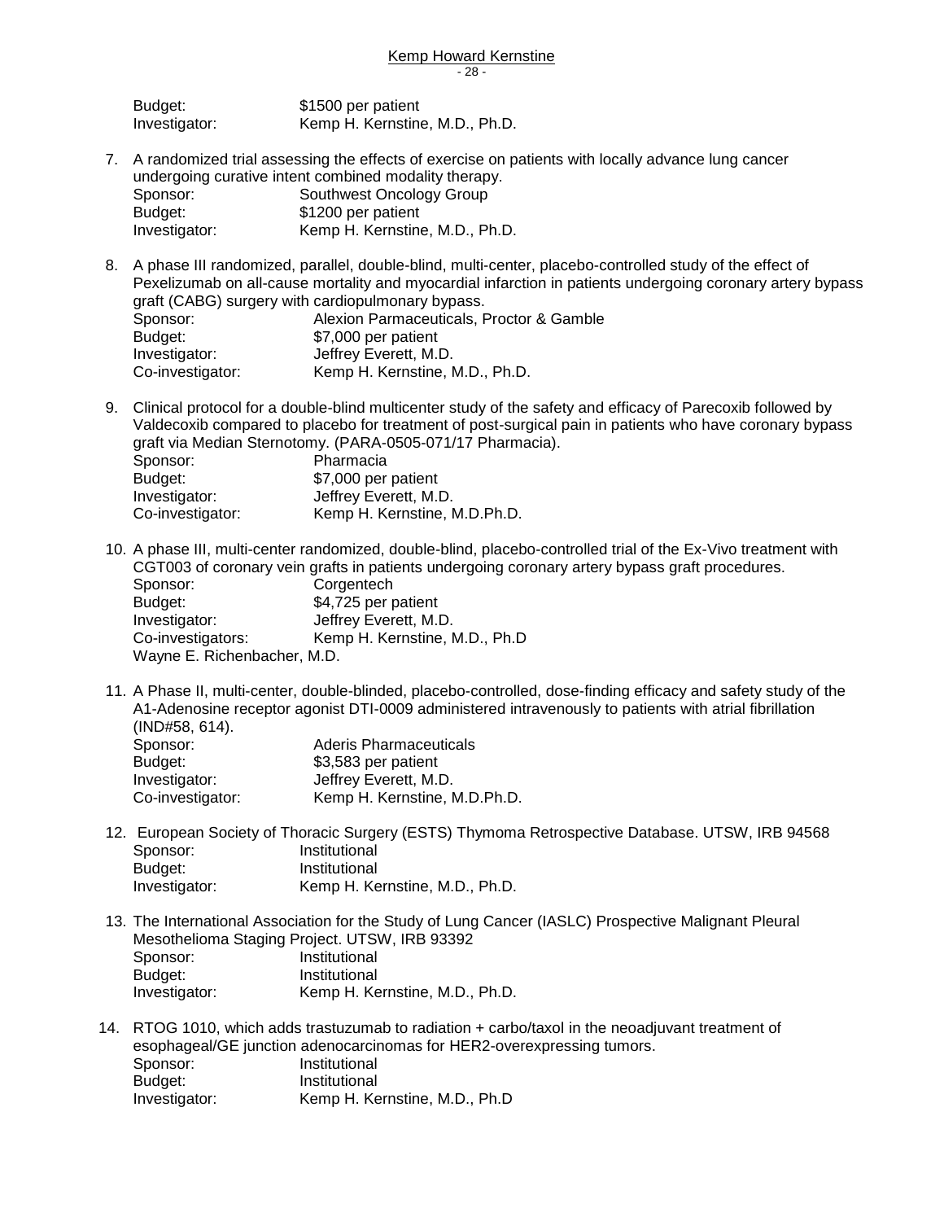Budget: $1500 per patient
Investigator: Kemp H. Kernstine, M.D., Ph.D.

7. A randomized trial assessing the effects of exercise on patients with locally advance lung cancer undergoing curative intent combined modality therapy.
   Sponsor: Southwest Oncology Group
   Budget: $1200 per patient
   Investigator: Kemp H. Kernstine, M.D., Ph.D.

8. A phase III randomized, parallel, double-blind, multi-center, placebo-controlled study of the effect of Pexelizumab on all-cause mortality and myocardial infarction in patients undergoing coronary artery bypass graft (CABG) surgery with cardiopulmonary bypass.
   Sponsor: Alexion Parmaceuticals, Proctor & Gamble
   Budget: $7,000 per patient
   Investigator: Jeffrey Everett, M.D.
   Co-investigator: Kemp H. Kernstine, M.D., Ph.D.

9. Clinical protocol for a double-blind multicenter study of the safety and efficacy of Parecoxib followed by Valdecoxib compared to placebo for treatment of post-surgical pain in patients who have coronary bypass graft via Median Sternotomy. (PARA-0505-071/17 Pharmacia).
   Sponsor: Pharmacia
   Budget: $7,000 per patient
   Investigator: Jeffrey Everett, M.D.
   Co-investigator: Kemp H. Kernstine, M.D.Ph.D.

10. A phase III, multi-center randomized, double-blind, placebo-controlled trial of the Ex-Vivo treatment with CGT003 of coronary vein grafts in patients undergoing coronary artery bypass graft procedures.
    Sponsor: Corgentech
    Budget: $4,725 per patient
    Investigator: Jeffrey Everett, M.D.
    Co-investigators: Kemp H. Kernstine, M.D., Ph.D
    Wayne E. Richenbacher, M.D.

11. A Phase II, multi-center, double-blinded, placebo-controlled, dose-finding efficacy and safety study of the A1-Adenosine receptor agonist DTI-0009 administered intravenously to patients with atrial fibrillation (IND#58, 614).
    Sponsor: Aderis Pharmaceuticals
    Budget: $3,583 per patient
    Investigator: Jeffrey Everett, M.D.
    Co-investigator: Kemp H. Kernstine, M.D.Ph.D.

12. European Society of Thoracic Surgery (ESTS) Thymoma Retrospective Database. UTSW, IRB 94568
    Sponsor: Institutional
    Budget: Institutional
    Investigator: Kemp H. Kernstine, M.D., Ph.D.

13. The International Association for the Study of Lung Cancer (IASLC) Prospective Malignant Pleural Mesothelioma Staging Project. UTSW, IRB 93392
    Sponsor: Institutional
    Budget: Institutional
    Investigator: Kemp H. Kernstine, M.D., Ph.D.

14. RTOG 1010, which adds trastuzumab to radiation + carbo/taxol in the neoadjuvant treatment of esophageal/GE junction adenocarcinomas for HER2-overexpressing tumors.
    Sponsor: Institutional
    Budget: Institutional
    Investigator: Kemp H. Kernstine, M.D., Ph.D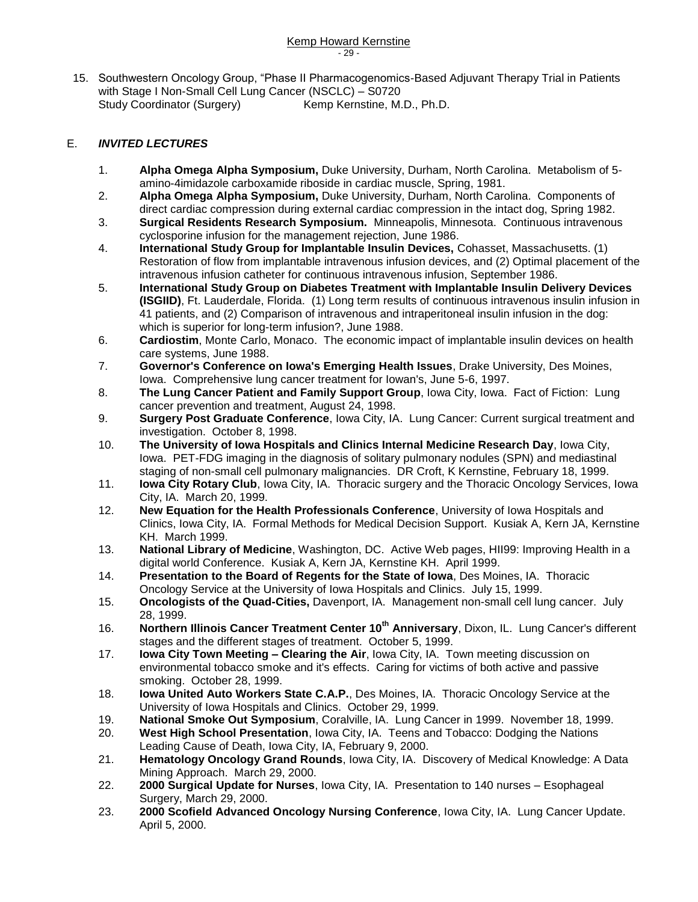15. Southwestern Oncology Group, "Phase II Pharmacogenomics-Based Adjuvant Therapy Trial in Patients with Stage I Non-Small Cell Lung Cancer (NSCLC) – S0720
    Study Coordinator (Surgery)    Kemp Kernstine, M.D., Ph.D.

## E. *INVITED LECTURES*

1. **Alpha Omega Alpha Symposium,** Duke University, Durham, North Carolina. Metabolism of 5-amino-4imidazole carboxamide riboside in cardiac muscle, Spring, 1981.
2. **Alpha Omega Alpha Symposium,** Duke University, Durham, North Carolina. Components of direct cardiac compression during external cardiac compression in the intact dog, Spring 1982.
3. **Surgical Residents Research Symposium.** Minneapolis, Minnesota. Continuous intravenous cyclosporine infusion for the management rejection, June 1986.
4. **International Study Group for Implantable Insulin Devices,** Cohasset, Massachusetts. (1) Restoration of flow from implantable intravenous infusion devices, and (2) Optimal placement of the intravenous infusion catheter for continuous intravenous infusion, September 1986.
5. **International Study Group on Diabetes Treatment with Implantable Insulin Delivery Devices (ISGIID)**, Ft. Lauderdale, Florida. (1) Long term results of continuous intravenous insulin infusion in 41 patients, and (2) Comparison of intravenous and intraperitoneal insulin infusion in the dog: which is superior for long-term infusion?, June 1988.
6. **Cardiostim**, Monte Carlo, Monaco. The economic impact of implantable insulin devices on health care systems, June 1988.
7. **Governor's Conference on Iowa's Emerging Health Issues**, Drake University, Des Moines, Iowa. Comprehensive lung cancer treatment for Iowan's, June 5-6, 1997.
8. **The Lung Cancer Patient and Family Support Group**, Iowa City, Iowa. Fact of Fiction: Lung cancer prevention and treatment, August 24, 1998.
9. **Surgery Post Graduate Conference**, Iowa City, IA. Lung Cancer: Current surgical treatment and investigation. October 8, 1998.
10. **The University of Iowa Hospitals and Clinics Internal Medicine Research Day**, Iowa City, Iowa. PET-FDG imaging in the diagnosis of solitary pulmonary nodules (SPN) and mediastinal staging of non-small cell pulmonary malignancies. DR Croft, K Kernstine, February 18, 1999.
11. **Iowa City Rotary Club**, Iowa City, IA. Thoracic surgery and the Thoracic Oncology Services, Iowa City, IA. March 20, 1999.
12. **New Equation for the Health Professionals Conference**, University of Iowa Hospitals and Clinics, Iowa City, IA. Formal Methods for Medical Decision Support. Kusiak A, Kern JA, Kernstine KH. March 1999.
13. **National Library of Medicine**, Washington, DC. Active Web pages, HII99: Improving Health in a digital world Conference. Kusiak A, Kern JA, Kernstine KH. April 1999.
14. **Presentation to the Board of Regents for the State of Iowa**, Des Moines, IA. Thoracic Oncology Service at the University of Iowa Hospitals and Clinics. July 15, 1999.
15. **Oncologists of the Quad-Cities,** Davenport, IA. Management non-small cell lung cancer. July 28, 1999.
16. **Northern Illinois Cancer Treatment Center 10th Anniversary**, Dixon, IL. Lung Cancer's different stages and the different stages of treatment. October 5, 1999.
17. **Iowa City Town Meeting – Clearing the Air**, Iowa City, IA. Town meeting discussion on environmental tobacco smoke and it's effects. Caring for victims of both active and passive smoking. October 28, 1999.
18. **Iowa United Auto Workers State C.A.P.**, Des Moines, IA. Thoracic Oncology Service at the University of Iowa Hospitals and Clinics. October 29, 1999.
19. **National Smoke Out Symposium**, Coralville, IA. Lung Cancer in 1999. November 18, 1999.
20. **West High School Presentation**, Iowa City, IA. Teens and Tobacco: Dodging the Nations Leading Cause of Death, Iowa City, IA, February 9, 2000.
21. **Hematology Oncology Grand Rounds**, Iowa City, IA. Discovery of Medical Knowledge: A Data Mining Approach. March 29, 2000.
22. **2000 Surgical Update for Nurses**, Iowa City, IA. Presentation to 140 nurses – Esophageal Surgery, March 29, 2000.
23. **2000 Scofield Advanced Oncology Nursing Conference**, Iowa City, IA. Lung Cancer Update. April 5, 2000.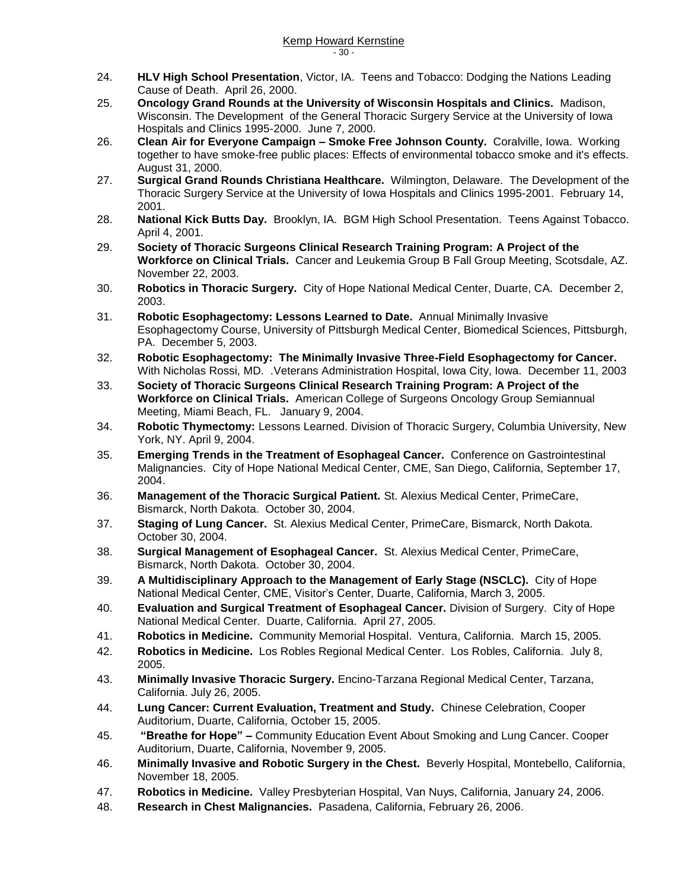24. **HLV High School Presentation**, Victor, IA. Teens and Tobacco: Dodging the Nations Leading Cause of Death. April 26, 2000.
25. **Oncology Grand Rounds at the University of Wisconsin Hospitals and Clinics.** Madison, Wisconsin. The Development of the General Thoracic Surgery Service at the University of Iowa Hospitals and Clinics 1995-2000. June 7, 2000.
26. **Clean Air for Everyone Campaign – Smoke Free Johnson County.** Coralville, Iowa. Working together to have smoke-free public places: Effects of environmental tobacco smoke and it's effects. August 31, 2000.
27. **Surgical Grand Rounds Christiana Healthcare.** Wilmington, Delaware. The Development of the Thoracic Surgery Service at the University of Iowa Hospitals and Clinics 1995-2001. February 14, 2001.
28. **National Kick Butts Day.** Brooklyn, IA. BGM High School Presentation. Teens Against Tobacco. April 4, 2001.
29. **Society of Thoracic Surgeons Clinical Research Training Program: A Project of the Workforce on Clinical Trials.** Cancer and Leukemia Group B Fall Group Meeting, Scotsdale, AZ. November 22, 2003.
30. **Robotics in Thoracic Surgery.** City of Hope National Medical Center, Duarte, CA. December 2, 2003.
31. **Robotic Esophagectomy: Lessons Learned to Date.** Annual Minimally Invasive Esophagectomy Course, University of Pittsburgh Medical Center, Biomedical Sciences, Pittsburgh, PA. December 5, 2003.
32. **Robotic Esophagectomy: The Minimally Invasive Three-Field Esophagectomy for Cancer.** With Nicholas Rossi, MD. .Veterans Administration Hospital, Iowa City, Iowa. December 11, 2003
33. **Society of Thoracic Surgeons Clinical Research Training Program: A Project of the Workforce on Clinical Trials.** American College of Surgeons Oncology Group Semiannual Meeting, Miami Beach, FL. January 9, 2004.
34. **Robotic Thymectomy:** Lessons Learned. Division of Thoracic Surgery, Columbia University, New York, NY. April 9, 2004.
35. **Emerging Trends in the Treatment of Esophageal Cancer.** Conference on Gastrointestinal Malignancies. City of Hope National Medical Center, CME, San Diego, California, September 17, 2004.
36. **Management of the Thoracic Surgical Patient.** St. Alexius Medical Center, PrimeCare, Bismarck, North Dakota. October 30, 2004.
37. **Staging of Lung Cancer.** St. Alexius Medical Center, PrimeCare, Bismarck, North Dakota. October 30, 2004.
38. **Surgical Management of Esophageal Cancer.** St. Alexius Medical Center, PrimeCare, Bismarck, North Dakota. October 30, 2004.
39. **A Multidisciplinary Approach to the Management of Early Stage (NSCLC).** City of Hope National Medical Center, CME, Visitor's Center, Duarte, California, March 3, 2005.
40. **Evaluation and Surgical Treatment of Esophageal Cancer.** Division of Surgery. City of Hope National Medical Center. Duarte, California. April 27, 2005.
41. **Robotics in Medicine.** Community Memorial Hospital. Ventura, California. March 15, 2005.
42. **Robotics in Medicine.** Los Robles Regional Medical Center. Los Robles, California. July 8, 2005.
43. **Minimally Invasive Thoracic Surgery.** Encino-Tarzana Regional Medical Center, Tarzana, California. July 26, 2005.
44. **Lung Cancer: Current Evaluation, Treatment and Study.** Chinese Celebration, Cooper Auditorium, Duarte, California, October 15, 2005.
45. **"Breathe for Hope" –** Community Education Event About Smoking and Lung Cancer. Cooper Auditorium, Duarte, California, November 9, 2005.
46. **Minimally Invasive and Robotic Surgery in the Chest.** Beverly Hospital, Montebello, California, November 18, 2005.
47. **Robotics in Medicine.** Valley Presbyterian Hospital, Van Nuys, California, January 24, 2006.
48. **Research in Chest Malignancies.** Pasadena, California, February 26, 2006.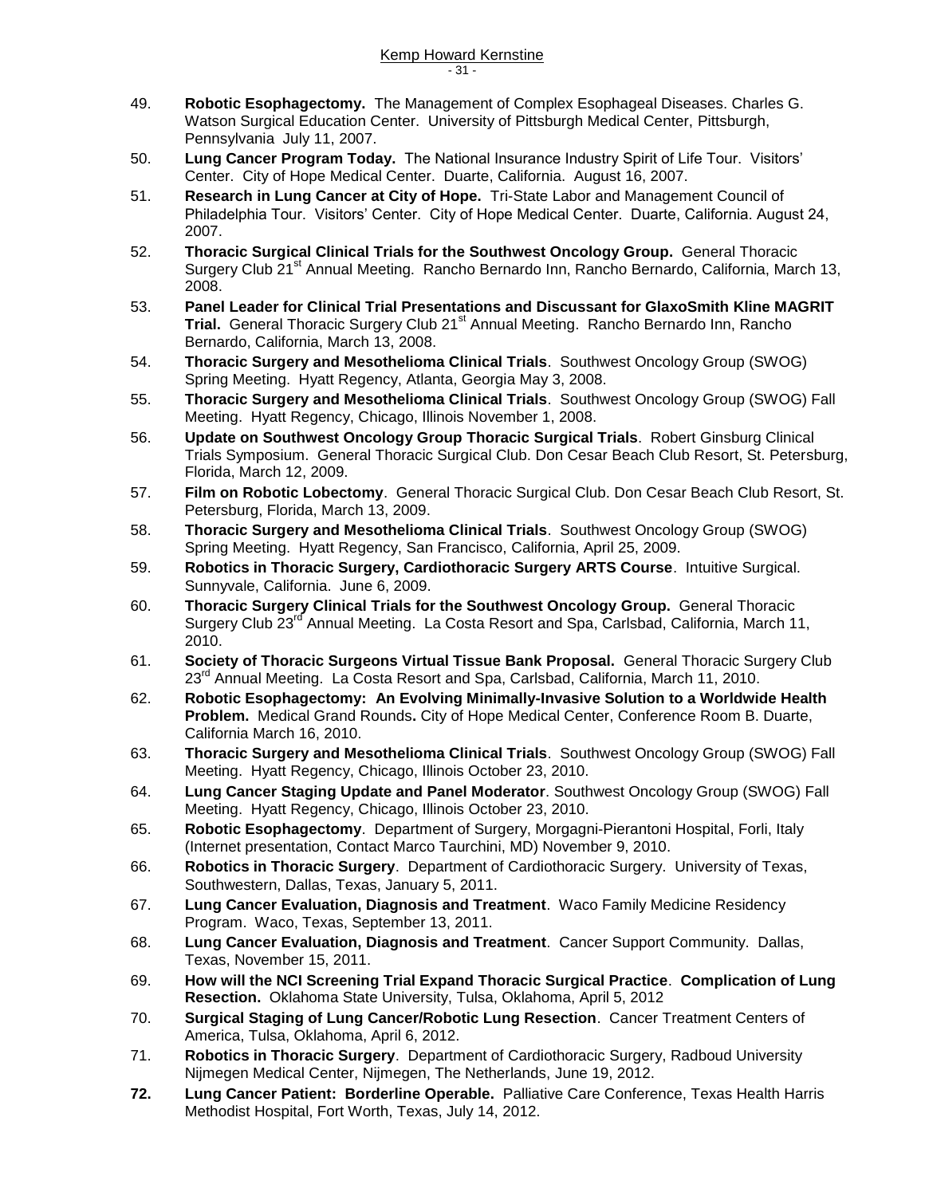49. **Robotic Esophagectomy.** The Management of Complex Esophageal Diseases. Charles G. Watson Surgical Education Center. University of Pittsburgh Medical Center, Pittsburgh, Pennsylvania July 11, 2007.
50. **Lung Cancer Program Today.** The National Insurance Industry Spirit of Life Tour. Visitors' Center. City of Hope Medical Center. Duarte, California. August 16, 2007.
51. **Research in Lung Cancer at City of Hope.** Tri-State Labor and Management Council of Philadelphia Tour. Visitors' Center. City of Hope Medical Center. Duarte, California. August 24, 2007.
52. **Thoracic Surgical Clinical Trials for the Southwest Oncology Group.** General Thoracic Surgery Club 21st Annual Meeting. Rancho Bernardo Inn, Rancho Bernardo, California, March 13, 2008.
53. **Panel Leader for Clinical Trial Presentations and Discussant for GlaxoSmith Kline MAGRIT Trial.** General Thoracic Surgery Club 21st Annual Meeting. Rancho Bernardo Inn, Rancho Bernardo, California, March 13, 2008.
54. **Thoracic Surgery and Mesothelioma Clinical Trials**. Southwest Oncology Group (SWOG) Spring Meeting. Hyatt Regency, Atlanta, Georgia May 3, 2008.
55. **Thoracic Surgery and Mesothelioma Clinical Trials**. Southwest Oncology Group (SWOG) Fall Meeting. Hyatt Regency, Chicago, Illinois November 1, 2008.
56. **Update on Southwest Oncology Group Thoracic Surgical Trials**. Robert Ginsburg Clinical Trials Symposium. General Thoracic Surgical Club. Don Cesar Beach Club Resort, St. Petersburg, Florida, March 12, 2009.
57. **Film on Robotic Lobectomy**. General Thoracic Surgical Club. Don Cesar Beach Club Resort, St. Petersburg, Florida, March 13, 2009.
58. **Thoracic Surgery and Mesothelioma Clinical Trials**. Southwest Oncology Group (SWOG) Spring Meeting. Hyatt Regency, San Francisco, California, April 25, 2009.
59. **Robotics in Thoracic Surgery, Cardiothoracic Surgery ARTS Course**. Intuitive Surgical. Sunnyvale, California. June 6, 2009.
60. **Thoracic Surgery Clinical Trials for the Southwest Oncology Group.** General Thoracic Surgery Club 23rd Annual Meeting. La Costa Resort and Spa, Carlsbad, California, March 11, 2010.
61. **Society of Thoracic Surgeons Virtual Tissue Bank Proposal.** General Thoracic Surgery Club 23rd Annual Meeting. La Costa Resort and Spa, Carlsbad, California, March 11, 2010.
62. **Robotic Esophagectomy: An Evolving Minimally-Invasive Solution to a Worldwide Health Problem.** Medical Grand Rounds**.** City of Hope Medical Center, Conference Room B. Duarte, California March 16, 2010.
63. **Thoracic Surgery and Mesothelioma Clinical Trials**. Southwest Oncology Group (SWOG) Fall Meeting. Hyatt Regency, Chicago, Illinois October 23, 2010.
64. **Lung Cancer Staging Update and Panel Moderator**. Southwest Oncology Group (SWOG) Fall Meeting. Hyatt Regency, Chicago, Illinois October 23, 2010.
65. **Robotic Esophagectomy**. Department of Surgery, Morgagni-Pierantoni Hospital, Forli, Italy (Internet presentation, Contact Marco Taurchini, MD) November 9, 2010.
66. **Robotics in Thoracic Surgery**. Department of Cardiothoracic Surgery. University of Texas, Southwestern, Dallas, Texas, January 5, 2011.
67. **Lung Cancer Evaluation, Diagnosis and Treatment**. Waco Family Medicine Residency Program. Waco, Texas, September 13, 2011.
68. **Lung Cancer Evaluation, Diagnosis and Treatment**. Cancer Support Community. Dallas, Texas, November 15, 2011.
69. **How will the NCI Screening Trial Expand Thoracic Surgical Practice**. **Complication of Lung Resection.** Oklahoma State University, Tulsa, Oklahoma, April 5, 2012
70. **Surgical Staging of Lung Cancer/Robotic Lung Resection**. Cancer Treatment Centers of America, Tulsa, Oklahoma, April 6, 2012.
71. **Robotics in Thoracic Surgery**. Department of Cardiothoracic Surgery, Radboud University Nijmegen Medical Center, Nijmegen, The Netherlands, June 19, 2012.
72. **Lung Cancer Patient: Borderline Operable.** Palliative Care Conference, Texas Health Harris Methodist Hospital, Fort Worth, Texas, July 14, 2012.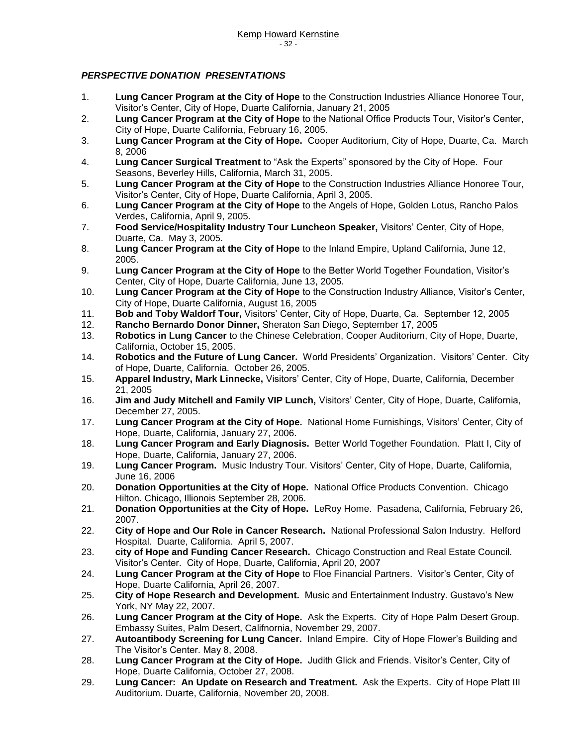## *PERSPECTIVE DONATION PRESENTATIONS*

1. **Lung Cancer Program at the City of Hope** to the Construction Industries Alliance Honoree Tour, Visitor's Center, City of Hope, Duarte California, January 21, 2005
2. **Lung Cancer Program at the City of Hope** to the National Office Products Tour, Visitor's Center, City of Hope, Duarte California, February 16, 2005.
3. **Lung Cancer Program at the City of Hope.** Cooper Auditorium, City of Hope, Duarte, Ca. March 8, 2006
4. **Lung Cancer Surgical Treatment** to "Ask the Experts" sponsored by the City of Hope. Four Seasons, Beverley Hills, California, March 31, 2005.
5. **Lung Cancer Program at the City of Hope** to the Construction Industries Alliance Honoree Tour, Visitor's Center, City of Hope, Duarte California, April 3, 2005.
6. **Lung Cancer Program at the City of Hope** to the Angels of Hope, Golden Lotus, Rancho Palos Verdes, California, April 9, 2005.
7. **Food Service/Hospitality Industry Tour Luncheon Speaker,** Visitors' Center, City of Hope, Duarte, Ca. May 3, 2005.
8. **Lung Cancer Program at the City of Hope** to the Inland Empire, Upland California, June 12, 2005.
9. **Lung Cancer Program at the City of Hope** to the Better World Together Foundation, Visitor's Center, City of Hope, Duarte California, June 13, 2005.
10. **Lung Cancer Program at the City of Hope** to the Construction Industry Alliance, Visitor's Center, City of Hope, Duarte California, August 16, 2005
11. **Bob and Toby Waldorf Tour,** Visitors' Center, City of Hope, Duarte, Ca. September 12, 2005
12. **Rancho Bernardo Donor Dinner,** Sheraton San Diego, September 17, 2005
13. **Robotics in Lung Cancer** to the Chinese Celebration, Cooper Auditorium, City of Hope, Duarte, California, October 15, 2005.
14. **Robotics and the Future of Lung Cancer.** World Presidents' Organization. Visitors' Center. City of Hope, Duarte, California. October 26, 2005.
15. **Apparel Industry, Mark Linnecke,** Visitors' Center, City of Hope, Duarte, California, December 21, 2005
16. **Jim and Judy Mitchell and Family VIP Lunch,** Visitors' Center, City of Hope, Duarte, California, December 27, 2005.
17. **Lung Cancer Program at the City of Hope.** National Home Furnishings, Visitors' Center, City of Hope, Duarte, California, January 27, 2006.
18. **Lung Cancer Program and Early Diagnosis.** Better World Together Foundation. Platt I, City of Hope, Duarte, California, January 27, 2006.
19. **Lung Cancer Program.** Music Industry Tour. Visitors' Center, City of Hope, Duarte, California, June 16, 2006
20. **Donation Opportunities at the City of Hope.** National Office Products Convention. Chicago Hilton. Chicago, Illionois September 28, 2006.
21. **Donation Opportunities at the City of Hope.** LeRoy Home. Pasadena, California, February 26, 2007.
22. **City of Hope and Our Role in Cancer Research.** National Professional Salon Industry. Helford Hospital. Duarte, California. April 5, 2007.
23. **city of Hope and Funding Cancer Research.** Chicago Construction and Real Estate Council. Visitor's Center. City of Hope, Duarte, California, April 20, 2007
24. **Lung Cancer Program at the City of Hope** to Floe Financial Partners. Visitor's Center, City of Hope, Duarte California, April 26, 2007.
25. **City of Hope Research and Development.** Music and Entertainment Industry. Gustavo's New York, NY May 22, 2007.
26. **Lung Cancer Program at the City of Hope.** Ask the Experts. City of Hope Palm Desert Group. Embassy Suites, Palm Desert, Califnornia, November 29, 2007.
27. **Autoantibody Screening for Lung Cancer.** Inland Empire. City of Hope Flower's Building and The Visitor's Center. May 8, 2008.
28. **Lung Cancer Program at the City of Hope.** Judith Glick and Friends. Visitor's Center, City of Hope, Duarte California, October 27, 2008.
29. **Lung Cancer: An Update on Research and Treatment.** Ask the Experts. City of Hope Platt III Auditorium. Duarte, California, November 20, 2008.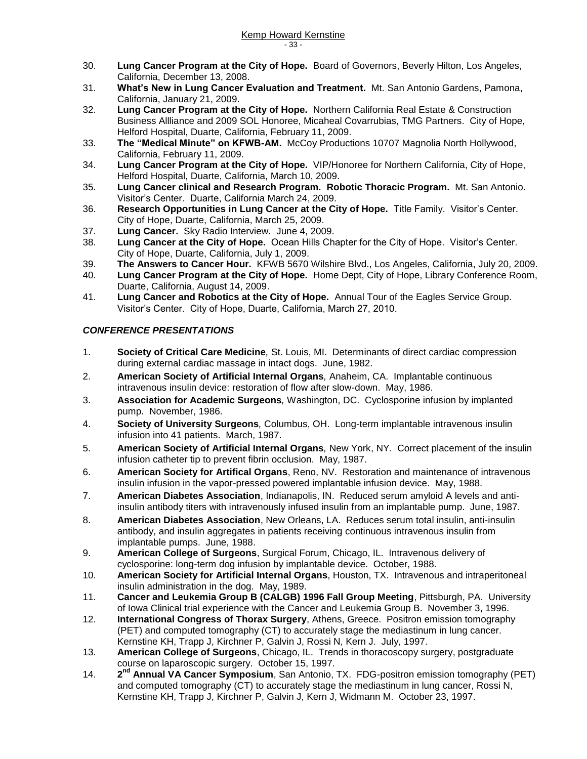30. **Lung Cancer Program at the City of Hope.** Board of Governors, Beverly Hilton, Los Angeles, California, December 13, 2008.
31. **What's New in Lung Cancer Evaluation and Treatment.** Mt. San Antonio Gardens, Pamona, California, January 21, 2009.
32. **Lung Cancer Program at the City of Hope.** Northern California Real Estate & Construction Business Allliance and 2009 SOL Honoree, Micaheal Covarrubias, TMG Partners. City of Hope, Helford Hospital, Duarte, California, February 11, 2009.
33. **The "Medical Minute" on KFWB-AM.** McCoy Productions 10707 Magnolia North Hollywood, California, February 11, 2009.
34. **Lung Cancer Program at the City of Hope.** VIP/Honoree for Northern California, City of Hope, Helford Hospital, Duarte, California, March 10, 2009.
35. **Lung Cancer clinical and Research Program. Robotic Thoracic Program.** Mt. San Antonio. Visitor's Center. Duarte, California March 24, 2009.
36. **Research Opportunities in Lung Cancer at the City of Hope.** Title Family. Visitor's Center. City of Hope, Duarte, California, March 25, 2009.
37. **Lung Cancer.** Sky Radio Interview. June 4, 2009.
38. **Lung Cancer at the City of Hope.** Ocean Hills Chapter for the City of Hope. Visitor's Center. City of Hope, Duarte, California, July 1, 2009.
39. **The Answers to Cancer Hour.** KFWB 5670 Wilshire Blvd., Los Angeles, California, July 20, 2009.
40. **Lung Cancer Program at the City of Hope.** Home Dept, City of Hope, Library Conference Room, Duarte, California, August 14, 2009.
41. **Lung Cancer and Robotics at the City of Hope.** Annual Tour of the Eagles Service Group. Visitor's Center. City of Hope, Duarte, California, March 27, 2010.

***CONFERENCE PRESENTATIONS***

1. **Society of Critical Care Medicine***,* St. Louis, MI. Determinants of direct cardiac compression during external cardiac massage in intact dogs. June, 1982.
2. **American Society of Artificial Internal Organs***,* Anaheim, CA. Implantable continuous intravenous insulin device: restoration of flow after slow-down. May, 1986.
3. **Association for Academic Surgeons***,* Washington, DC. Cyclosporine infusion by implanted pump. November, 1986.
4. **Society of University Surgeons***,* Columbus, OH. Long-term implantable intravenous insulin infusion into 41 patients. March, 1987.
5. **American Society of Artificial Internal Organs***,* New York, NY. Correct placement of the insulin infusion catheter tip to prevent fibrin occlusion. May, 1987.
6. **American Society for Artifical Organs**, Reno, NV. Restoration and maintenance of intravenous insulin infusion in the vapor-pressed powered implantable infusion device. May, 1988.
7. **American Diabetes Association**, Indianapolis, IN. Reduced serum amyloid A levels and anti-insulin antibody titers with intravenously infused insulin from an implantable pump. June, 1987.
8. **American Diabetes Association**, New Orleans, LA. Reduces serum total insulin, anti-insulin antibody, and insulin aggregates in patients receiving continuous intravenous insulin from implantable pumps. June, 1988.
9. **American College of Surgeons**, Surgical Forum, Chicago, IL. Intravenous delivery of cyclosporine: long-term dog infusion by implantable device. October, 1988.
10. **American Society for Artificial Internal Organs**, Houston, TX. Intravenous and intraperitoneal insulin administration in the dog. May, 1989.
11. **Cancer and Leukemia Group B (CALGB) 1996 Fall Group Meeting**, Pittsburgh, PA. University of Iowa Clinical trial experience with the Cancer and Leukemia Group B. November 3, 1996.
12. **International Congress of Thorax Surgery**, Athens, Greece. Positron emission tomography (PET) and computed tomography (CT) to accurately stage the mediastinum in lung cancer. Kernstine KH, Trapp J, Kirchner P, Galvin J, Rossi N, Kern J. July, 1997.
13. **American College of Surgeons**, Chicago, IL. Trends in thoracoscopy surgery, postgraduate course on laparoscopic surgery. October 15, 1997.
14. **2nd Annual VA Cancer Symposium**, San Antonio, TX. FDG-positron emission tomography (PET) and computed tomography (CT) to accurately stage the mediastinum in lung cancer, Rossi N, Kernstine KH, Trapp J, Kirchner P, Galvin J, Kern J, Widmann M. October 23, 1997.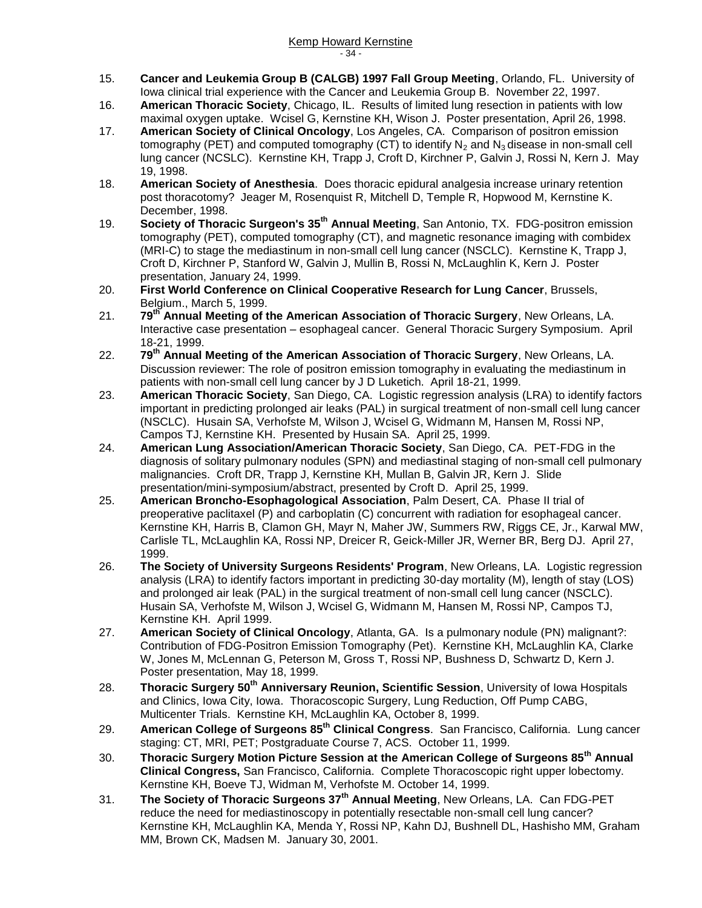15. **Cancer and Leukemia Group B (CALGB) 1997 Fall Group Meeting**, Orlando, FL. University of Iowa clinical trial experience with the Cancer and Leukemia Group B. November 22, 1997.
16. **American Thoracic Society**, Chicago, IL. Results of limited lung resection in patients with low maximal oxygen uptake. Wcisel G, Kernstine KH, Wison J. Poster presentation, April 26, 1998.
17. **American Society of Clinical Oncology**, Los Angeles, CA. Comparison of positron emission tomography (PET) and computed tomography (CT) to identify $N_2$ and $N_3$ disease in non-small cell lung cancer (NCSLC). Kernstine KH, Trapp J, Croft D, Kirchner P, Galvin J, Rossi N, Kern J. May 19, 1998.
18. **American Society of Anesthesia**. Does thoracic epidural analgesia increase urinary retention post thoracotomy? Jeager M, Rosenquist R, Mitchell D, Temple R, Hopwood M, Kernstine K. December, 1998.
19. **Society of Thoracic Surgeon's 35th Annual Meeting**, San Antonio, TX. FDG-positron emission tomography (PET), computed tomography (CT), and magnetic resonance imaging with combidex (MRI-C) to stage the mediastinum in non-small cell lung cancer (NSCLC). Kernstine K, Trapp J, Croft D, Kirchner P, Stanford W, Galvin J, Mullin B, Rossi N, McLaughlin K, Kern J. Poster presentation, January 24, 1999.
20. **First World Conference on Clinical Cooperative Research for Lung Cancer**, Brussels, Belgium., March 5, 1999.
21. **79th Annual Meeting of the American Association of Thoracic Surgery**, New Orleans, LA. Interactive case presentation – esophageal cancer. General Thoracic Surgery Symposium. April 18-21, 1999.
22. **79th Annual Meeting of the American Association of Thoracic Surgery**, New Orleans, LA. Discussion reviewer: The role of positron emission tomography in evaluating the mediastinum in patients with non-small cell lung cancer by J D Luketich. April 18-21, 1999.
23. **American Thoracic Society**, San Diego, CA. Logistic regression analysis (LRA) to identify factors important in predicting prolonged air leaks (PAL) in surgical treatment of non-small cell lung cancer (NSCLC). Husain SA, Verhofste M, Wilson J, Wcisel G, Widmann M, Hansen M, Rossi NP, Campos TJ, Kernstine KH. Presented by Husain SA. April 25, 1999.
24. **American Lung Association/American Thoracic Society**, San Diego, CA. PET-FDG in the diagnosis of solitary pulmonary nodules (SPN) and mediastinal staging of non-small cell pulmonary malignancies. Croft DR, Trapp J, Kernstine KH, Mullan B, Galvin JR, Kern J. Slide presentation/mini-symposium/abstract, presented by Croft D. April 25, 1999.
25. **American Broncho-Esophagological Association**, Palm Desert, CA. Phase II trial of preoperative paclitaxel (P) and carboplatin (C) concurrent with radiation for esophageal cancer. Kernstine KH, Harris B, Clamon GH, Mayr N, Maher JW, Summers RW, Riggs CE, Jr., Karwal MW, Carlisle TL, McLaughlin KA, Rossi NP, Dreicer R, Geick-Miller JR, Werner BR, Berg DJ. April 27, 1999.
26. **The Society of University Surgeons Residents' Program**, New Orleans, LA. Logistic regression analysis (LRA) to identify factors important in predicting 30-day mortality (M), length of stay (LOS) and prolonged air leak (PAL) in the surgical treatment of non-small cell lung cancer (NSCLC). Husain SA, Verhofste M, Wilson J, Wcisel G, Widmann M, Hansen M, Rossi NP, Campos TJ, Kernstine KH. April 1999.
27. **American Society of Clinical Oncology**, Atlanta, GA. Is a pulmonary nodule (PN) malignant?: Contribution of FDG-Positron Emission Tomography (Pet). Kernstine KH, McLaughlin KA, Clarke W, Jones M, McLennan G, Peterson M, Gross T, Rossi NP, Bushness D, Schwartz D, Kern J. Poster presentation, May 18, 1999.
28. **Thoracic Surgery 50th Anniversary Reunion, Scientific Session**, University of Iowa Hospitals and Clinics, Iowa City, Iowa. Thoracoscopic Surgery, Lung Reduction, Off Pump CABG, Multicenter Trials. Kernstine KH, McLaughlin KA, October 8, 1999.
29. **American College of Surgeons 85th Clinical Congress**. San Francisco, California. Lung cancer staging: CT, MRI, PET; Postgraduate Course 7, ACS. October 11, 1999.
30. **Thoracic Surgery Motion Picture Session at the American College of Surgeons 85th Annual Clinical Congress,** San Francisco, California. Complete Thoracoscopic right upper lobectomy. Kernstine KH, Boeve TJ, Widman M, Verhofste M. October 14, 1999.
31. **The Society of Thoracic Surgeons 37th Annual Meeting**, New Orleans, LA. Can FDG-PET reduce the need for mediastinoscopy in potentially resectable non-small cell lung cancer? Kernstine KH, McLaughlin KA, Menda Y, Rossi NP, Kahn DJ, Bushnell DL, Hashisho MM, Graham MM, Brown CK, Madsen M. January 30, 2001.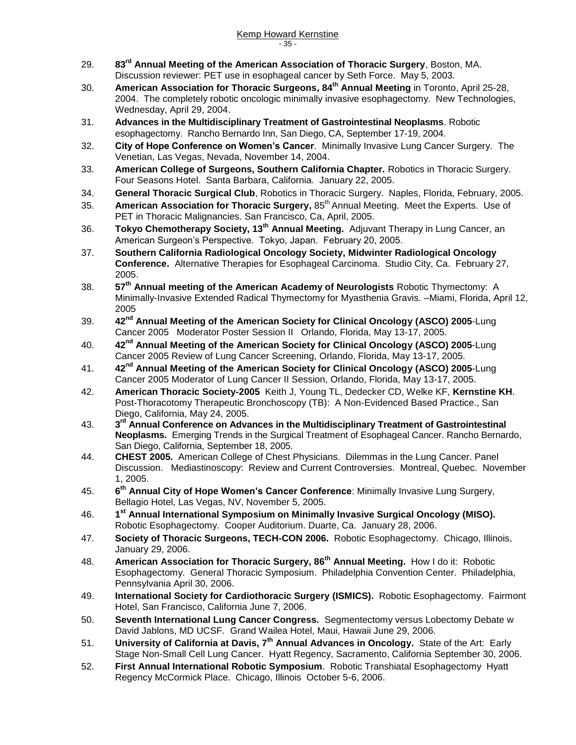29. **83rd Annual Meeting of the American Association of Thoracic Surgery**, Boston, MA. Discussion reviewer: PET use in esophageal cancer by Seth Force. May 5, 2003.
30. **American Association for Thoracic Surgeons, 84th Annual Meeting** in Toronto, April 25-28, 2004. The completely robotic oncologic minimally invasive esophagectomy. New Technologies, Wednesday, April 29, 2004.
31. **Advances in the Multidisciplinary Treatment of Gastrointestinal Neoplasms**. Robotic esophagectomy. Rancho Bernardo Inn, San Diego, CA, September 17-19, 2004.
32. **City of Hope Conference on Women's Cancer**. Minimally Invasive Lung Cancer Surgery. The Venetian, Las Vegas, Nevada, November 14, 2004.
33. **American College of Surgeons, Southern California Chapter.** Robotics in Thoracic Surgery. Four Seasons Hotel. Santa Barbara, California. January 22, 2005.
34. **General Thoracic Surgical Club**, Robotics in Thoracic Surgery. Naples, Florida, February, 2005.
35. **American Association for Thoracic Surgery,** 85th Annual Meeting. Meet the Experts. Use of PET in Thoracic Malignancies. San Francisco, Ca, April, 2005.
36. **Tokyo Chemotherapy Society, 13th Annual Meeting.** Adjuvant Therapy in Lung Cancer, an American Surgeon's Perspective. Tokyo, Japan. February 20, 2005.
37. **Southern California Radiological Oncology Society, Midwinter Radiological Oncology Conference.** Alternative Therapies for Esophageal Carcinoma. Studio City, Ca. February 27, 2005.
38. **57th Annual meeting of the American Academy of Neurologists** Robotic Thymectomy: A Minimally-Invasive Extended Radical Thymectomy for Myasthenia Gravis. –Miami, Florida, April 12, 2005
39. **42nd Annual Meeting of the American Society for Clinical Oncology (ASCO) 2005**-Lung Cancer 2005 Moderator Poster Session II Orlando, Florida, May 13-17, 2005.
40. **42nd Annual Meeting of the American Society for Clinical Oncology (ASCO) 2005**-Lung Cancer 2005 Review of Lung Cancer Screening, Orlando, Florida, May 13-17, 2005.
41. **42nd Annual Meeting of the American Society for Clinical Oncology (ASCO) 2005**-Lung Cancer 2005 Moderator of Lung Cancer II Session, Orlando, Florida, May 13-17, 2005.
42. **American Thoracic Society-2005** Keith J, Young TL, Dedecker CD, Welke KF, **Kernstine KH**. Post-Thoracotomy Therapeutic Bronchoscopy (TB): A Non-Evidenced Based Practice., San Diego, California, May 24, 2005.
43. **3rd Annual Conference on Advances in the Multidisciplinary Treatment of Gastrointestinal Neoplasms.** Emerging Trends in the Surgical Treatment of Esophageal Cancer. Rancho Bernardo, San Diego, California, September 18, 2005.
44. **CHEST 2005.** American College of Chest Physicians. Dilemmas in the Lung Cancer. Panel Discussion. Mediastinoscopy: Review and Current Controversies. Montreal, Quebec. November 1, 2005.
45. **6th Annual City of Hope Women's Cancer Conference**: Minimally Invasive Lung Surgery, Bellagio Hotel, Las Vegas, NV, November 5, 2005.
46. **1st Annual International Symposium on Minimally Invasive Surgical Oncology (MISO).** Robotic Esophagectomy. Cooper Auditorium. Duarte, Ca. January 28, 2006.
47. **Society of Thoracic Surgeons, TECH-CON 2006.** Robotic Esophagectomy. Chicago, Illinois, January 29, 2006.
48. **American Association for Thoracic Surgery, 86th Annual Meeting.** How I do it: Robotic Esophagectomy. General Thoracic Symposium. Philadelphia Convention Center. Philadelphia, Pennsylvania April 30, 2006.
49. **International Society for Cardiothoracic Surgery (ISMICS).** Robotic Esophagectomy. Fairmont Hotel, San Francisco, California June 7, 2006.
50. **Seventh International Lung Cancer Congress.** Segmentectomy versus Lobectomy Debate w David Jablons, MD UCSF. Grand Wailea Hotel, Maui, Hawaii June 29, 2006.
51. **University of California at Davis, 7th Annual Advances in Oncology.** State of the Art: Early Stage Non-Small Cell Lung Cancer. Hyatt Regency, Sacramento, California September 30, 2006.
52. **First Annual International Robotic Symposium**. Robotic Transhiatal Esophagectomy Hyatt Regency McCormick Place. Chicago, Illinois October 5-6, 2006.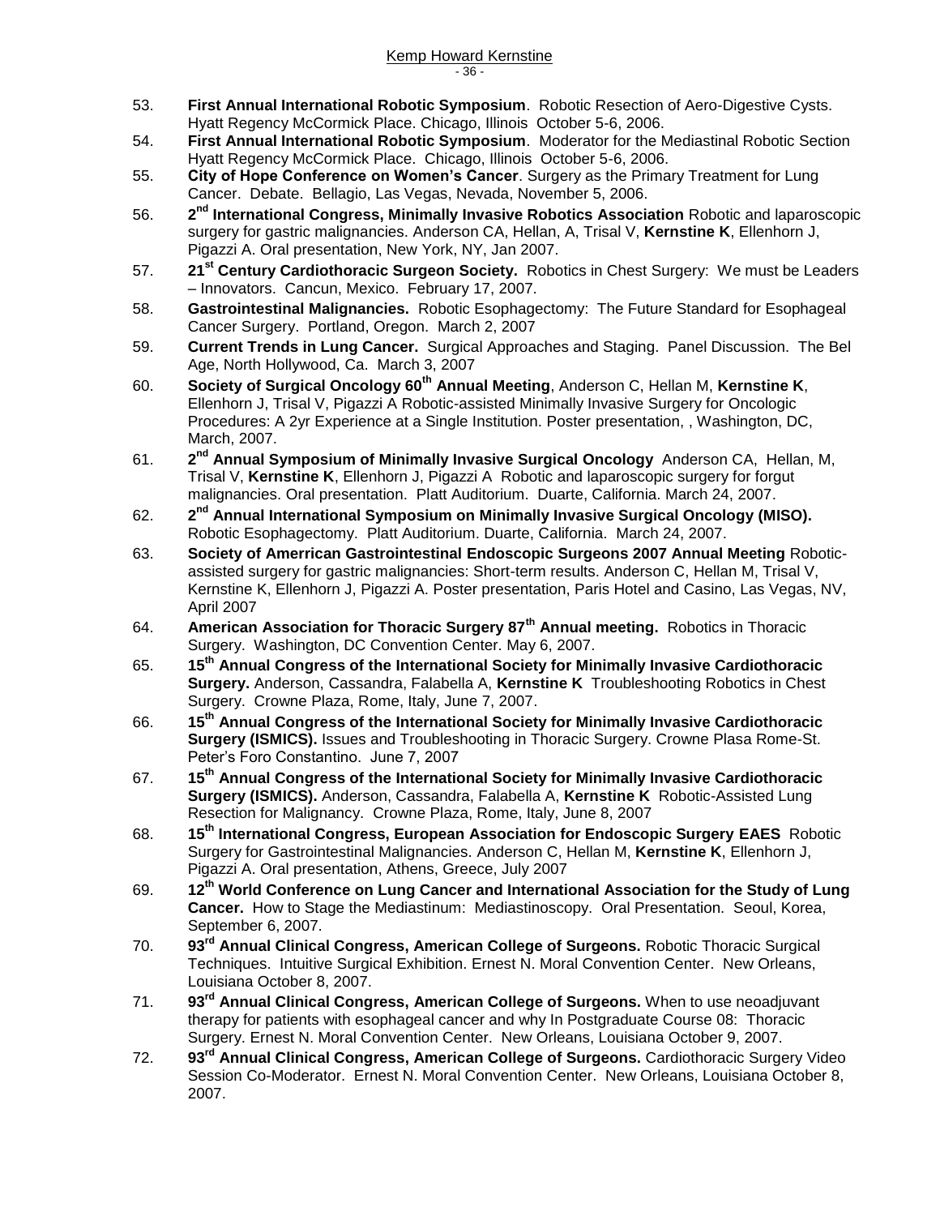53. **First Annual International Robotic Symposium**. Robotic Resection of Aero-Digestive Cysts. Hyatt Regency McCormick Place. Chicago, Illinois October 5-6, 2006.
54. **First Annual International Robotic Symposium**. Moderator for the Mediastinal Robotic Section Hyatt Regency McCormick Place. Chicago, Illinois October 5-6, 2006.
55. **City of Hope Conference on Women's Cancer**. Surgery as the Primary Treatment for Lung Cancer. Debate. Bellagio, Las Vegas, Nevada, November 5, 2006.
56. **2nd International Congress, Minimally Invasive Robotics Association** Robotic and laparoscopic surgery for gastric malignancies. Anderson CA, Hellan, A, Trisal V, **Kernstine K**, Ellenhorn J, Pigazzi A. Oral presentation, New York, NY, Jan 2007.
57. **21st Century Cardiothoracic Surgeon Society.** Robotics in Chest Surgery: We must be Leaders – Innovators. Cancun, Mexico. February 17, 2007.
58. **Gastrointestinal Malignancies.** Robotic Esophagectomy: The Future Standard for Esophageal Cancer Surgery. Portland, Oregon. March 2, 2007
59. **Current Trends in Lung Cancer.** Surgical Approaches and Staging. Panel Discussion. The Bel Age, North Hollywood, Ca. March 3, 2007
60. **Society of Surgical Oncology 60th Annual Meeting**, Anderson C, Hellan M, **Kernstine K**, Ellenhorn J, Trisal V, Pigazzi A Robotic-assisted Minimally Invasive Surgery for Oncologic Procedures: A 2yr Experience at a Single Institution. Poster presentation, , Washington, DC, March, 2007.
61. **2nd Annual Symposium of Minimally Invasive Surgical Oncology** Anderson CA, Hellan, M, Trisal V, **Kernstine K**, Ellenhorn J, Pigazzi A Robotic and laparoscopic surgery for forgut malignancies. Oral presentation. Platt Auditorium. Duarte, California. March 24, 2007.
62. **2nd Annual International Symposium on Minimally Invasive Surgical Oncology (MISO).** Robotic Esophagectomy. Platt Auditorium. Duarte, California. March 24, 2007.
63. **Society of Amerrican Gastrointestinal Endoscopic Surgeons 2007 Annual Meeting** Robotic-assisted surgery for gastric malignancies: Short-term results. Anderson C, Hellan M, Trisal V, Kernstine K, Ellenhorn J, Pigazzi A. Poster presentation, Paris Hotel and Casino, Las Vegas, NV, April 2007
64. **American Association for Thoracic Surgery 87th Annual meeting.** Robotics in Thoracic Surgery. Washington, DC Convention Center. May 6, 2007.
65. **15th Annual Congress of the International Society for Minimally Invasive Cardiothoracic Surgery.** Anderson, Cassandra, Falabella A, **Kernstine K** Troubleshooting Robotics in Chest Surgery. Crowne Plaza, Rome, Italy, June 7, 2007.
66. **15th Annual Congress of the International Society for Minimally Invasive Cardiothoracic Surgery (ISMICS).** Issues and Troubleshooting in Thoracic Surgery. Crowne Plasa Rome-St. Peter's Foro Constantino. June 7, 2007
67. **15th Annual Congress of the International Society for Minimally Invasive Cardiothoracic Surgery (ISMICS).** Anderson, Cassandra, Falabella A, **Kernstine K** Robotic-Assisted Lung Resection for Malignancy. Crowne Plaza, Rome, Italy, June 8, 2007
68. **15th International Congress, European Association for Endoscopic Surgery EAES** Robotic Surgery for Gastrointestinal Malignancies. Anderson C, Hellan M, **Kernstine K**, Ellenhorn J, Pigazzi A. Oral presentation, Athens, Greece, July 2007
69. **12th World Conference on Lung Cancer and International Association for the Study of Lung Cancer.** How to Stage the Mediastinum: Mediastinoscopy. Oral Presentation. Seoul, Korea, September 6, 2007.
70. **93rd Annual Clinical Congress, American College of Surgeons.** Robotic Thoracic Surgical Techniques. Intuitive Surgical Exhibition. Ernest N. Moral Convention Center. New Orleans, Louisiana October 8, 2007.
71. **93rd Annual Clinical Congress, American College of Surgeons.** When to use neoadjuvant therapy for patients with esophageal cancer and why In Postgraduate Course 08: Thoracic Surgery. Ernest N. Moral Convention Center. New Orleans, Louisiana October 9, 2007.
72. **93rd Annual Clinical Congress, American College of Surgeons.** Cardiothoracic Surgery Video Session Co-Moderator. Ernest N. Moral Convention Center. New Orleans, Louisiana October 8, 2007.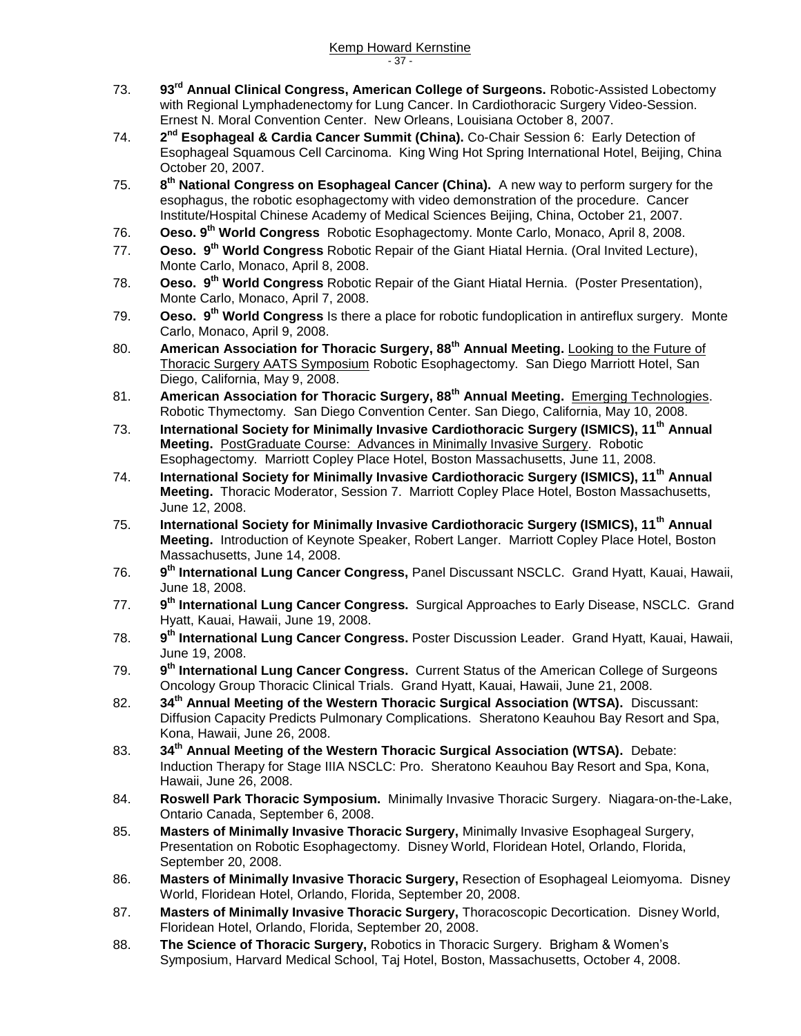73. **93rd Annual Clinical Congress, American College of Surgeons.** Robotic-Assisted Lobectomy with Regional Lymphadenectomy for Lung Cancer. In Cardiothoracic Surgery Video-Session. Ernest N. Moral Convention Center. New Orleans, Louisiana October 8, 2007.
74. **2nd Esophageal & Cardia Cancer Summit (China).** Co-Chair Session 6: Early Detection of Esophageal Squamous Cell Carcinoma. King Wing Hot Spring International Hotel, Beijing, China October 20, 2007.
75. **8th National Congress on Esophageal Cancer (China).** A new way to perform surgery for the esophagus, the robotic esophagectomy with video demonstration of the procedure. Cancer Institute/Hospital Chinese Academy of Medical Sciences Beijing, China, October 21, 2007.
76. **Oeso. 9th World Congress** Robotic Esophagectomy. Monte Carlo, Monaco, April 8, 2008.
77. **Oeso. 9th World Congress** Robotic Repair of the Giant Hiatal Hernia. (Oral Invited Lecture), Monte Carlo, Monaco, April 8, 2008.
78. **Oeso. 9th World Congress** Robotic Repair of the Giant Hiatal Hernia. (Poster Presentation), Monte Carlo, Monaco, April 7, 2008.
79. **Oeso. 9th World Congress** Is there a place for robotic fundoplication in antireflux surgery. Monte Carlo, Monaco, April 9, 2008.
80. **American Association for Thoracic Surgery, 88th Annual Meeting.** <u>Looking to the Future of Thoracic Surgery AATS Symposium</u> Robotic Esophagectomy. San Diego Marriott Hotel, San Diego, California, May 9, 2008.
81. **American Association for Thoracic Surgery, 88th Annual Meeting.** <u>Emerging Technologies</u>. Robotic Thymectomy. San Diego Convention Center. San Diego, California, May 10, 2008.
73. **International Society for Minimally Invasive Cardiothoracic Surgery (ISMICS), 11th Annual Meeting.** <u>PostGraduate Course: Advances in Minimally Invasive Surgery</u>. Robotic Esophagectomy. Marriott Copley Place Hotel, Boston Massachusetts, June 11, 2008.
74. **International Society for Minimally Invasive Cardiothoracic Surgery (ISMICS), 11th Annual Meeting.** Thoracic Moderator, Session 7. Marriott Copley Place Hotel, Boston Massachusetts, June 12, 2008.
75. **International Society for Minimally Invasive Cardiothoracic Surgery (ISMICS), 11th Annual Meeting.** Introduction of Keynote Speaker, Robert Langer. Marriott Copley Place Hotel, Boston Massachusetts, June 14, 2008.
76. **9th International Lung Cancer Congress,** Panel Discussant NSCLC. Grand Hyatt, Kauai, Hawaii, June 18, 2008.
77. **9th International Lung Cancer Congress.** Surgical Approaches to Early Disease, NSCLC. Grand Hyatt, Kauai, Hawaii, June 19, 2008.
78. **9th International Lung Cancer Congress.** Poster Discussion Leader. Grand Hyatt, Kauai, Hawaii, June 19, 2008.
79. **9th International Lung Cancer Congress.** Current Status of the American College of Surgeons Oncology Group Thoracic Clinical Trials. Grand Hyatt, Kauai, Hawaii, June 21, 2008.
82. **34th Annual Meeting of the Western Thoracic Surgical Association (WTSA).** Discussant: Diffusion Capacity Predicts Pulmonary Complications. Sheratono Keauhou Bay Resort and Spa, Kona, Hawaii, June 26, 2008.
83. **34th Annual Meeting of the Western Thoracic Surgical Association (WTSA).** Debate: Induction Therapy for Stage IIIA NSCLC: Pro. Sheratono Keauhou Bay Resort and Spa, Kona, Hawaii, June 26, 2008.
84. **Roswell Park Thoracic Symposium.** Minimally Invasive Thoracic Surgery. Niagara-on-the-Lake, Ontario Canada, September 6, 2008.
85. **Masters of Minimally Invasive Thoracic Surgery,** Minimally Invasive Esophageal Surgery, Presentation on Robotic Esophagectomy. Disney World, Floridean Hotel, Orlando, Florida, September 20, 2008.
86. **Masters of Minimally Invasive Thoracic Surgery,** Resection of Esophageal Leiomyoma. Disney World, Floridean Hotel, Orlando, Florida, September 20, 2008.
87. **Masters of Minimally Invasive Thoracic Surgery,** Thoracoscopic Decortication. Disney World, Floridean Hotel, Orlando, Florida, September 20, 2008.
88. **The Science of Thoracic Surgery,** Robotics in Thoracic Surgery. Brigham & Women's Symposium, Harvard Medical School, Taj Hotel, Boston, Massachusetts, October 4, 2008.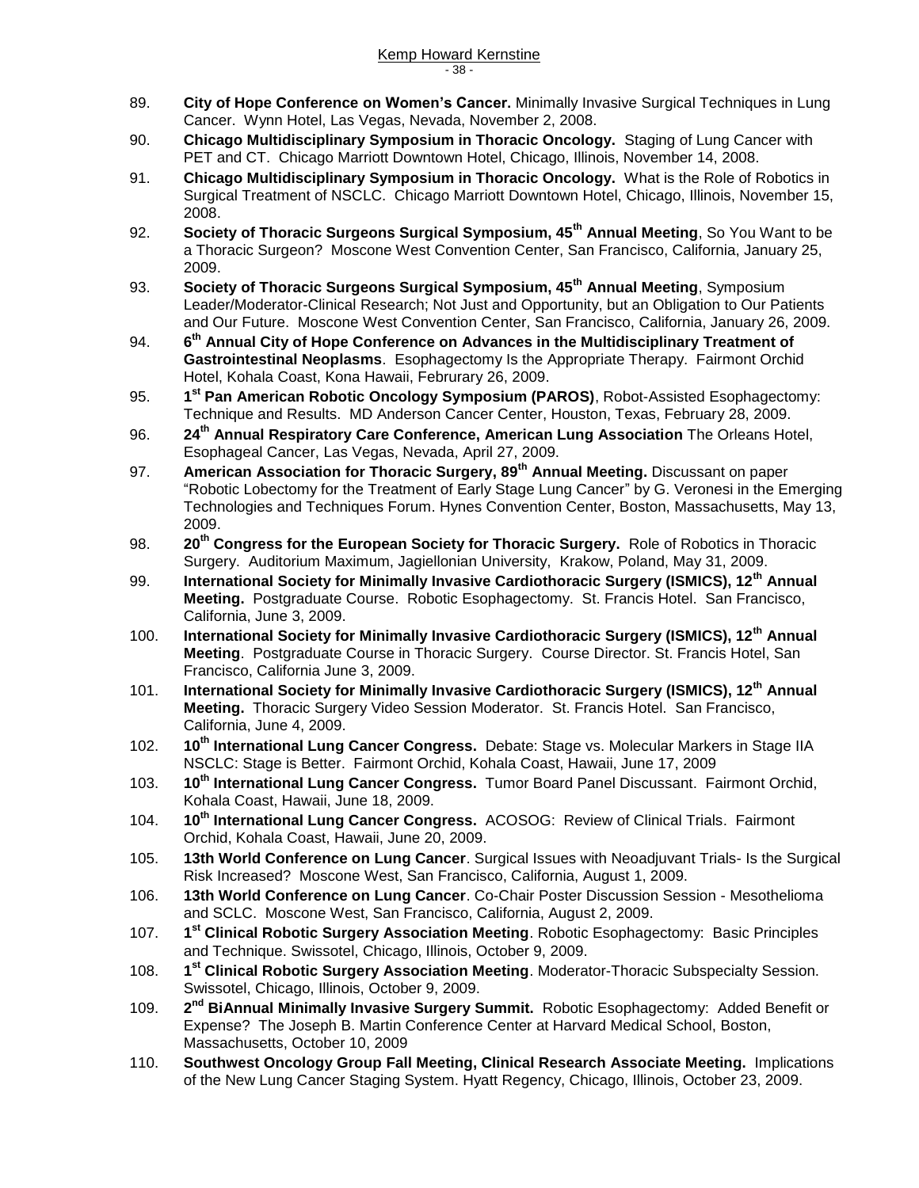89. **City of Hope Conference on Women's Cancer.** Minimally Invasive Surgical Techniques in Lung Cancer. Wynn Hotel, Las Vegas, Nevada, November 2, 2008.

90. **Chicago Multidisciplinary Symposium in Thoracic Oncology.** Staging of Lung Cancer with PET and CT. Chicago Marriott Downtown Hotel, Chicago, Illinois, November 14, 2008.

91. **Chicago Multidisciplinary Symposium in Thoracic Oncology.** What is the Role of Robotics in Surgical Treatment of NSCLC. Chicago Marriott Downtown Hotel, Chicago, Illinois, November 15, 2008.

92. **Society of Thoracic Surgeons Surgical Symposium, 45th Annual Meeting**, So You Want to be a Thoracic Surgeon? Moscone West Convention Center, San Francisco, California, January 25, 2009.

93. **Society of Thoracic Surgeons Surgical Symposium, 45th Annual Meeting**, Symposium Leader/Moderator-Clinical Research; Not Just and Opportunity, but an Obligation to Our Patients and Our Future. Moscone West Convention Center, San Francisco, California, January 26, 2009.

94. **6th Annual City of Hope Conference on Advances in the Multidisciplinary Treatment of Gastrointestinal Neoplasms**. Esophagectomy Is the Appropriate Therapy. Fairmont Orchid Hotel, Kohala Coast, Kona Hawaii, Februrary 26, 2009.

95. **1st Pan American Robotic Oncology Symposium (PAROS)**, Robot-Assisted Esophagectomy: Technique and Results. MD Anderson Cancer Center, Houston, Texas, February 28, 2009.

96. **24th Annual Respiratory Care Conference, American Lung Association** The Orleans Hotel, Esophageal Cancer, Las Vegas, Nevada, April 27, 2009.

97. **American Association for Thoracic Surgery, 89th Annual Meeting.** Discussant on paper "Robotic Lobectomy for the Treatment of Early Stage Lung Cancer" by G. Veronesi in the Emerging Technologies and Techniques Forum. Hynes Convention Center, Boston, Massachusetts, May 13, 2009.

98. **20th Congress for the European Society for Thoracic Surgery.** Role of Robotics in Thoracic Surgery. Auditorium Maximum, Jagiellonian University, Krakow, Poland, May 31, 2009.

99. **International Society for Minimally Invasive Cardiothoracic Surgery (ISMICS), 12th Annual Meeting.** Postgraduate Course. Robotic Esophagectomy. St. Francis Hotel. San Francisco, California, June 3, 2009.

100. **International Society for Minimally Invasive Cardiothoracic Surgery (ISMICS), 12th Annual Meeting**. Postgraduate Course in Thoracic Surgery. Course Director. St. Francis Hotel, San Francisco, California June 3, 2009.

101. **International Society for Minimally Invasive Cardiothoracic Surgery (ISMICS), 12th Annual Meeting.** Thoracic Surgery Video Session Moderator. St. Francis Hotel. San Francisco, California, June 4, 2009.

102. **10th International Lung Cancer Congress.** Debate: Stage vs. Molecular Markers in Stage IIA NSCLC: Stage is Better. Fairmont Orchid, Kohala Coast, Hawaii, June 17, 2009

103. **10th International Lung Cancer Congress.** Tumor Board Panel Discussant. Fairmont Orchid, Kohala Coast, Hawaii, June 18, 2009.

104. **10th International Lung Cancer Congress.** ACOSOG: Review of Clinical Trials. Fairmont Orchid, Kohala Coast, Hawaii, June 20, 2009.

105. **13th World Conference on Lung Cancer**. Surgical Issues with Neoadjuvant Trials- Is the Surgical Risk Increased? Moscone West, San Francisco, California, August 1, 2009.

106. **13th World Conference on Lung Cancer**. Co-Chair Poster Discussion Session - Mesothelioma and SCLC. Moscone West, San Francisco, California, August 2, 2009.

107. **1st Clinical Robotic Surgery Association Meeting**. Robotic Esophagectomy: Basic Principles and Technique. Swissotel, Chicago, Illinois, October 9, 2009.

108. **1st Clinical Robotic Surgery Association Meeting**. Moderator-Thoracic Subspecialty Session. Swissotel, Chicago, Illinois, October 9, 2009.

109. **2nd BiAnnual Minimally Invasive Surgery Summit.** Robotic Esophagectomy: Added Benefit or Expense? The Joseph B. Martin Conference Center at Harvard Medical School, Boston, Massachusetts, October 10, 2009

110. **Southwest Oncology Group Fall Meeting, Clinical Research Associate Meeting.** Implications of the New Lung Cancer Staging System. Hyatt Regency, Chicago, Illinois, October 23, 2009.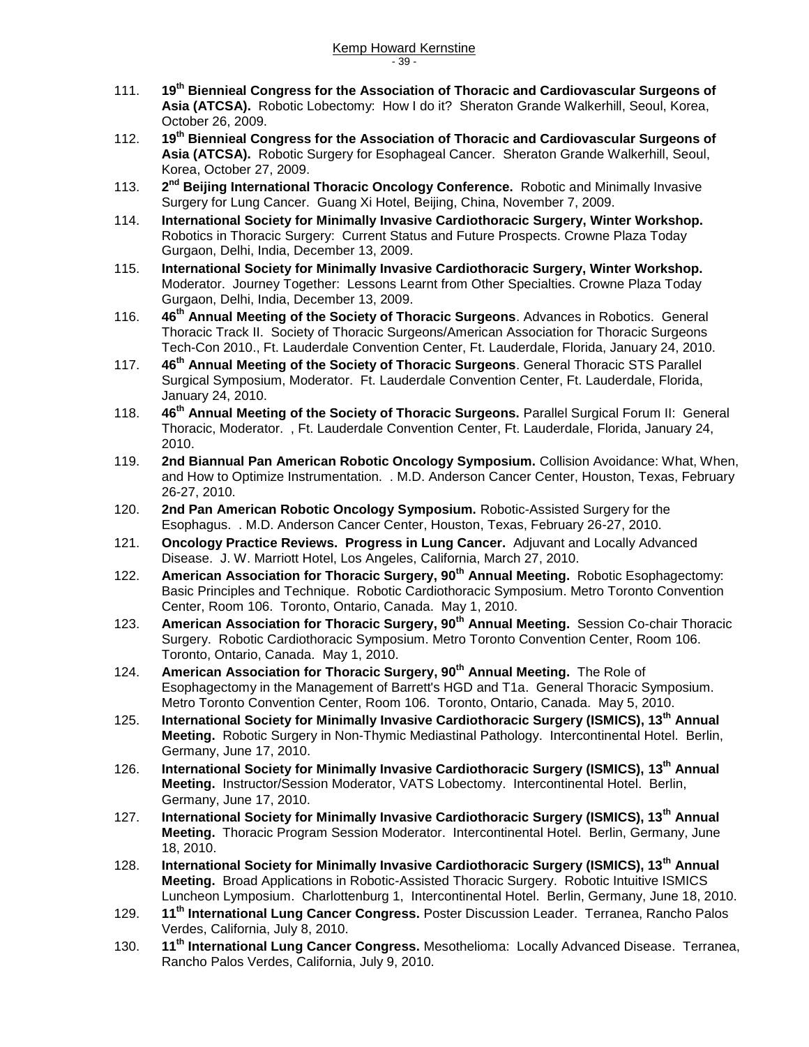111. **19th Biennieal Congress for the Association of Thoracic and Cardiovascular Surgeons of Asia (ATCSA).** Robotic Lobectomy: How I do it? Sheraton Grande Walkerhill, Seoul, Korea, October 26, 2009.
112. **19th Biennieal Congress for the Association of Thoracic and Cardiovascular Surgeons of Asia (ATCSA).** Robotic Surgery for Esophageal Cancer. Sheraton Grande Walkerhill, Seoul, Korea, October 27, 2009.
113. **2nd Beijing International Thoracic Oncology Conference.** Robotic and Minimally Invasive Surgery for Lung Cancer. Guang Xi Hotel, Beijing, China, November 7, 2009.
114. **International Society for Minimally Invasive Cardiothoracic Surgery, Winter Workshop.** Robotics in Thoracic Surgery: Current Status and Future Prospects. Crowne Plaza Today Gurgaon, Delhi, India, December 13, 2009.
115. **International Society for Minimally Invasive Cardiothoracic Surgery, Winter Workshop.** Moderator. Journey Together: Lessons Learnt from Other Specialties. Crowne Plaza Today Gurgaon, Delhi, India, December 13, 2009.
116. **46th Annual Meeting of the Society of Thoracic Surgeons**. Advances in Robotics. General Thoracic Track II. Society of Thoracic Surgeons/American Association for Thoracic Surgeons Tech-Con 2010., Ft. Lauderdale Convention Center, Ft. Lauderdale, Florida, January 24, 2010.
117. **46th Annual Meeting of the Society of Thoracic Surgeons**. General Thoracic STS Parallel Surgical Symposium, Moderator. Ft. Lauderdale Convention Center, Ft. Lauderdale, Florida, January 24, 2010.
118. **46th Annual Meeting of the Society of Thoracic Surgeons.** Parallel Surgical Forum II: General Thoracic, Moderator. , Ft. Lauderdale Convention Center, Ft. Lauderdale, Florida, January 24, 2010.
119. **2nd Biannual Pan American Robotic Oncology Symposium.** Collision Avoidance: What, When, and How to Optimize Instrumentation. . M.D. Anderson Cancer Center, Houston, Texas, February 26-27, 2010.
120. **2nd Pan American Robotic Oncology Symposium.** Robotic-Assisted Surgery for the Esophagus. . M.D. Anderson Cancer Center, Houston, Texas, February 26-27, 2010.
121. **Oncology Practice Reviews. Progress in Lung Cancer.** Adjuvant and Locally Advanced Disease. J. W. Marriott Hotel, Los Angeles, California, March 27, 2010.
122. **American Association for Thoracic Surgery, 90th Annual Meeting.** Robotic Esophagectomy: Basic Principles and Technique. Robotic Cardiothoracic Symposium. Metro Toronto Convention Center, Room 106. Toronto, Ontario, Canada. May 1, 2010.
123. **American Association for Thoracic Surgery, 90th Annual Meeting.** Session Co-chair Thoracic Surgery. Robotic Cardiothoracic Symposium. Metro Toronto Convention Center, Room 106. Toronto, Ontario, Canada. May 1, 2010.
124. **American Association for Thoracic Surgery, 90th Annual Meeting.** The Role of Esophagectomy in the Management of Barrett's HGD and T1a. General Thoracic Symposium. Metro Toronto Convention Center, Room 106. Toronto, Ontario, Canada. May 5, 2010.
125. **International Society for Minimally Invasive Cardiothoracic Surgery (ISMICS), 13th Annual Meeting.** Robotic Surgery in Non-Thymic Mediastinal Pathology. Intercontinental Hotel. Berlin, Germany, June 17, 2010.
126. **International Society for Minimally Invasive Cardiothoracic Surgery (ISMICS), 13th Annual Meeting.** Instructor/Session Moderator, VATS Lobectomy. Intercontinental Hotel. Berlin, Germany, June 17, 2010.
127. **International Society for Minimally Invasive Cardiothoracic Surgery (ISMICS), 13th Annual Meeting.** Thoracic Program Session Moderator. Intercontinental Hotel. Berlin, Germany, June 18, 2010.
128. **International Society for Minimally Invasive Cardiothoracic Surgery (ISMICS), 13th Annual Meeting.** Broad Applications in Robotic-Assisted Thoracic Surgery. Robotic Intuitive ISMICS Luncheon Lymposium. Charlottenburg 1, Intercontinental Hotel. Berlin, Germany, June 18, 2010.
129. **11th International Lung Cancer Congress.** Poster Discussion Leader. Terranea, Rancho Palos Verdes, California, July 8, 2010.
130. **11th International Lung Cancer Congress.** Mesothelioma: Locally Advanced Disease. Terranea, Rancho Palos Verdes, California, July 9, 2010.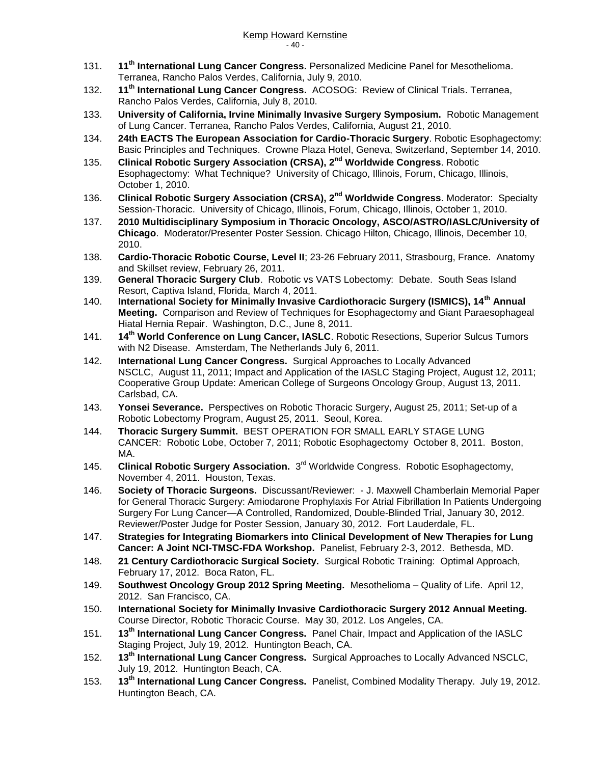131. **11th International Lung Cancer Congress.** Personalized Medicine Panel for Mesothelioma. Terranea, Rancho Palos Verdes, California, July 9, 2010.
132. **11th International Lung Cancer Congress.** ACOSOG: Review of Clinical Trials. Terranea, Rancho Palos Verdes, California, July 8, 2010.
133. **University of California, Irvine Minimally Invasive Surgery Symposium.** Robotic Management of Lung Cancer. Terranea, Rancho Palos Verdes, California, August 21, 2010.
134. **24th EACTS The European Association for Cardio-Thoracic Surgery**. Robotic Esophagectomy: Basic Principles and Techniques. Crowne Plaza Hotel, Geneva, Switzerland, September 14, 2010.
135. **Clinical Robotic Surgery Association (CRSA), 2nd Worldwide Congress**. Robotic Esophagectomy: What Technique? University of Chicago, Illinois, Forum, Chicago, Illinois, October 1, 2010.
136. **Clinical Robotic Surgery Association (CRSA), 2nd Worldwide Congress**. Moderator: Specialty Session-Thoracic. University of Chicago, Illinois, Forum, Chicago, Illinois, October 1, 2010.
137. **2010 Multidisciplinary Symposium in Thoracic Oncology, ASCO/ASTRO/IASLC/University of Chicago**. Moderator/Presenter Poster Session. Chicago Hilton, Chicago, Illinois, December 10, 2010.
138. **Cardio-Thoracic Robotic Course, Level II**; 23-26 February 2011, Strasbourg, France. Anatomy and Skillset review, February 26, 2011.
139. **General Thoracic Surgery Club**. Robotic vs VATS Lobectomy: Debate. South Seas Island Resort, Captiva Island, Florida, March 4, 2011.
140. **International Society for Minimally Invasive Cardiothoracic Surgery (ISMICS), 14th Annual Meeting.** Comparison and Review of Techniques for Esophagectomy and Giant Paraesophageal Hiatal Hernia Repair. Washington, D.C., June 8, 2011.
141. **14th World Conference on Lung Cancer, IASLC**. Robotic Resections, Superior Sulcus Tumors with N2 Disease. Amsterdam, The Netherlands July 6, 2011.
142. **International Lung Cancer Congress.** Surgical Approaches to Locally Advanced NSCLC, August 11, 2011; Impact and Application of the IASLC Staging Project, August 12, 2011; Cooperative Group Update: American College of Surgeons Oncology Group, August 13, 2011. Carlsbad, CA.
143. **Yonsei Severance.** Perspectives on Robotic Thoracic Surgery, August 25, 2011; Set-up of a Robotic Lobectomy Program, August 25, 2011. Seoul, Korea.
144. **Thoracic Surgery Summit.** BEST OPERATION FOR SMALL EARLY STAGE LUNG CANCER: Robotic Lobe, October 7, 2011; Robotic Esophagectomy October 8, 2011. Boston, MA.
145. **Clinical Robotic Surgery Association.** 3rd Worldwide Congress. Robotic Esophagectomy, November 4, 2011. Houston, Texas.
146. **Society of Thoracic Surgeons.** Discussant/Reviewer: - J. Maxwell Chamberlain Memorial Paper for General Thoracic Surgery: Amiodarone Prophylaxis For Atrial Fibrillation In Patients Undergoing Surgery For Lung Cancer—A Controlled, Randomized, Double-Blinded Trial, January 30, 2012. Reviewer/Poster Judge for Poster Session, January 30, 2012. Fort Lauderdale, FL.
147. **Strategies for Integrating Biomarkers into Clinical Development of New Therapies for Lung Cancer: A Joint NCI-TMSC-FDA Workshop.** Panelist, February 2-3, 2012. Bethesda, MD.
148. **21 Century Cardiothoracic Surgical Society.** Surgical Robotic Training: Optimal Approach, February 17, 2012. Boca Raton, FL.
149. **Southwest Oncology Group 2012 Spring Meeting.** Mesothelioma – Quality of Life. April 12, 2012. San Francisco, CA.
150. **International Society for Minimally Invasive Cardiothoracic Surgery 2012 Annual Meeting.** Course Director, Robotic Thoracic Course. May 30, 2012. Los Angeles, CA.
151. **13th International Lung Cancer Congress.** Panel Chair, Impact and Application of the IASLC Staging Project, July 19, 2012. Huntington Beach, CA.
152. **13th International Lung Cancer Congress.** Surgical Approaches to Locally Advanced NSCLC, July 19, 2012. Huntington Beach, CA.
153. **13th International Lung Cancer Congress.** Panelist, Combined Modality Therapy. July 19, 2012. Huntington Beach, CA.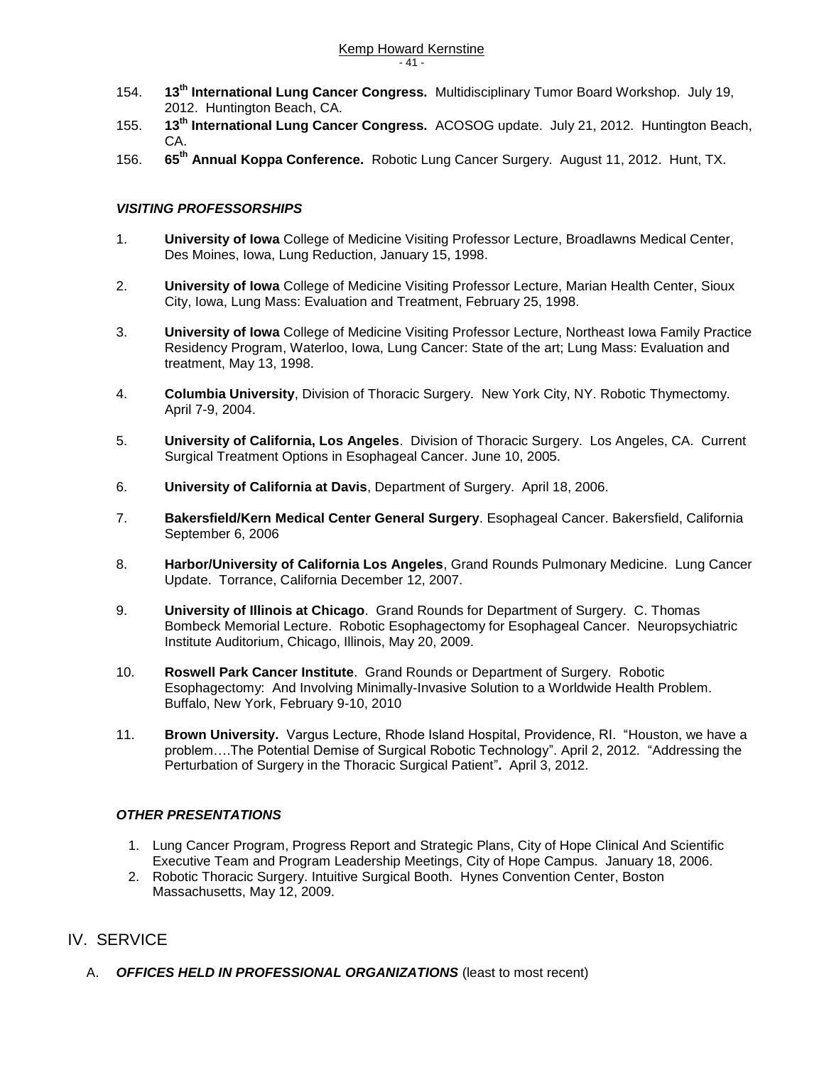154. **13th International Lung Cancer Congress.** Multidisciplinary Tumor Board Workshop. July 19, 2012. Huntington Beach, CA.
155. **13th International Lung Cancer Congress.** ACOSOG update. July 21, 2012. Huntington Beach, CA.
156. **65th Annual Koppa Conference.** Robotic Lung Cancer Surgery. August 11, 2012. Hunt, TX.

### *VISITING PROFESSORSHIPS*

1. **University of Iowa** College of Medicine Visiting Professor Lecture, Broadlawns Medical Center, Des Moines, Iowa, Lung Reduction, January 15, 1998.

2. **University of Iowa** College of Medicine Visiting Professor Lecture, Marian Health Center, Sioux City, Iowa, Lung Mass: Evaluation and Treatment, February 25, 1998.

3. **University of Iowa** College of Medicine Visiting Professor Lecture, Northeast Iowa Family Practice Residency Program, Waterloo, Iowa, Lung Cancer: State of the art; Lung Mass: Evaluation and treatment, May 13, 1998.

4. **Columbia University**, Division of Thoracic Surgery. New York City, NY. Robotic Thymectomy. April 7-9, 2004.

5. **University of California, Los Angeles**. Division of Thoracic Surgery. Los Angeles, CA. Current Surgical Treatment Options in Esophageal Cancer. June 10, 2005.

6. **University of California at Davis**, Department of Surgery. April 18, 2006.

7. **Bakersfield/Kern Medical Center General Surgery**. Esophageal Cancer. Bakersfield, California September 6, 2006

8. **Harbor/University of California Los Angeles**, Grand Rounds Pulmonary Medicine. Lung Cancer Update. Torrance, California December 12, 2007.

9. **University of Illinois at Chicago**. Grand Rounds for Department of Surgery. C. Thomas Bombeck Memorial Lecture. Robotic Esophagectomy for Esophageal Cancer. Neuropsychiatric Institute Auditorium, Chicago, Illinois, May 20, 2009.

10. **Roswell Park Cancer Institute**. Grand Rounds or Department of Surgery. Robotic Esophagectomy: And Involving Minimally-Invasive Solution to a Worldwide Health Problem. Buffalo, New York, February 9-10, 2010

11. **Brown University.** Vargus Lecture, Rhode Island Hospital, Providence, RI. "Houston, we have a problem….The Potential Demise of Surgical Robotic Technology". April 2, 2012. "Addressing the Perturbation of Surgery in the Thoracic Surgical Patient"**.** April 3, 2012.

### *OTHER PRESENTATIONS*

1. Lung Cancer Program, Progress Report and Strategic Plans, City of Hope Clinical And Scientific Executive Team and Program Leadership Meetings, City of Hope Campus. January 18, 2006.
2. Robotic Thoracic Surgery. Intuitive Surgical Booth. Hynes Convention Center, Boston Massachusetts, May 12, 2009.

## IV. SERVICE

A. ***OFFICES HELD IN PROFESSIONAL ORGANIZATIONS*** (least to most recent)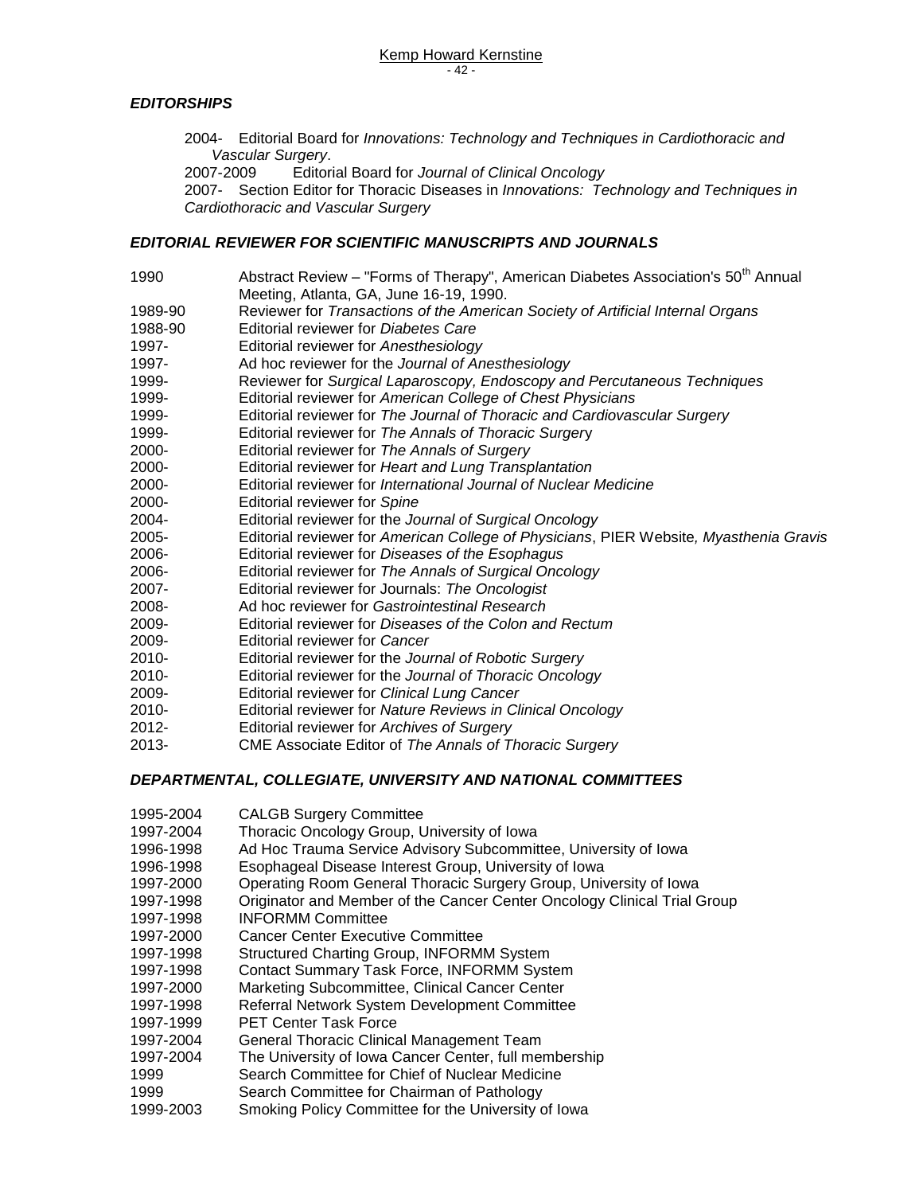### *EDITORSHIPS*

2004- Editorial Board for *Innovations: Technology and Techniques in Cardiothoracic and Vascular Surgery*.
2007-2009 Editorial Board for *Journal of Clinical Oncology*
2007- Section Editor for Thoracic Diseases in *Innovations: Technology and Techniques in Cardiothoracic and Vascular Surgery*

### *EDITORIAL REVIEWER FOR SCIENTIFIC MANUSCRIPTS AND JOURNALS*

1990 Abstract Review – "Forms of Therapy", American Diabetes Association's 50th Annual Meeting, Atlanta, GA, June 16-19, 1990.
1989-90 Reviewer for *Transactions of the American Society of Artificial Internal Organs*
1988-90 Editorial reviewer for *Diabetes Care*
1997- Editorial reviewer for *Anesthesiology*
1997- Ad hoc reviewer for the *Journal of Anesthesiology*
1999- Reviewer for *Surgical Laparoscopy, Endoscopy and Percutaneous Techniques*
1999- Editorial reviewer for *American College of Chest Physicians*
1999- Editorial reviewer for *The Journal of Thoracic and Cardiovascular Surgery*
1999- Editorial reviewer for *The Annals of Thoracic Surgery*
2000- Editorial reviewer for *The Annals of Surgery*
2000- Editorial reviewer for *Heart and Lung Transplantation*
2000- Editorial reviewer for *International Journal of Nuclear Medicine*
2000- Editorial reviewer for *Spine*
2004- Editorial reviewer for the *Journal of Surgical Oncology*
2005- Editorial reviewer for *American College of Physicians*, PIER Website*, Myasthenia Gravis*
2006- Editorial reviewer for *Diseases of the Esophagus*
2006- Editorial reviewer for *The Annals of Surgical Oncology*
2007- Editorial reviewer for Journals: *The Oncologist*
2008- Ad hoc reviewer for *Gastrointestinal Research*
2009- Editorial reviewer for *Diseases of the Colon and Rectum*
2009- Editorial reviewer for *Cancer*
2010- Editorial reviewer for the *Journal of Robotic Surgery*
2010- Editorial reviewer for the *Journal of Thoracic Oncology*
2009- Editorial reviewer for *Clinical Lung Cancer*
2010- Editorial reviewer for *Nature Reviews in Clinical Oncology*
2012- Editorial reviewer for *Archives of Surgery*
2013- CME Associate Editor of *The Annals of Thoracic Surgery*

### *DEPARTMENTAL, COLLEGIATE, UNIVERSITY AND NATIONAL COMMITTEES*

1995-2004 CALGB Surgery Committee
1997-2004 Thoracic Oncology Group, University of Iowa
1996-1998 Ad Hoc Trauma Service Advisory Subcommittee, University of Iowa
1996-1998 Esophageal Disease Interest Group, University of Iowa
1997-2000 Operating Room General Thoracic Surgery Group, University of Iowa
1997-1998 Originator and Member of the Cancer Center Oncology Clinical Trial Group
1997-1998 INFORMM Committee
1997-2000 Cancer Center Executive Committee
1997-1998 Structured Charting Group, INFORMM System
1997-1998 Contact Summary Task Force, INFORMM System
1997-2000 Marketing Subcommittee, Clinical Cancer Center
1997-1998 Referral Network System Development Committee
1997-1999 PET Center Task Force
1997-2004 General Thoracic Clinical Management Team
1997-2004 The University of Iowa Cancer Center, full membership
1999 Search Committee for Chief of Nuclear Medicine
1999 Search Committee for Chairman of Pathology
1999-2003 Smoking Policy Committee for the University of Iowa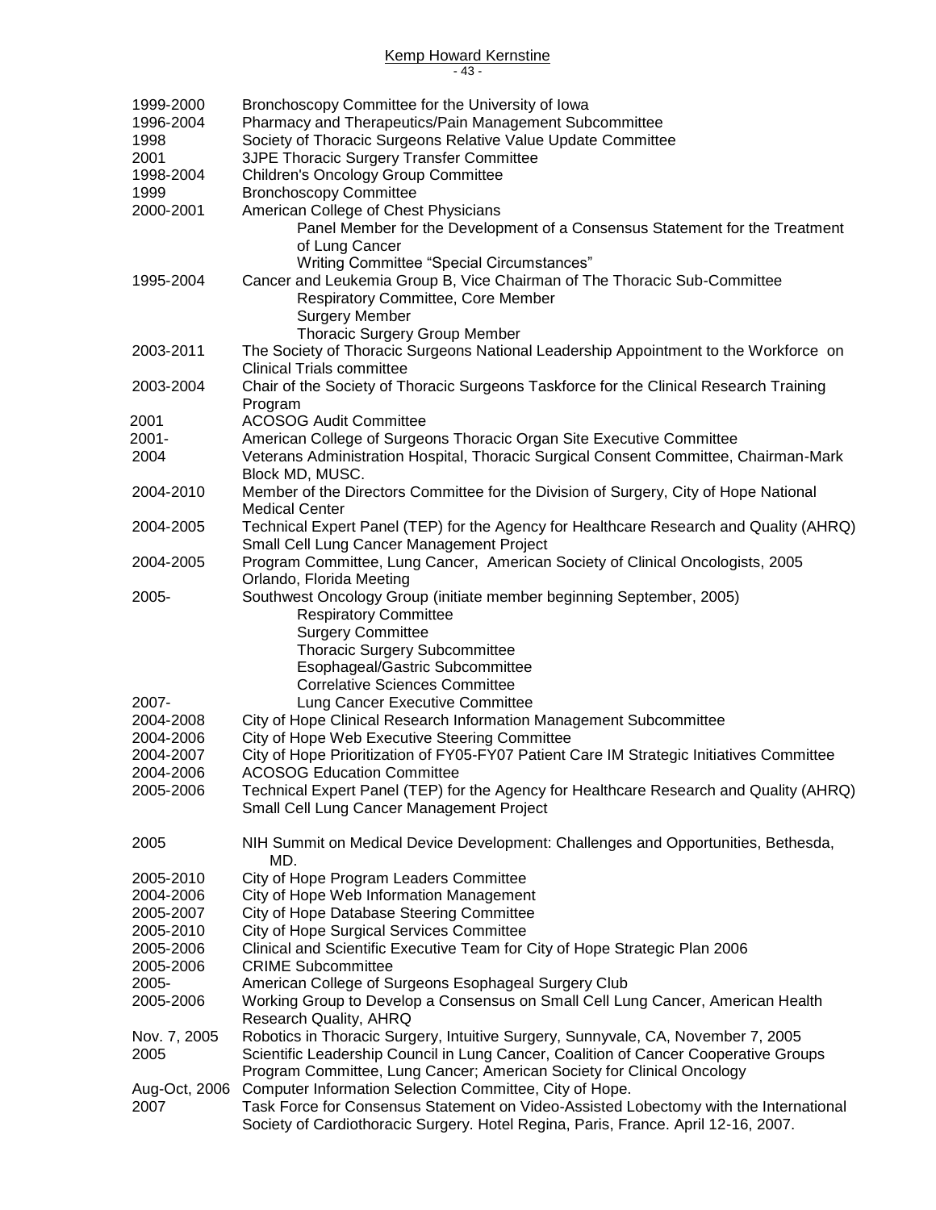| | |
|---|---|
| 1999-2000 | Bronchoscopy Committee for the University of Iowa |
| 1996-2004 | Pharmacy and Therapeutics/Pain Management Subcommittee |
| 1998 | Society of Thoracic Surgeons Relative Value Update Committee |
| 2001 | 3JPE Thoracic Surgery Transfer Committee |
| 1998-2004 | Children's Oncology Group Committee |
| 1999 | Bronchoscopy Committee |
| 2000-2001 | American College of Chest Physicians<br>Panel Member for the Development of a Consensus Statement for the Treatment of Lung Cancer<br>Writing Committee "Special Circumstances" |
| 1995-2004 | Cancer and Leukemia Group B, Vice Chairman of The Thoracic Sub-Committee<br>Respiratory Committee, Core Member<br>Surgery Member<br>Thoracic Surgery Group Member |
| 2003-2011 | The Society of Thoracic Surgeons National Leadership Appointment to the Workforce on Clinical Trials committee |
| 2003-2004 | Chair of the Society of Thoracic Surgeons Taskforce for the Clinical Research Training Program |
| 2001 | ACOSOG Audit Committee |
| 2001- | American College of Surgeons Thoracic Organ Site Executive Committee |
| 2004 | Veterans Administration Hospital, Thoracic Surgical Consent Committee, Chairman-Mark Block MD, MUSC. |
| 2004-2010 | Member of the Directors Committee for the Division of Surgery, City of Hope National Medical Center |
| 2004-2005 | Technical Expert Panel (TEP) for the Agency for Healthcare Research and Quality (AHRQ) Small Cell Lung Cancer Management Project |
| 2004-2005 | Program Committee, Lung Cancer, American Society of Clinical Oncologists, 2005 Orlando, Florida Meeting |
| 2005- | Southwest Oncology Group (initiate member beginning September, 2005)<br>Respiratory Committee<br>Surgery Committee<br>Thoracic Surgery Subcommittee<br>Esophageal/Gastric Subcommittee<br>Correlative Sciences Committee |
| 2007- | Lung Cancer Executive Committee |
| 2004-2008 | City of Hope Clinical Research Information Management Subcommittee |
| 2004-2006 | City of Hope Web Executive Steering Committee |
| 2004-2007 | City of Hope Prioritization of FY05-FY07 Patient Care IM Strategic Initiatives Committee |
| 2004-2006 | ACOSOG Education Committee |
| 2005-2006 | Technical Expert Panel (TEP) for the Agency for Healthcare Research and Quality (AHRQ) Small Cell Lung Cancer Management Project |
| 2005 | NIH Summit on Medical Device Development: Challenges and Opportunities, Bethesda, MD. |
| 2005-2010 | City of Hope Program Leaders Committee |
| 2004-2006 | City of Hope Web Information Management |
| 2005-2007 | City of Hope Database Steering Committee |
| 2005-2010 | City of Hope Surgical Services Committee |
| 2005-2006 | Clinical and Scientific Executive Team for City of Hope Strategic Plan 2006 |
| 2005-2006 | CRIME Subcommittee |
| 2005- | American College of Surgeons Esophageal Surgery Club |
| 2005-2006 | Working Group to Develop a Consensus on Small Cell Lung Cancer, American Health Research Quality, AHRQ |
| Nov. 7, 2005 | Robotics in Thoracic Surgery, Intuitive Surgery, Sunnyvale, CA, November 7, 2005 |
| 2005 | Scientific Leadership Council in Lung Cancer, Coalition of Cancer Cooperative Groups<br>Program Committee, Lung Cancer; American Society for Clinical Oncology |
| Aug-Oct, 2006 | Computer Information Selection Committee, City of Hope. |
| 2007 | Task Force for Consensus Statement on Video-Assisted Lobectomy with the International Society of Cardiothoracic Surgery. Hotel Regina, Paris, France. April 12-16, 2007. |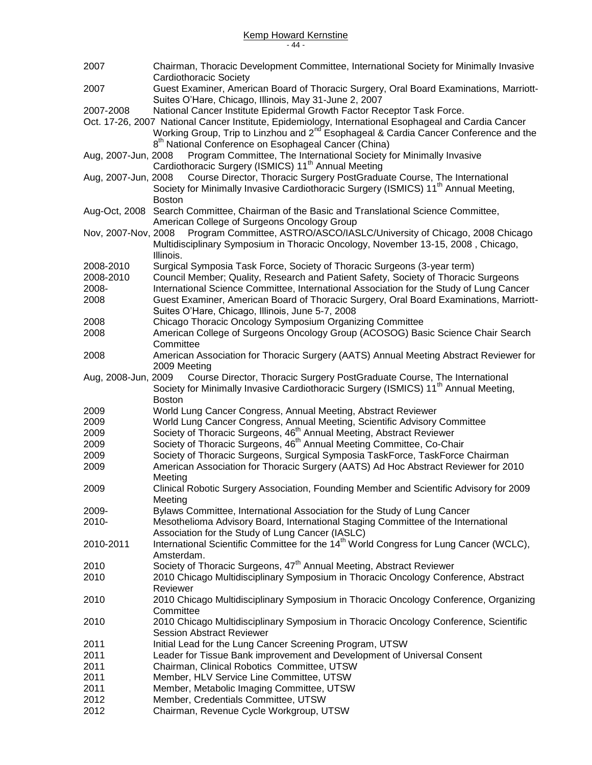| | |
|---|---|
| 2007 | Chairman, Thoracic Development Committee, International Society for Minimally Invasive Cardiothoracic Society |
| 2007 | Guest Examiner, American Board of Thoracic Surgery, Oral Board Examinations, Marriott-Suites O'Hare, Chicago, Illinois, May 31-June 2, 2007 |
| 2007-2008 | National Cancer Institute Epidermal Growth Factor Receptor Task Force. |
| Oct. 17-26, 2007 | National Cancer Institute, Epidemiology, International Esophageal and Cardia Cancer Working Group, Trip to Linzhou and 2nd Esophageal & Cardia Cancer Conference and the 8th National Conference on Esophageal Cancer (China) |
| Aug, 2007-Jun, 2008 | Program Committee, The International Society for Minimally Invasive Cardiothoracic Surgery (ISMICS) 11th Annual Meeting |
| Aug, 2007-Jun, 2008 | Course Director, Thoracic Surgery PostGraduate Course, The International Society for Minimally Invasive Cardiothoracic Surgery (ISMICS) 11th Annual Meeting, Boston |
| Aug-Oct, 2008 | Search Committee, Chairman of the Basic and Translational Science Committee, American College of Surgeons Oncology Group |
| Nov, 2007-Nov, 2008 | Program Committee, ASTRO/ASCO/IASLC/University of Chicago, 2008 Chicago Multidisciplinary Symposium in Thoracic Oncology, November 13-15, 2008 , Chicago, Illinois. |
| 2008-2010 | Surgical Symposia Task Force, Society of Thoracic Surgeons (3-year term) |
| 2008-2010 | Council Member; Quality, Research and Patient Safety, Society of Thoracic Surgeons |
| 2008- | International Science Committee, International Association for the Study of Lung Cancer |
| 2008 | Guest Examiner, American Board of Thoracic Surgery, Oral Board Examinations, Marriott-Suites O'Hare, Chicago, Illinois, June 5-7, 2008 |
| 2008 | Chicago Thoracic Oncology Symposium Organizing Committee |
| 2008 | American College of Surgeons Oncology Group (ACOSOG) Basic Science Chair Search Committee |
| 2008 | American Association for Thoracic Surgery (AATS) Annual Meeting Abstract Reviewer for 2009 Meeting |
| Aug, 2008-Jun, 2009 | Course Director, Thoracic Surgery PostGraduate Course, The International Society for Minimally Invasive Cardiothoracic Surgery (ISMICS) 11th Annual Meeting, Boston |
| 2009 | World Lung Cancer Congress, Annual Meeting, Abstract Reviewer |
| 2009 | World Lung Cancer Congress, Annual Meeting, Scientific Advisory Committee |
| 2009 | Society of Thoracic Surgeons, 46th Annual Meeting, Abstract Reviewer |
| 2009 | Society of Thoracic Surgeons, 46th Annual Meeting Committee, Co-Chair |
| 2009 | Society of Thoracic Surgeons, Surgical Symposia TaskForce, TaskForce Chairman |
| 2009 | American Association for Thoracic Surgery (AATS) Ad Hoc Abstract Reviewer for 2010 Meeting |
| 2009 | Clinical Robotic Surgery Association, Founding Member and Scientific Advisory for 2009 Meeting |
| 2009- | Bylaws Committee, International Association for the Study of Lung Cancer |
| 2010- | Mesothelioma Advisory Board, International Staging Committee of the International Association for the Study of Lung Cancer (IASLC) |
| 2010-2011 | International Scientific Committee for the 14th World Congress for Lung Cancer (WCLC), Amsterdam. |
| 2010 | Society of Thoracic Surgeons, 47th Annual Meeting, Abstract Reviewer |
| 2010 | 2010 Chicago Multidisciplinary Symposium in Thoracic Oncology Conference, Abstract Reviewer |
| 2010 | 2010 Chicago Multidisciplinary Symposium in Thoracic Oncology Conference, Organizing Committee |
| 2010 | 2010 Chicago Multidisciplinary Symposium in Thoracic Oncology Conference, Scientific Session Abstract Reviewer |
| 2011 | Initial Lead for the Lung Cancer Screening Program, UTSW |
| 2011 | Leader for Tissue Bank improvement and Development of Universal Consent |
| 2011 | Chairman, Clinical Robotics Committee, UTSW |
| 2011 | Member, HLV Service Line Committee, UTSW |
| 2011 | Member, Metabolic Imaging Committee, UTSW |
| 2012 | Member, Credentials Committee, UTSW |
| 2012 | Chairman, Revenue Cycle Workgroup, UTSW |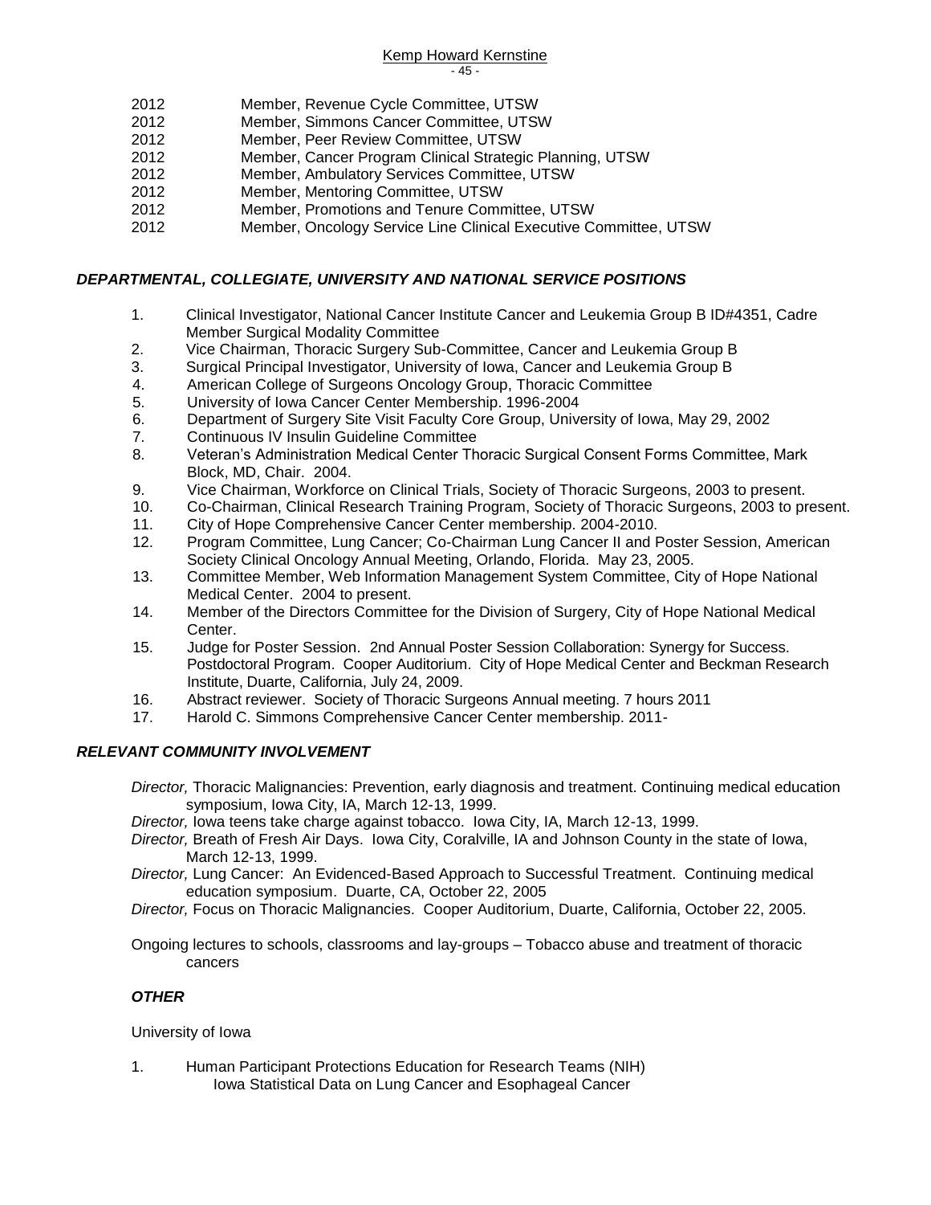2012 Member, Revenue Cycle Committee, UTSW
2012 Member, Simmons Cancer Committee, UTSW
2012 Member, Peer Review Committee, UTSW
2012 Member, Cancer Program Clinical Strategic Planning, UTSW
2012 Member, Ambulatory Services Committee, UTSW
2012 Member, Mentoring Committee, UTSW
2012 Member, Promotions and Tenure Committee, UTSW
2012 Member, Oncology Service Line Clinical Executive Committee, UTSW

### *DEPARTMENTAL, COLLEGIATE, UNIVERSITY AND NATIONAL SERVICE POSITIONS*

1. Clinical Investigator, National Cancer Institute Cancer and Leukemia Group B ID#4351, Cadre Member Surgical Modality Committee
2. Vice Chairman, Thoracic Surgery Sub-Committee, Cancer and Leukemia Group B
3. Surgical Principal Investigator, University of Iowa, Cancer and Leukemia Group B
4. American College of Surgeons Oncology Group, Thoracic Committee
5. University of Iowa Cancer Center Membership. 1996-2004
6. Department of Surgery Site Visit Faculty Core Group, University of Iowa, May 29, 2002
7. Continuous IV Insulin Guideline Committee
8. Veteran's Administration Medical Center Thoracic Surgical Consent Forms Committee, Mark Block, MD, Chair. 2004.
9. Vice Chairman, Workforce on Clinical Trials, Society of Thoracic Surgeons, 2003 to present.
10. Co-Chairman, Clinical Research Training Program, Society of Thoracic Surgeons, 2003 to present.
11. City of Hope Comprehensive Cancer Center membership. 2004-2010.
12. Program Committee, Lung Cancer; Co-Chairman Lung Cancer II and Poster Session, American Society Clinical Oncology Annual Meeting, Orlando, Florida. May 23, 2005.
13. Committee Member, Web Information Management System Committee, City of Hope National Medical Center. 2004 to present.
14. Member of the Directors Committee for the Division of Surgery, City of Hope National Medical Center.
15. Judge for Poster Session. 2nd Annual Poster Session Collaboration: Synergy for Success. Postdoctoral Program. Cooper Auditorium. City of Hope Medical Center and Beckman Research Institute, Duarte, California, July 24, 2009.
16. Abstract reviewer. Society of Thoracic Surgeons Annual meeting. 7 hours 2011
17. Harold C. Simmons Comprehensive Cancer Center membership. 2011-

### *RELEVANT COMMUNITY INVOLVEMENT*

*Director,* Thoracic Malignancies: Prevention, early diagnosis and treatment. Continuing medical education symposium, Iowa City, IA, March 12-13, 1999.

*Director,* Iowa teens take charge against tobacco. Iowa City, IA, March 12-13, 1999.

*Director,* Breath of Fresh Air Days. Iowa City, Coralville, IA and Johnson County in the state of Iowa, March 12-13, 1999.

*Director,* Lung Cancer: An Evidenced-Based Approach to Successful Treatment. Continuing medical education symposium. Duarte, CA, October 22, 2005

*Director,* Focus on Thoracic Malignancies. Cooper Auditorium, Duarte, California, October 22, 2005.

Ongoing lectures to schools, classrooms and lay-groups – Tobacco abuse and treatment of thoracic cancers

### *OTHER*

University of Iowa

1. Human Participant Protections Education for Research Teams (NIH)
   Iowa Statistical Data on Lung Cancer and Esophageal Cancer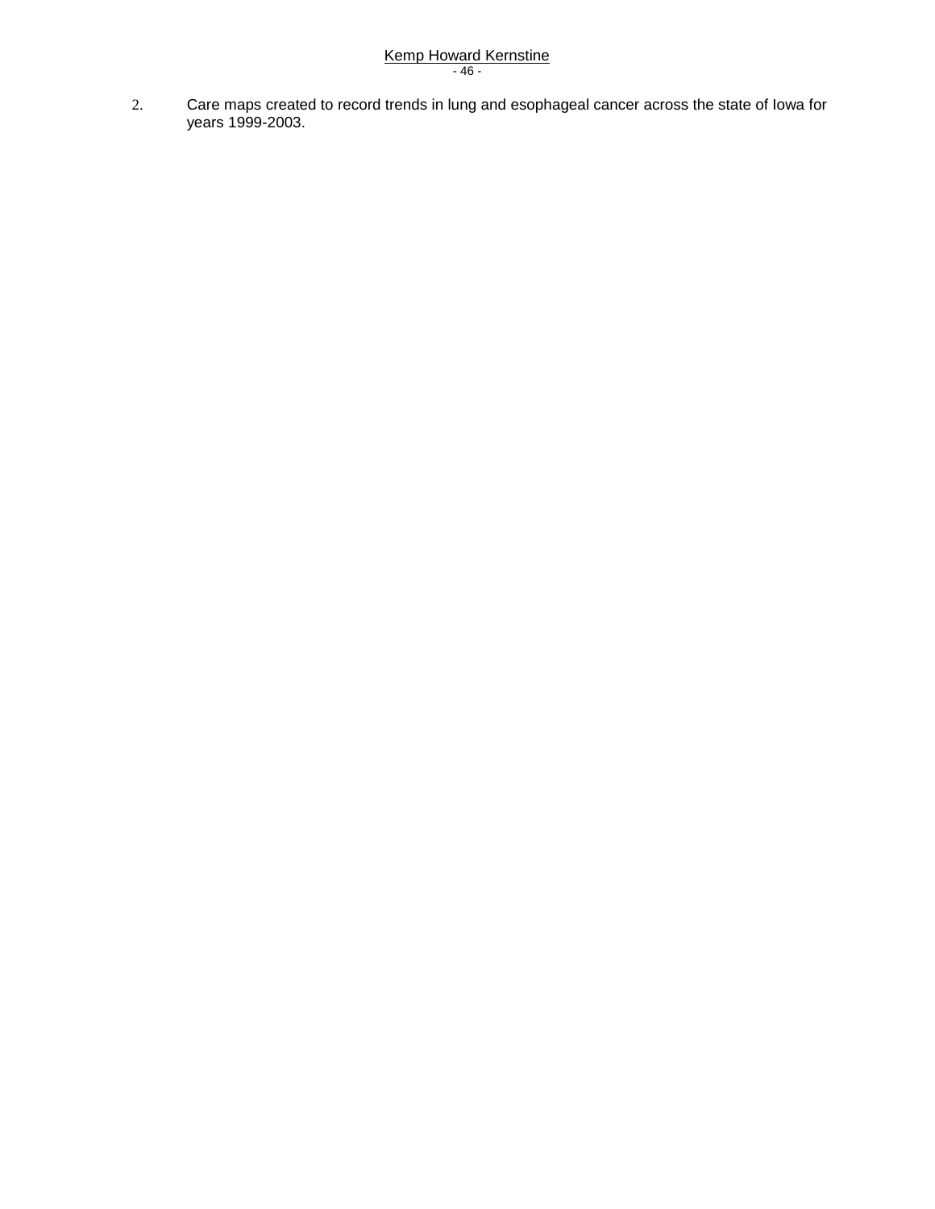2. Care maps created to record trends in lung and esophageal cancer across the state of Iowa for years 1999-2003.